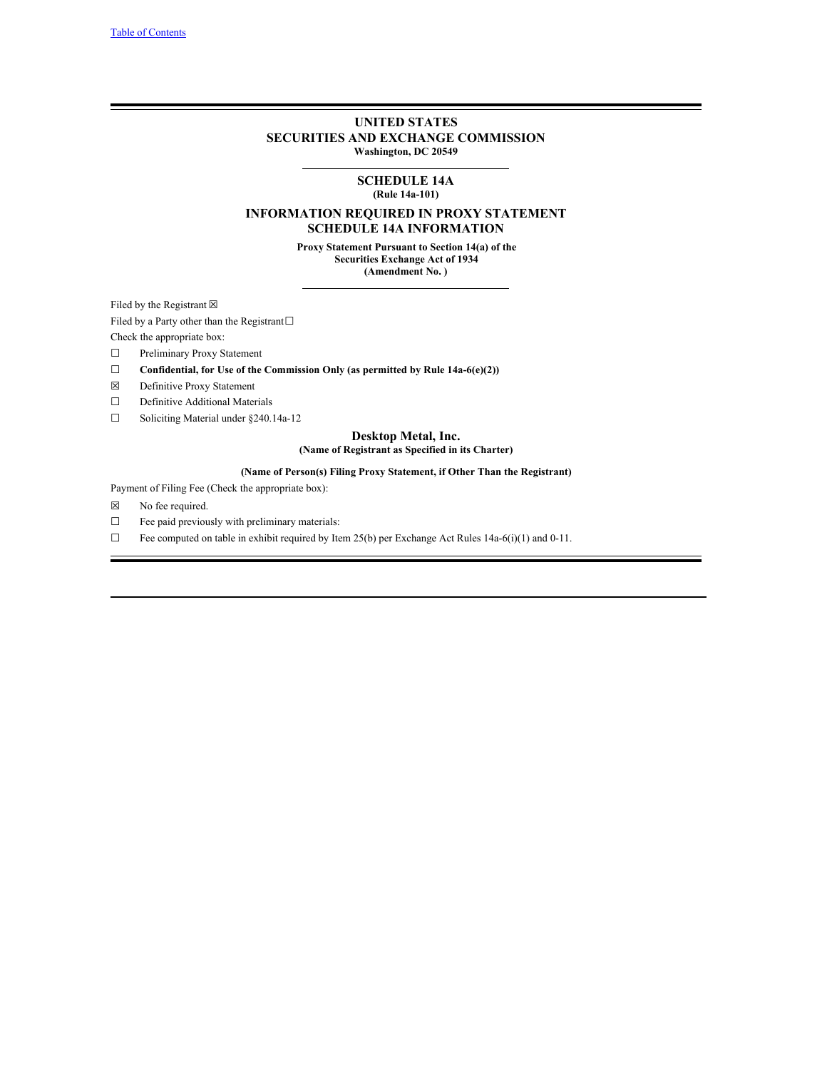[Table of Contents]

# UNITED STATES
# SECURITIES AND EXCHANGE COMMISSION
**Washington, DC 20549**

## SCHEDULE 14A
**(Rule 14a-101)**

## INFORMATION REQUIRED IN PROXY STATEMENT
## SCHEDULE 14A INFORMATION

**Proxy Statement Pursuant to Section 14(a) of the Securities Exchange Act of 1934**
**(Amendment No. )**

Filed by the Registrant ☒

Filed by a Party other than the Registrant ☐

Check the appropriate box:

☐ Preliminary Proxy Statement

☐ **Confidential, for Use of the Commission Only (as permitted by Rule 14a-6(e)(2))**

☒ Definitive Proxy Statement

☐ Definitive Additional Materials

☐ Soliciting Material under §240.14a-12

**Desktop Metal, Inc.**
**(Name of Registrant as Specified in its Charter)**

**(Name of Person(s) Filing Proxy Statement, if Other Than the Registrant)**

Payment of Filing Fee (Check the appropriate box):

☒ No fee required.

☐ Fee paid previously with preliminary materials:

☐ Fee computed on table in exhibit required by Item 25(b) per Exchange Act Rules 14a-6(i)(1) and 0-11.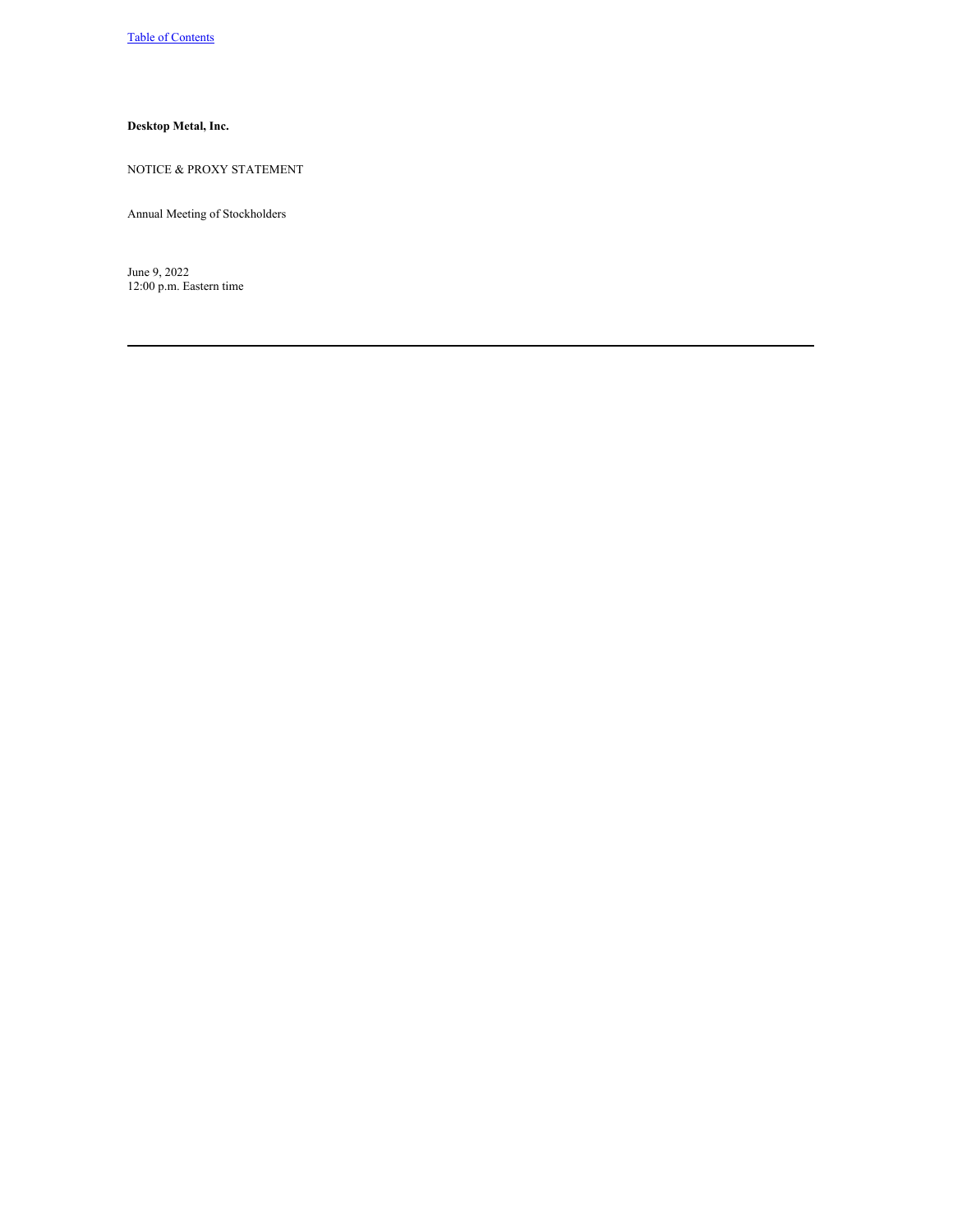**Desktop Metal, Inc.**

NOTICE & PROXY STATEMENT

Annual Meeting of Stockholders

June 9, 2022
12:00 p.m. Eastern time

---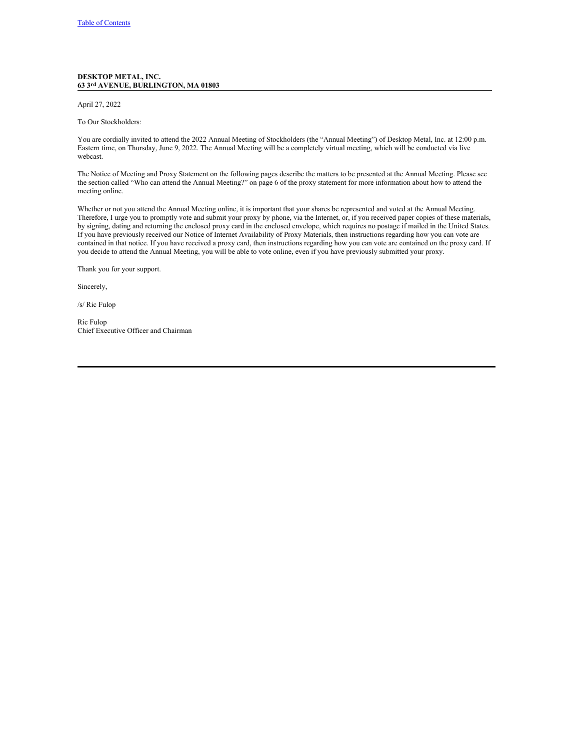**DESKTOP METAL, INC.**
**63 3rd AVENUE, BURLINGTON, MA 01803**

April 27, 2022

To Our Stockholders:

You are cordially invited to attend the 2022 Annual Meeting of Stockholders (the "Annual Meeting") of Desktop Metal, Inc. at 12:00 p.m. Eastern time, on Thursday, June 9, 2022. The Annual Meeting will be a completely virtual meeting, which will be conducted via live webcast.

The Notice of Meeting and Proxy Statement on the following pages describe the matters to be presented at the Annual Meeting. Please see the section called "Who can attend the Annual Meeting?" on page 6 of the proxy statement for more information about how to attend the meeting online.

Whether or not you attend the Annual Meeting online, it is important that your shares be represented and voted at the Annual Meeting. Therefore, I urge you to promptly vote and submit your proxy by phone, via the Internet, or, if you received paper copies of these materials, by signing, dating and returning the enclosed proxy card in the enclosed envelope, which requires no postage if mailed in the United States. If you have previously received our Notice of Internet Availability of Proxy Materials, then instructions regarding how you can vote are contained in that notice. If you have received a proxy card, then instructions regarding how you can vote are contained on the proxy card. If you decide to attend the Annual Meeting, you will be able to vote online, even if you have previously submitted your proxy.

Thank you for your support.

Sincerely,

/s/ Ric Fulop

Ric Fulop
Chief Executive Officer and Chairman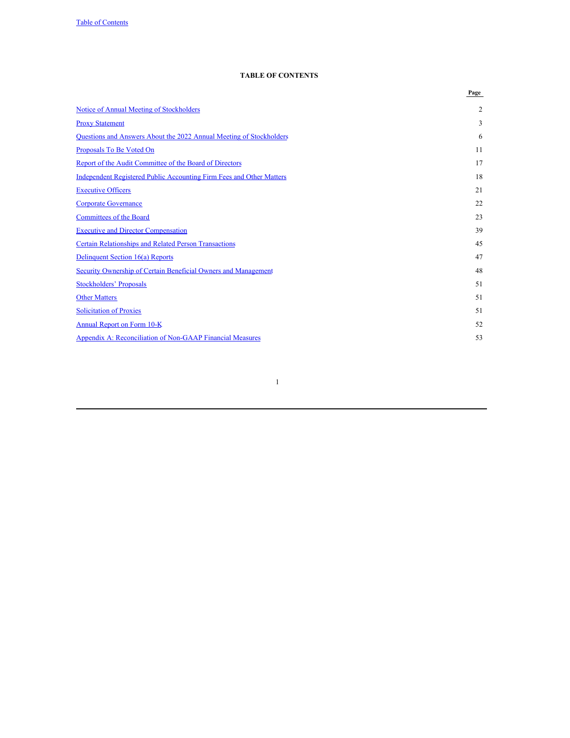# TABLE OF CONTENTS

| | Page |
|---|---|
| Notice of Annual Meeting of Stockholders | 2 |
| Proxy Statement | 3 |
| Questions and Answers About the 2022 Annual Meeting of Stockholders | 6 |
| Proposals To Be Voted On | 11 |
| Report of the Audit Committee of the Board of Directors | 17 |
| Independent Registered Public Accounting Firm Fees and Other Matters | 18 |
| Executive Officers | 21 |
| Corporate Governance | 22 |
| Committees of the Board | 23 |
| Executive and Director Compensation | 39 |
| Certain Relationships and Related Person Transactions | 45 |
| Delinquent Section 16(a) Reports | 47 |
| Security Ownership of Certain Beneficial Owners and Management | 48 |
| Stockholders' Proposals | 51 |
| Other Matters | 51 |
| Solicitation of Proxies | 51 |
| Annual Report on Form 10-K | 52 |
| Appendix A: Reconciliation of Non-GAAP Financial Measures | 53 |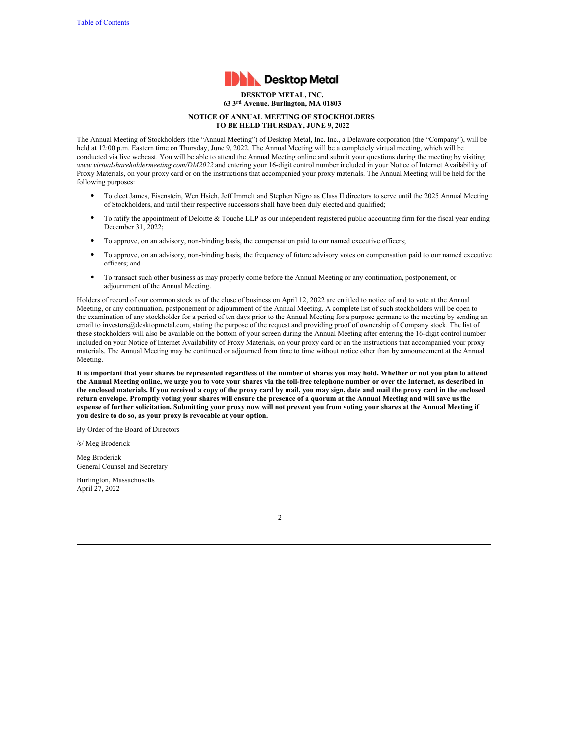Desktop Metal

**DESKTOP METAL, INC.**
**63 3[rd] Avenue, Burlington, MA 01803**

**NOTICE OF ANNUAL MEETING OF STOCKHOLDERS**
**TO BE HELD THURSDAY, JUNE 9, 2022**

The Annual Meeting of Stockholders (the "Annual Meeting") of Desktop Metal, Inc. Inc., a Delaware corporation (the "Company"), will be held at 12:00 p.m. Eastern time on Thursday, June 9, 2022. The Annual Meeting will be a completely virtual meeting, which will be conducted via live webcast. You will be able to attend the Annual Meeting online and submit your questions during the meeting by visiting *www.virtualshareholdermeeting.com/DM2022* and entering your 16-digit control number included in your Notice of Internet Availability of Proxy Materials, on your proxy card or on the instructions that accompanied your proxy materials. The Annual Meeting will be held for the following purposes:

- To elect James, Eisenstein, Wen Hsieh, Jeff Immelt and Stephen Nigro as Class II directors to serve until the 2025 Annual Meeting of Stockholders, and until their respective successors shall have been duly elected and qualified;
- To ratify the appointment of Deloitte & Touche LLP as our independent registered public accounting firm for the fiscal year ending December 31, 2022;
- To approve, on an advisory, non-binding basis, the compensation paid to our named executive officers;
- To approve, on an advisory, non-binding basis, the frequency of future advisory votes on compensation paid to our named executive officers; and
- To transact such other business as may properly come before the Annual Meeting or any continuation, postponement, or adjournment of the Annual Meeting.

Holders of record of our common stock as of the close of business on April 12, 2022 are entitled to notice of and to vote at the Annual Meeting, or any continuation, postponement or adjournment of the Annual Meeting. A complete list of such stockholders will be open to the examination of any stockholder for a period of ten days prior to the Annual Meeting for a purpose germane to the meeting by sending an email to investors@desktopmetal.com, stating the purpose of the request and providing proof of ownership of Company stock. The list of these stockholders will also be available on the bottom of your screen during the Annual Meeting after entering the 16-digit control number included on your Notice of Internet Availability of Proxy Materials, on your proxy card or on the instructions that accompanied your proxy materials. The Annual Meeting may be continued or adjourned from time to time without notice other than by announcement at the Annual Meeting.

**It is important that your shares be represented regardless of the number of shares you may hold. Whether or not you plan to attend the Annual Meeting online, we urge you to vote your shares via the toll-free telephone number or over the Internet, as described in the enclosed materials. If you received a copy of the proxy card by mail, you may sign, date and mail the proxy card in the enclosed return envelope. Promptly voting your shares will ensure the presence of a quorum at the Annual Meeting and will save us the expense of further solicitation. Submitting your proxy now will not prevent you from voting your shares at the Annual Meeting if you desire to do so, as your proxy is revocable at your option.**

By Order of the Board of Directors

/s/ Meg Broderick

Meg Broderick
General Counsel and Secretary

Burlington, Massachusetts
April 27, 2022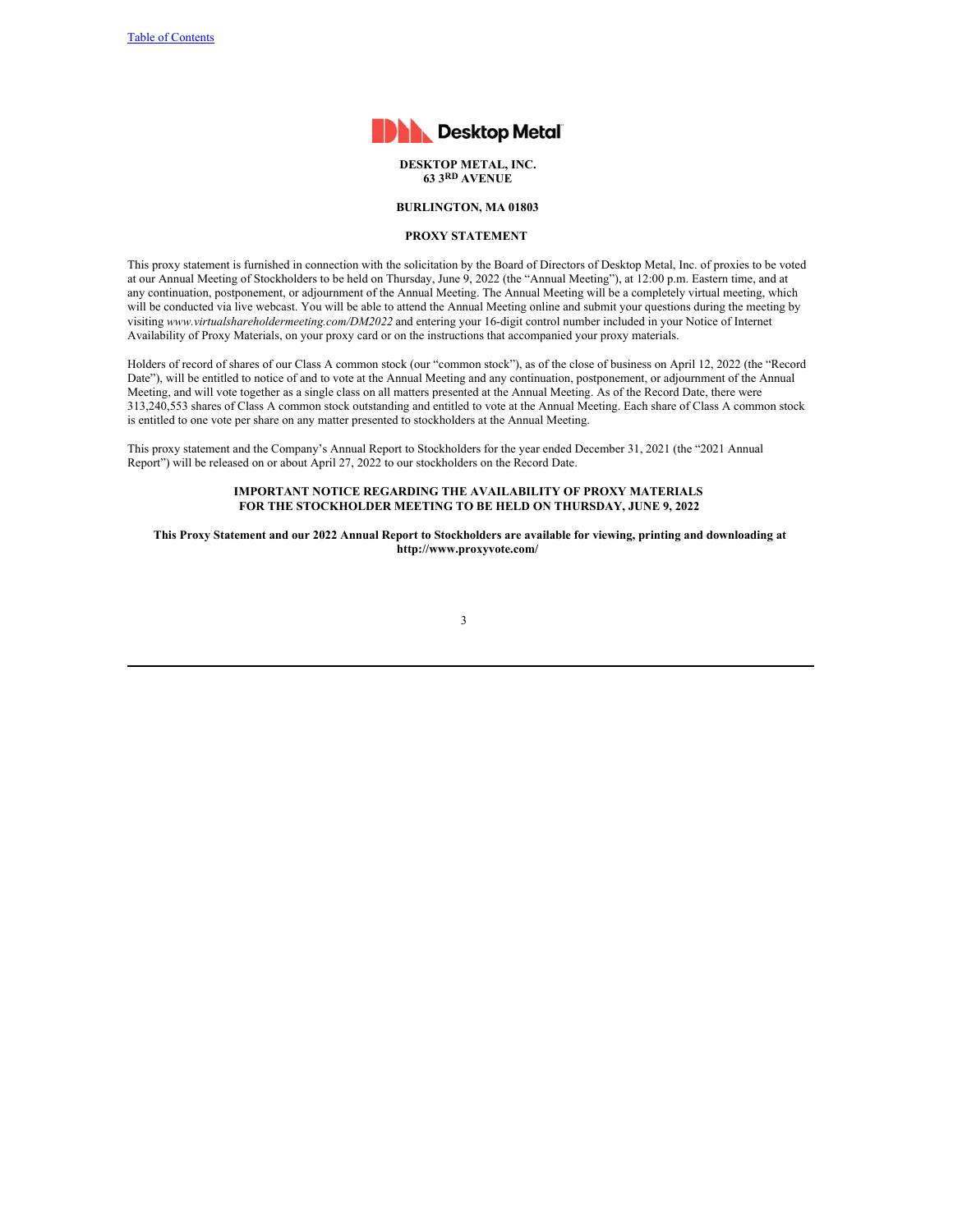**DESKTOP METAL, INC.**
**63 3RD AVENUE**

**BURLINGTON, MA 01803**

**PROXY STATEMENT**

This proxy statement is furnished in connection with the solicitation by the Board of Directors of Desktop Metal, Inc. of proxies to be voted at our Annual Meeting of Stockholders to be held on Thursday, June 9, 2022 (the "Annual Meeting"), at 12:00 p.m. Eastern time, and at any continuation, postponement, or adjournment of the Annual Meeting. The Annual Meeting will be a completely virtual meeting, which will be conducted via live webcast. You will be able to attend the Annual Meeting online and submit your questions during the meeting by visiting *www.virtualshareholdermeeting.com/DM2022* and entering your 16-digit control number included in your Notice of Internet Availability of Proxy Materials, on your proxy card or on the instructions that accompanied your proxy materials.

Holders of record of shares of our Class A common stock (our "common stock"), as of the close of business on April 12, 2022 (the "Record Date"), will be entitled to notice of and to vote at the Annual Meeting and any continuation, postponement, or adjournment of the Annual Meeting, and will vote together as a single class on all matters presented at the Annual Meeting. As of the Record Date, there were 313,240,553 shares of Class A common stock outstanding and entitled to vote at the Annual Meeting. Each share of Class A common stock is entitled to one vote per share on any matter presented to stockholders at the Annual Meeting.

This proxy statement and the Company's Annual Report to Stockholders for the year ended December 31, 2021 (the "2021 Annual Report") will be released on or about April 27, 2022 to our stockholders on the Record Date.

**IMPORTANT NOTICE REGARDING THE AVAILABILITY OF PROXY MATERIALS FOR THE STOCKHOLDER MEETING TO BE HELD ON THURSDAY, JUNE 9, 2022**

**This Proxy Statement and our 2022 Annual Report to Stockholders are available for viewing, printing and downloading at http://www.proxyvote.com/**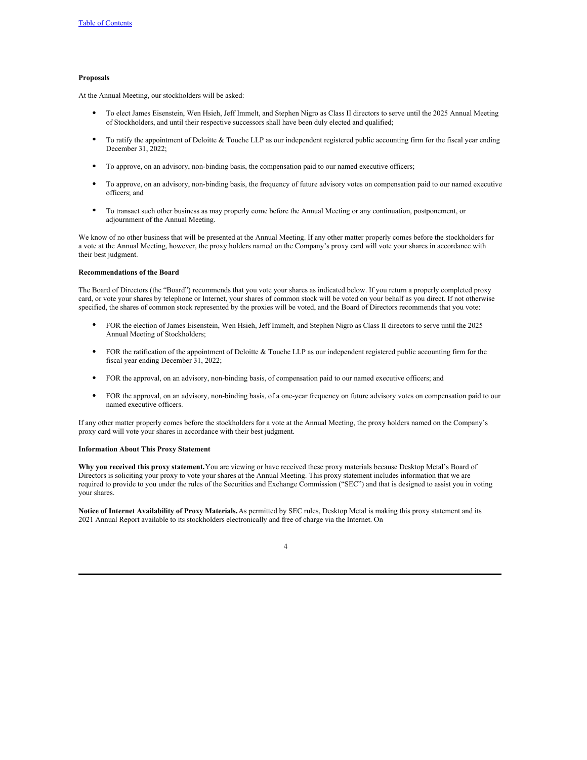**Proposals**

At the Annual Meeting, our stockholders will be asked:

- To elect James Eisenstein, Wen Hsieh, Jeff Immelt, and Stephen Nigro as Class II directors to serve until the 2025 Annual Meeting of Stockholders, and until their respective successors shall have been duly elected and qualified;
- To ratify the appointment of Deloitte & Touche LLP as our independent registered public accounting firm for the fiscal year ending December 31, 2022;
- To approve, on an advisory, non-binding basis, the compensation paid to our named executive officers;
- To approve, on an advisory, non-binding basis, the frequency of future advisory votes on compensation paid to our named executive officers; and
- To transact such other business as may properly come before the Annual Meeting or any continuation, postponement, or adjournment of the Annual Meeting.

We know of no other business that will be presented at the Annual Meeting. If any other matter properly comes before the stockholders for a vote at the Annual Meeting, however, the proxy holders named on the Company's proxy card will vote your shares in accordance with their best judgment.

**Recommendations of the Board**

The Board of Directors (the "Board") recommends that you vote your shares as indicated below. If you return a properly completed proxy card, or vote your shares by telephone or Internet, your shares of common stock will be voted on your behalf as you direct. If not otherwise specified, the shares of common stock represented by the proxies will be voted, and the Board of Directors recommends that you vote:

- FOR the election of James Eisenstein, Wen Hsieh, Jeff Immelt, and Stephen Nigro as Class II directors to serve until the 2025 Annual Meeting of Stockholders;
- FOR the ratification of the appointment of Deloitte & Touche LLP as our independent registered public accounting firm for the fiscal year ending December 31, 2022;
- FOR the approval, on an advisory, non-binding basis, of compensation paid to our named executive officers; and
- FOR the approval, on an advisory, non-binding basis, of a one-year frequency on future advisory votes on compensation paid to our named executive officers.

If any other matter properly comes before the stockholders for a vote at the Annual Meeting, the proxy holders named on the Company's proxy card will vote your shares in accordance with their best judgment.

**Information About This Proxy Statement**

**Why you received this proxy statement.** You are viewing or have received these proxy materials because Desktop Metal's Board of Directors is soliciting your proxy to vote your shares at the Annual Meeting. This proxy statement includes information that we are required to provide to you under the rules of the Securities and Exchange Commission ("SEC") and that is designed to assist you in voting your shares.

**Notice of Internet Availability of Proxy Materials.** As permitted by SEC rules, Desktop Metal is making this proxy statement and its 2021 Annual Report available to its stockholders electronically and free of charge via the Internet. On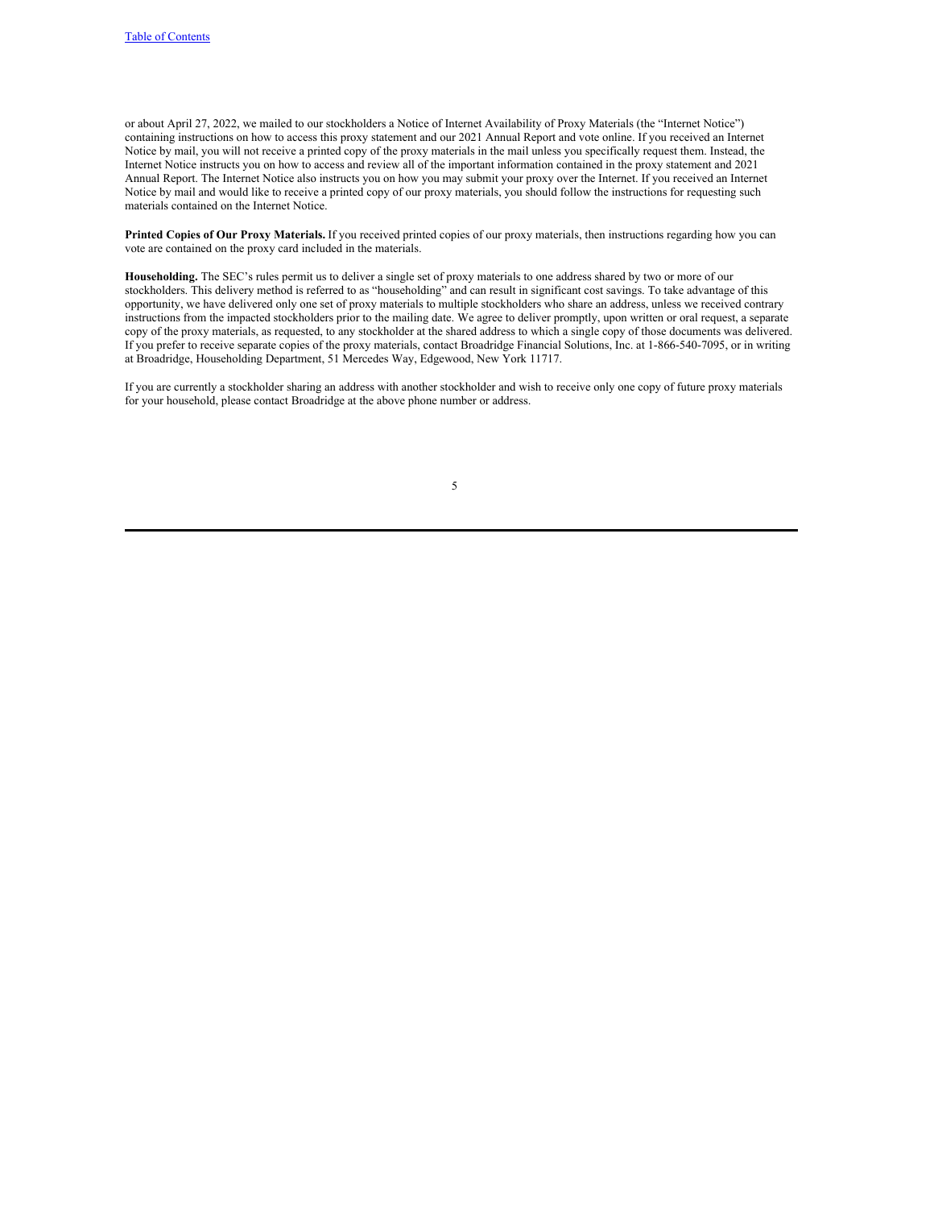or about April 27, 2022, we mailed to our stockholders a Notice of Internet Availability of Proxy Materials (the "Internet Notice") containing instructions on how to access this proxy statement and our 2021 Annual Report and vote online. If you received an Internet Notice by mail, you will not receive a printed copy of the proxy materials in the mail unless you specifically request them. Instead, the Internet Notice instructs you on how to access and review all of the important information contained in the proxy statement and 2021 Annual Report. The Internet Notice also instructs you on how you may submit your proxy over the Internet. If you received an Internet Notice by mail and would like to receive a printed copy of our proxy materials, you should follow the instructions for requesting such materials contained on the Internet Notice.

**Printed Copies of Our Proxy Materials.** If you received printed copies of our proxy materials, then instructions regarding how you can vote are contained on the proxy card included in the materials.

**Householding.** The SEC's rules permit us to deliver a single set of proxy materials to one address shared by two or more of our stockholders. This delivery method is referred to as "householding" and can result in significant cost savings. To take advantage of this opportunity, we have delivered only one set of proxy materials to multiple stockholders who share an address, unless we received contrary instructions from the impacted stockholders prior to the mailing date. We agree to deliver promptly, upon written or oral request, a separate copy of the proxy materials, as requested, to any stockholder at the shared address to which a single copy of those documents was delivered. If you prefer to receive separate copies of the proxy materials, contact Broadridge Financial Solutions, Inc. at 1-866-540-7095, or in writing at Broadridge, Householding Department, 51 Mercedes Way, Edgewood, New York 11717.

If you are currently a stockholder sharing an address with another stockholder and wish to receive only one copy of future proxy materials for your household, please contact Broadridge at the above phone number or address.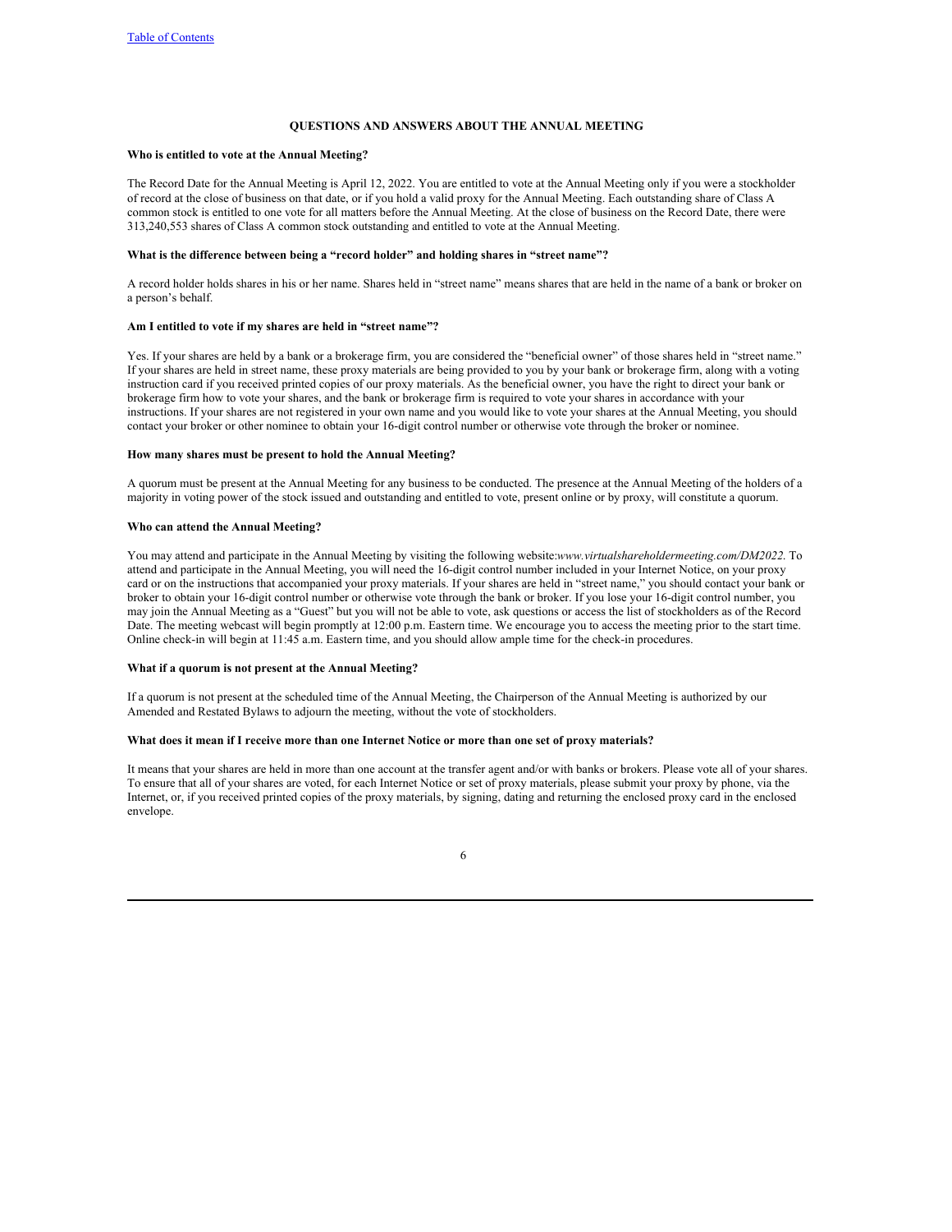## QUESTIONS AND ANSWERS ABOUT THE ANNUAL MEETING

**Who is entitled to vote at the Annual Meeting?**

The Record Date for the Annual Meeting is April 12, 2022. You are entitled to vote at the Annual Meeting only if you were a stockholder of record at the close of business on that date, or if you hold a valid proxy for the Annual Meeting. Each outstanding share of Class A common stock is entitled to one vote for all matters before the Annual Meeting. At the close of business on the Record Date, there were 313,240,553 shares of Class A common stock outstanding and entitled to vote at the Annual Meeting.

**What is the difference between being a "record holder" and holding shares in "street name"?**

A record holder holds shares in his or her name. Shares held in "street name" means shares that are held in the name of a bank or broker on a person's behalf.

**Am I entitled to vote if my shares are held in "street name"?**

Yes. If your shares are held by a bank or a brokerage firm, you are considered the "beneficial owner" of those shares held in "street name." If your shares are held in street name, these proxy materials are being provided to you by your bank or brokerage firm, along with a voting instruction card if you received printed copies of our proxy materials. As the beneficial owner, you have the right to direct your bank or brokerage firm how to vote your shares, and the bank or brokerage firm is required to vote your shares in accordance with your instructions. If your shares are not registered in your own name and you would like to vote your shares at the Annual Meeting, you should contact your broker or other nominee to obtain your 16-digit control number or otherwise vote through the broker or nominee.

**How many shares must be present to hold the Annual Meeting?**

A quorum must be present at the Annual Meeting for any business to be conducted. The presence at the Annual Meeting of the holders of a majority in voting power of the stock issued and outstanding and entitled to vote, present online or by proxy, will constitute a quorum.

**Who can attend the Annual Meeting?**

You may attend and participate in the Annual Meeting by visiting the following website:*www.virtualshareholdermeeting.com/DM2022.* To attend and participate in the Annual Meeting, you will need the 16-digit control number included in your Internet Notice, on your proxy card or on the instructions that accompanied your proxy materials. If your shares are held in "street name," you should contact your bank or broker to obtain your 16-digit control number or otherwise vote through the bank or broker. If you lose your 16-digit control number, you may join the Annual Meeting as a "Guest" but you will not be able to vote, ask questions or access the list of stockholders as of the Record Date. The meeting webcast will begin promptly at 12:00 p.m. Eastern time. We encourage you to access the meeting prior to the start time. Online check-in will begin at 11:45 a.m. Eastern time, and you should allow ample time for the check-in procedures.

**What if a quorum is not present at the Annual Meeting?**

If a quorum is not present at the scheduled time of the Annual Meeting, the Chairperson of the Annual Meeting is authorized by our Amended and Restated Bylaws to adjourn the meeting, without the vote of stockholders.

**What does it mean if I receive more than one Internet Notice or more than one set of proxy materials?**

It means that your shares are held in more than one account at the transfer agent and/or with banks or brokers. Please vote all of your shares. To ensure that all of your shares are voted, for each Internet Notice or set of proxy materials, please submit your proxy by phone, via the Internet, or, if you received printed copies of the proxy materials, by signing, dating and returning the enclosed proxy card in the enclosed envelope.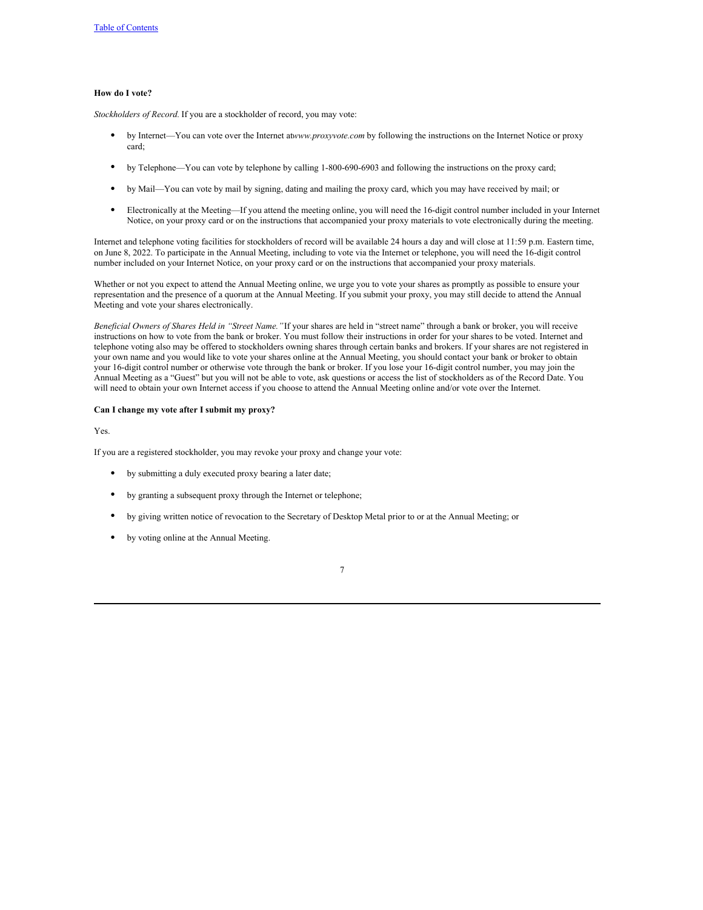**How do I vote?**

*Stockholders of Record.* If you are a stockholder of record, you may vote:

- by Internet—You can vote over the Internet at *www.proxyvote.com* by following the instructions on the Internet Notice or proxy card;
- by Telephone—You can vote by telephone by calling 1-800-690-6903 and following the instructions on the proxy card;
- by Mail—You can vote by mail by signing, dating and mailing the proxy card, which you may have received by mail; or
- Electronically at the Meeting—If you attend the meeting online, you will need the 16-digit control number included in your Internet Notice, on your proxy card or on the instructions that accompanied your proxy materials to vote electronically during the meeting.

Internet and telephone voting facilities for stockholders of record will be available 24 hours a day and will close at 11:59 p.m. Eastern time, on June 8, 2022. To participate in the Annual Meeting, including to vote via the Internet or telephone, you will need the 16-digit control number included on your Internet Notice, on your proxy card or on the instructions that accompanied your proxy materials.

Whether or not you expect to attend the Annual Meeting online, we urge you to vote your shares as promptly as possible to ensure your representation and the presence of a quorum at the Annual Meeting. If you submit your proxy, you may still decide to attend the Annual Meeting and vote your shares electronically.

*Beneficial Owners of Shares Held in "Street Name."* If your shares are held in "street name" through a bank or broker, you will receive instructions on how to vote from the bank or broker. You must follow their instructions in order for your shares to be voted. Internet and telephone voting also may be offered to stockholders owning shares through certain banks and brokers. If your shares are not registered in your own name and you would like to vote your shares online at the Annual Meeting, you should contact your bank or broker to obtain your 16-digit control number or otherwise vote through the bank or broker. If you lose your 16-digit control number, you may join the Annual Meeting as a "Guest" but you will not be able to vote, ask questions or access the list of stockholders as of the Record Date. You will need to obtain your own Internet access if you choose to attend the Annual Meeting online and/or vote over the Internet.

**Can I change my vote after I submit my proxy?**

Yes.

If you are a registered stockholder, you may revoke your proxy and change your vote:

- by submitting a duly executed proxy bearing a later date;
- by granting a subsequent proxy through the Internet or telephone;
- by giving written notice of revocation to the Secretary of Desktop Metal prior to or at the Annual Meeting; or
- by voting online at the Annual Meeting.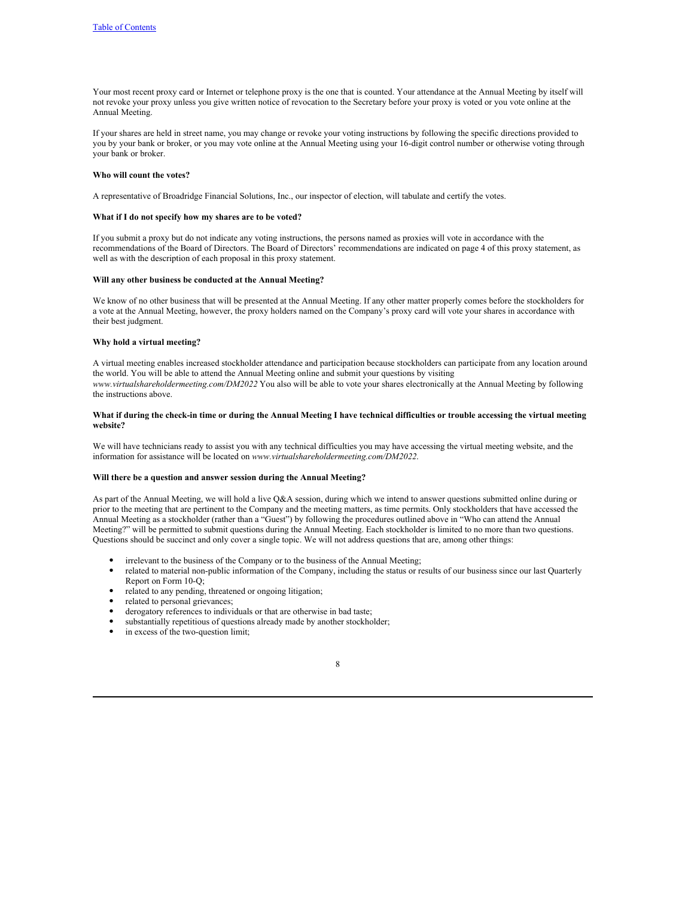Your most recent proxy card or Internet or telephone proxy is the one that is counted. Your attendance at the Annual Meeting by itself will not revoke your proxy unless you give written notice of revocation to the Secretary before your proxy is voted or you vote online at the Annual Meeting.

If your shares are held in street name, you may change or revoke your voting instructions by following the specific directions provided to you by your bank or broker, or you may vote online at the Annual Meeting using your 16-digit control number or otherwise voting through your bank or broker.

**Who will count the votes?**

A representative of Broadridge Financial Solutions, Inc., our inspector of election, will tabulate and certify the votes.

**What if I do not specify how my shares are to be voted?**

If you submit a proxy but do not indicate any voting instructions, the persons named as proxies will vote in accordance with the recommendations of the Board of Directors. The Board of Directors' recommendations are indicated on page 4 of this proxy statement, as well as with the description of each proposal in this proxy statement.

**Will any other business be conducted at the Annual Meeting?**

We know of no other business that will be presented at the Annual Meeting. If any other matter properly comes before the stockholders for a vote at the Annual Meeting, however, the proxy holders named on the Company's proxy card will vote your shares in accordance with their best judgment.

**Why hold a virtual meeting?**

A virtual meeting enables increased stockholder attendance and participation because stockholders can participate from any location around the world. You will be able to attend the Annual Meeting online and submit your questions by visiting *www.virtualshareholdermeeting.com/DM2022* You also will be able to vote your shares electronically at the Annual Meeting by following the instructions above.

**What if during the check-in time or during the Annual Meeting I have technical difficulties or trouble accessing the virtual meeting website?**

We will have technicians ready to assist you with any technical difficulties you may have accessing the virtual meeting website, and the information for assistance will be located on *www.virtualshareholdermeeting.com/DM2022*.

**Will there be a question and answer session during the Annual Meeting?**

As part of the Annual Meeting, we will hold a live Q&A session, during which we intend to answer questions submitted online during or prior to the meeting that are pertinent to the Company and the meeting matters, as time permits. Only stockholders that have accessed the Annual Meeting as a stockholder (rather than a "Guest") by following the procedures outlined above in "Who can attend the Annual Meeting?" will be permitted to submit questions during the Annual Meeting. Each stockholder is limited to no more than two questions. Questions should be succinct and only cover a single topic. We will not address questions that are, among other things:

- irrelevant to the business of the Company or to the business of the Annual Meeting;
- related to material non-public information of the Company, including the status or results of our business since our last Quarterly Report on Form 10-Q;
- related to any pending, threatened or ongoing litigation;
- related to personal grievances;
- derogatory references to individuals or that are otherwise in bad taste;
- substantially repetitious of questions already made by another stockholder;
- in excess of the two-question limit;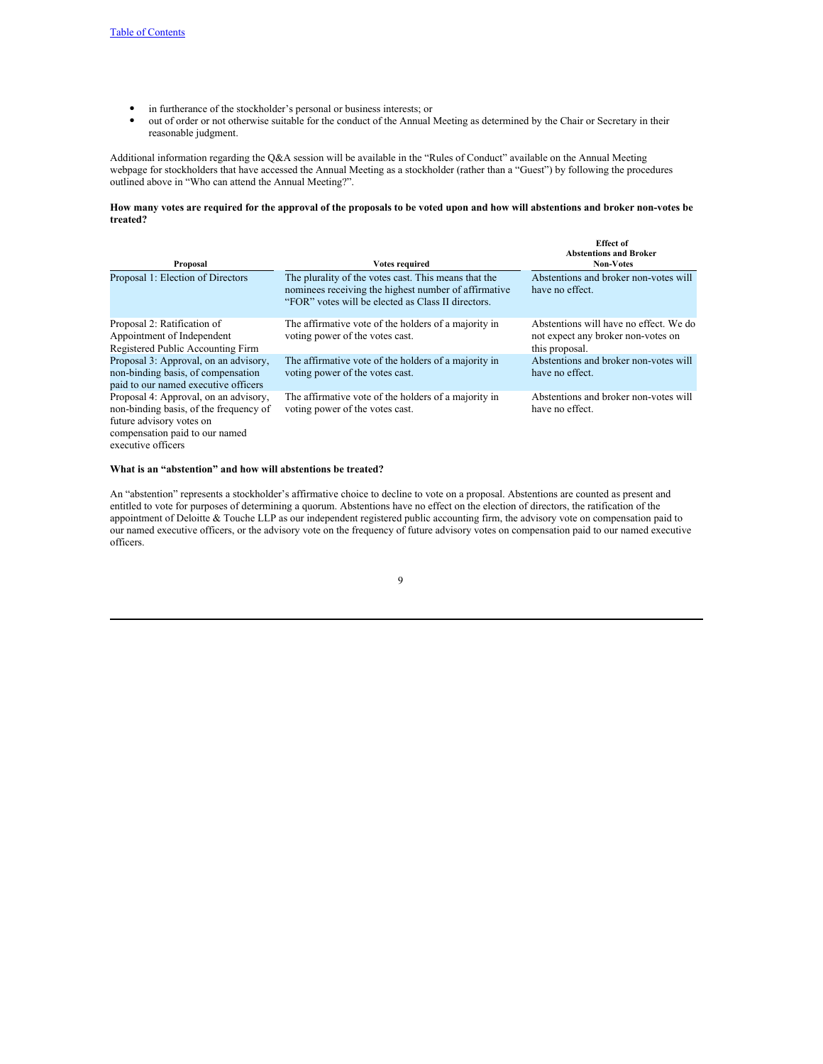- in furtherance of the stockholder's personal or business interests; or
- out of order or not otherwise suitable for the conduct of the Annual Meeting as determined by the Chair or Secretary in their reasonable judgment.

Additional information regarding the Q&A session will be available in the "Rules of Conduct" available on the Annual Meeting webpage for stockholders that have accessed the Annual Meeting as a stockholder (rather than a "Guest") by following the procedures outlined above in "Who can attend the Annual Meeting?".

**How many votes are required for the approval of the proposals to be voted upon and how will abstentions and broker non-votes be treated?**

| Proposal | Votes required | Effect of Abstentions and Broker Non-Votes |
|---|---|---|
| Proposal 1: Election of Directors | The plurality of the votes cast. This means that the nominees receiving the highest number of affirmative "FOR" votes will be elected as Class II directors. | Abstentions and broker non-votes will have no effect. |
| Proposal 2: Ratification of Appointment of Independent Registered Public Accounting Firm | The affirmative vote of the holders of a majority in voting power of the votes cast. | Abstentions will have no effect. We do not expect any broker non-votes on this proposal. |
| Proposal 3: Approval, on an advisory, non-binding basis, of compensation paid to our named executive officers | The affirmative vote of the holders of a majority in voting power of the votes cast. | Abstentions and broker non-votes will have no effect. |
| Proposal 4: Approval, on an advisory, non-binding basis, of the frequency of future advisory votes on compensation paid to our named executive officers | The affirmative vote of the holders of a majority in voting power of the votes cast. | Abstentions and broker non-votes will have no effect. |

**What is an "abstention" and how will abstentions be treated?**

An "abstention" represents a stockholder's affirmative choice to decline to vote on a proposal. Abstentions are counted as present and entitled to vote for purposes of determining a quorum. Abstentions have no effect on the election of directors, the ratification of the appointment of Deloitte & Touche LLP as our independent registered public accounting firm, the advisory vote on compensation paid to our named executive officers, or the advisory vote on the frequency of future advisory votes on compensation paid to our named executive officers.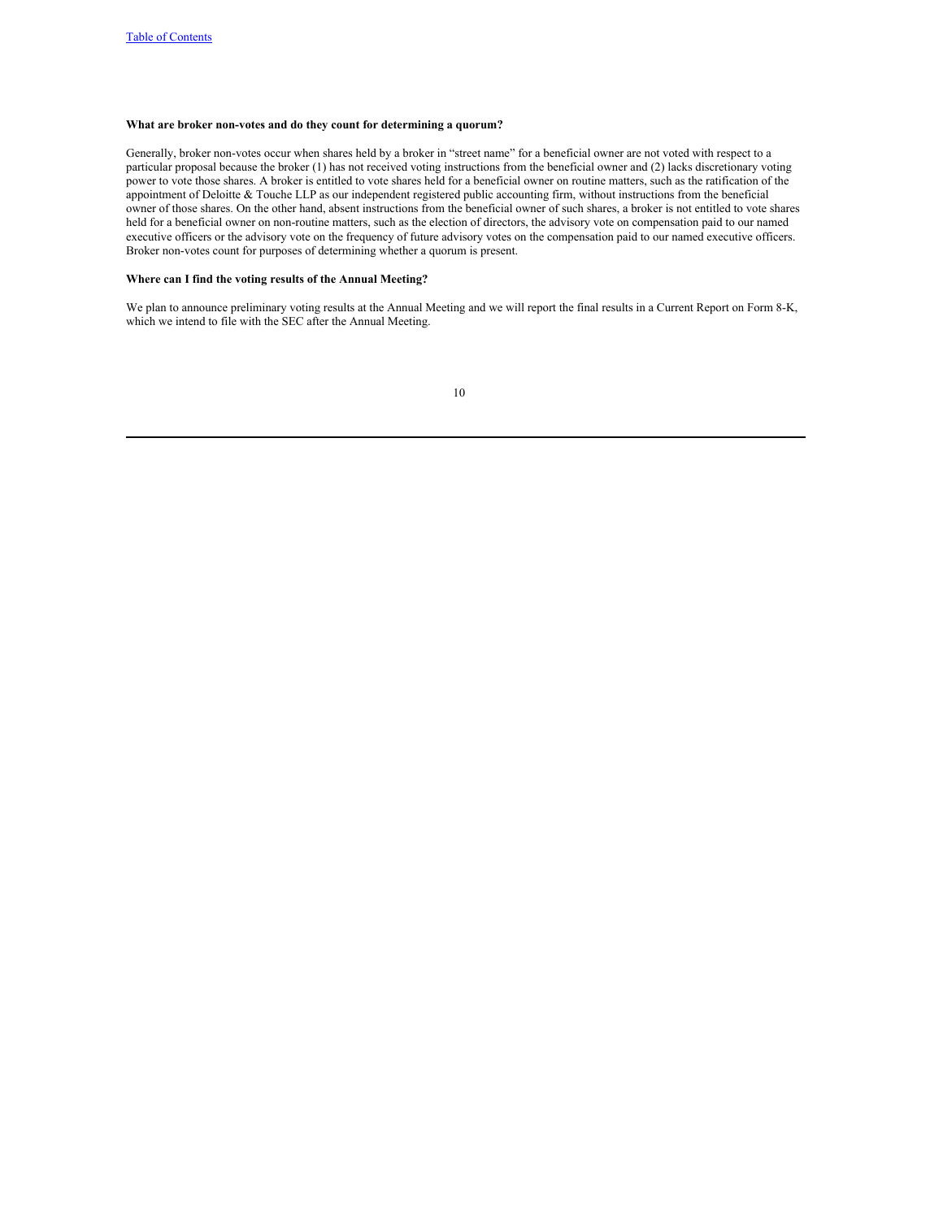**What are broker non-votes and do they count for determining a quorum?**

Generally, broker non-votes occur when shares held by a broker in "street name" for a beneficial owner are not voted with respect to a particular proposal because the broker (1) has not received voting instructions from the beneficial owner and (2) lacks discretionary voting power to vote those shares. A broker is entitled to vote shares held for a beneficial owner on routine matters, such as the ratification of the appointment of Deloitte & Touche LLP as our independent registered public accounting firm, without instructions from the beneficial owner of those shares. On the other hand, absent instructions from the beneficial owner of such shares, a broker is not entitled to vote shares held for a beneficial owner on non-routine matters, such as the election of directors, the advisory vote on compensation paid to our named executive officers or the advisory vote on the frequency of future advisory votes on the compensation paid to our named executive officers. Broker non-votes count for purposes of determining whether a quorum is present.

**Where can I find the voting results of the Annual Meeting?**

We plan to announce preliminary voting results at the Annual Meeting and we will report the final results in a Current Report on Form 8-K, which we intend to file with the SEC after the Annual Meeting.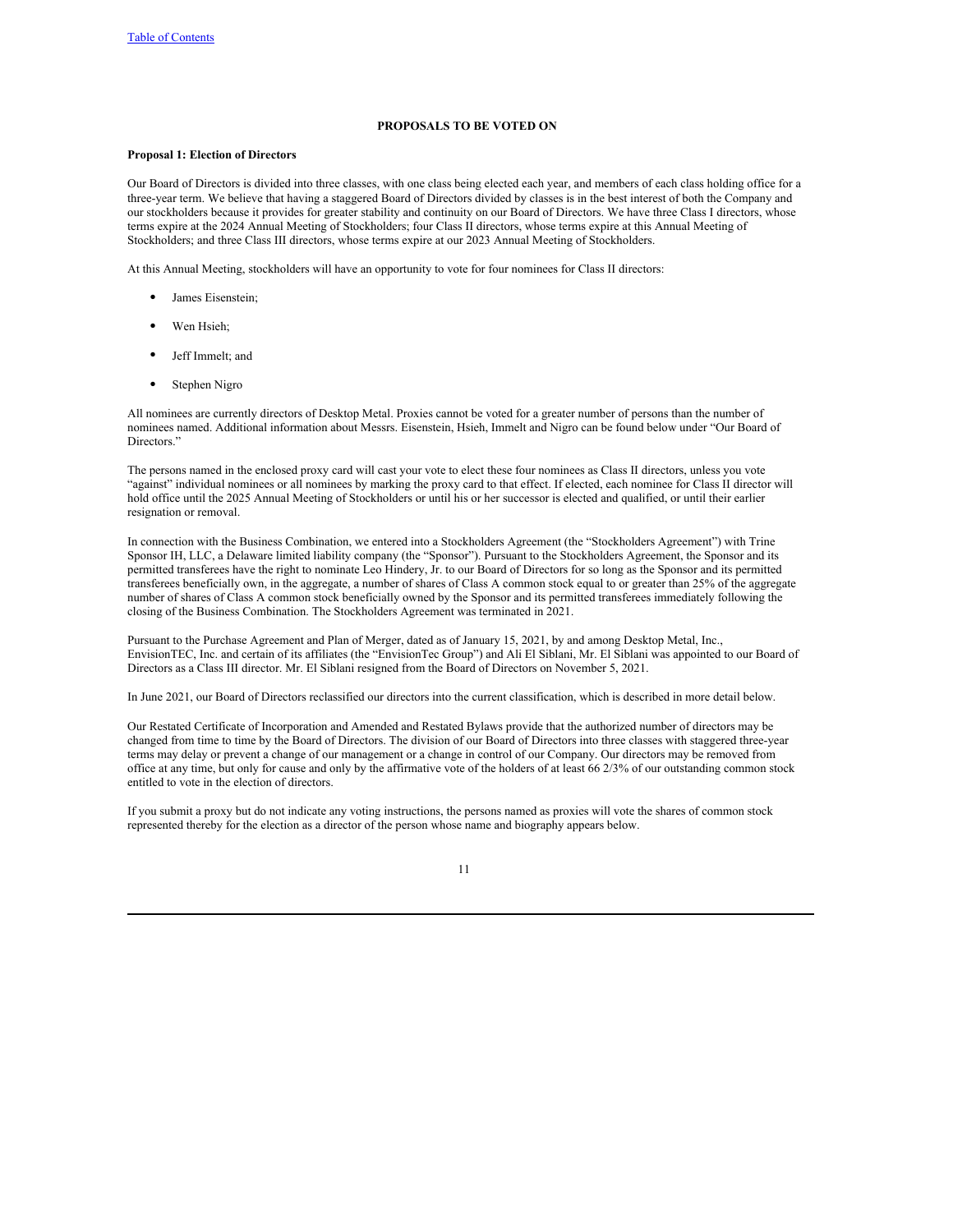## PROPOSALS TO BE VOTED ON

### Proposal 1: Election of Directors

Our Board of Directors is divided into three classes, with one class being elected each year, and members of each class holding office for a three-year term. We believe that having a staggered Board of Directors divided by classes is in the best interest of both the Company and our stockholders because it provides for greater stability and continuity on our Board of Directors. We have three Class I directors, whose terms expire at the 2024 Annual Meeting of Stockholders; four Class II directors, whose terms expire at this Annual Meeting of Stockholders; and three Class III directors, whose terms expire at our 2023 Annual Meeting of Stockholders.

At this Annual Meeting, stockholders will have an opportunity to vote for four nominees for Class II directors:

- James Eisenstein;
- Wen Hsieh;
- Jeff Immelt; and
- Stephen Nigro

All nominees are currently directors of Desktop Metal. Proxies cannot be voted for a greater number of persons than the number of nominees named. Additional information about Messrs. Eisenstein, Hsieh, Immelt and Nigro can be found below under "Our Board of Directors."

The persons named in the enclosed proxy card will cast your vote to elect these four nominees as Class II directors, unless you vote "against" individual nominees or all nominees by marking the proxy card to that effect. If elected, each nominee for Class II director will hold office until the 2025 Annual Meeting of Stockholders or until his or her successor is elected and qualified, or until their earlier resignation or removal.

In connection with the Business Combination, we entered into a Stockholders Agreement (the "Stockholders Agreement") with Trine Sponsor IH, LLC, a Delaware limited liability company (the "Sponsor"). Pursuant to the Stockholders Agreement, the Sponsor and its permitted transferees have the right to nominate Leo Hindery, Jr. to our Board of Directors for so long as the Sponsor and its permitted transferees beneficially own, in the aggregate, a number of shares of Class A common stock equal to or greater than 25% of the aggregate number of shares of Class A common stock beneficially owned by the Sponsor and its permitted transferees immediately following the closing of the Business Combination. The Stockholders Agreement was terminated in 2021.

Pursuant to the Purchase Agreement and Plan of Merger, dated as of January 15, 2021, by and among Desktop Metal, Inc., EnvisionTEC, Inc. and certain of its affiliates (the "EnvisionTec Group") and Ali El Siblani, Mr. El Siblani was appointed to our Board of Directors as a Class III director. Mr. El Siblani resigned from the Board of Directors on November 5, 2021.

In June 2021, our Board of Directors reclassified our directors into the current classification, which is described in more detail below.

Our Restated Certificate of Incorporation and Amended and Restated Bylaws provide that the authorized number of directors may be changed from time to time by the Board of Directors. The division of our Board of Directors into three classes with staggered three-year terms may delay or prevent a change of our management or a change in control of our Company. Our directors may be removed from office at any time, but only for cause and only by the affirmative vote of the holders of at least 66 2/3% of our outstanding common stock entitled to vote in the election of directors.

If you submit a proxy but do not indicate any voting instructions, the persons named as proxies will vote the shares of common stock represented thereby for the election as a director of the person whose name and biography appears below.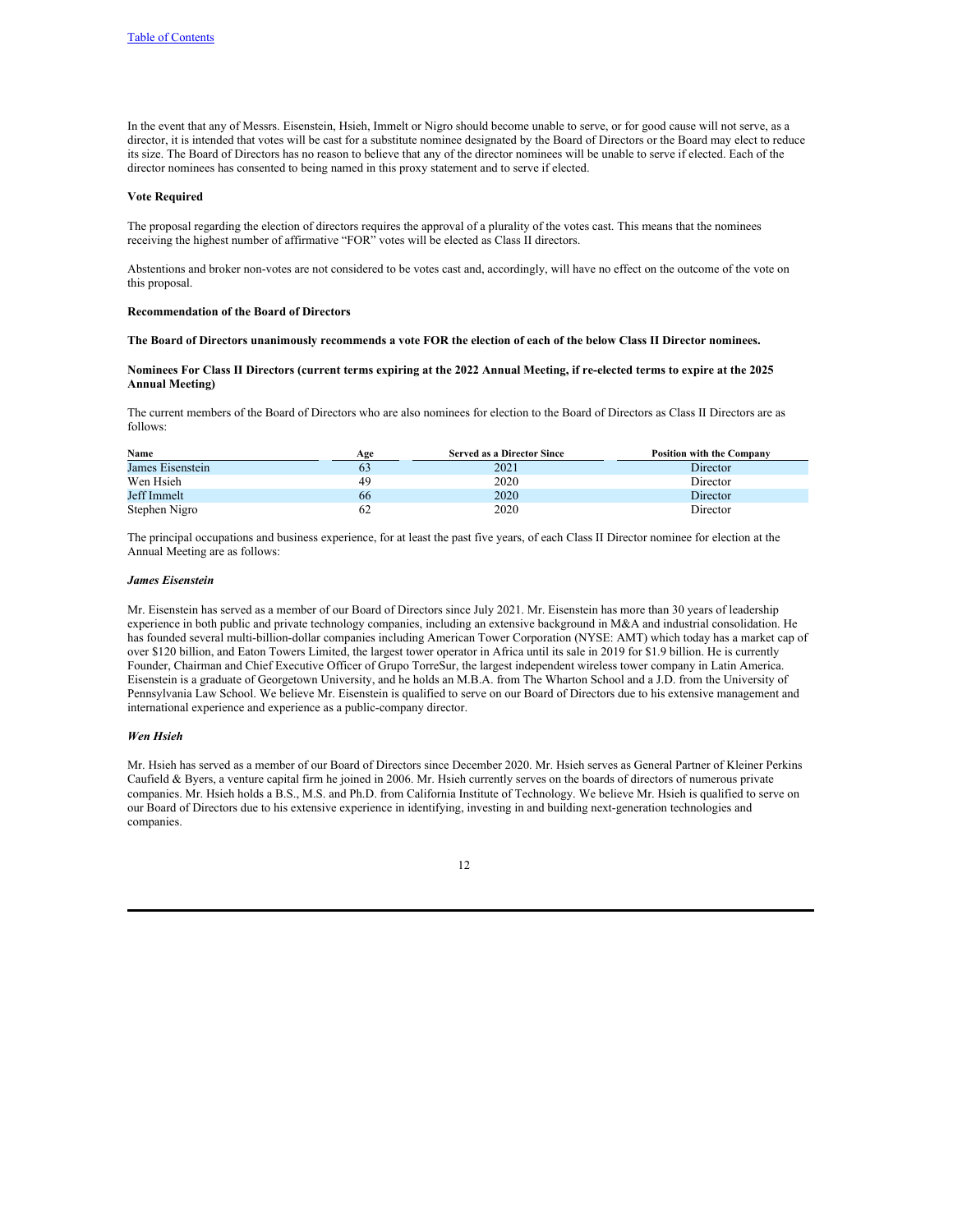In the event that any of Messrs. Eisenstein, Hsieh, Immelt or Nigro should become unable to serve, or for good cause will not serve, as a director, it is intended that votes will be cast for a substitute nominee designated by the Board of Directors or the Board may elect to reduce its size. The Board of Directors has no reason to believe that any of the director nominees will be unable to serve if elected. Each of the director nominees has consented to being named in this proxy statement and to serve if elected.

**Vote Required**

The proposal regarding the election of directors requires the approval of a plurality of the votes cast. This means that the nominees receiving the highest number of affirmative "FOR" votes will be elected as Class II directors.

Abstentions and broker non-votes are not considered to be votes cast and, accordingly, will have no effect on the outcome of the vote on this proposal.

**Recommendation of the Board of Directors**

**The Board of Directors unanimously recommends a vote FOR the election of each of the below Class II Director nominees.**

**Nominees For Class II Directors (current terms expiring at the 2022 Annual Meeting, if re-elected terms to expire at the 2025 Annual Meeting)**

The current members of the Board of Directors who are also nominees for election to the Board of Directors as Class II Directors are as follows:

| Name | Age | Served as a Director Since | Position with the Company |
|---|---|---|---|
| James Eisenstein | 63 | 2021 | Director |
| Wen Hsieh | 49 | 2020 | Director |
| Jeff Immelt | 66 | 2020 | Director |
| Stephen Nigro | 62 | 2020 | Director |

The principal occupations and business experience, for at least the past five years, of each Class II Director nominee for election at the Annual Meeting are as follows:

***James Eisenstein***

Mr. Eisenstein has served as a member of our Board of Directors since July 2021. Mr. Eisenstein has more than 30 years of leadership experience in both public and private technology companies, including an extensive background in M&A and industrial consolidation. He has founded several multi-billion-dollar companies including American Tower Corporation (NYSE: AMT) which today has a market cap of over $120 billion, and Eaton Towers Limited, the largest tower operator in Africa until its sale in 2019 for $1.9 billion. He is currently Founder, Chairman and Chief Executive Officer of Grupo TorreSur, the largest independent wireless tower company in Latin America. Eisenstein is a graduate of Georgetown University, and he holds an M.B.A. from The Wharton School and a J.D. from the University of Pennsylvania Law School. We believe Mr. Eisenstein is qualified to serve on our Board of Directors due to his extensive management and international experience and experience as a public-company director.

***Wen Hsieh***

Mr. Hsieh has served as a member of our Board of Directors since December 2020. Mr. Hsieh serves as General Partner of Kleiner Perkins Caufield & Byers, a venture capital firm he joined in 2006. Mr. Hsieh currently serves on the boards of directors of numerous private companies. Mr. Hsieh holds a B.S., M.S. and Ph.D. from California Institute of Technology. We believe Mr. Hsieh is qualified to serve on our Board of Directors due to his extensive experience in identifying, investing in and building next-generation technologies and companies.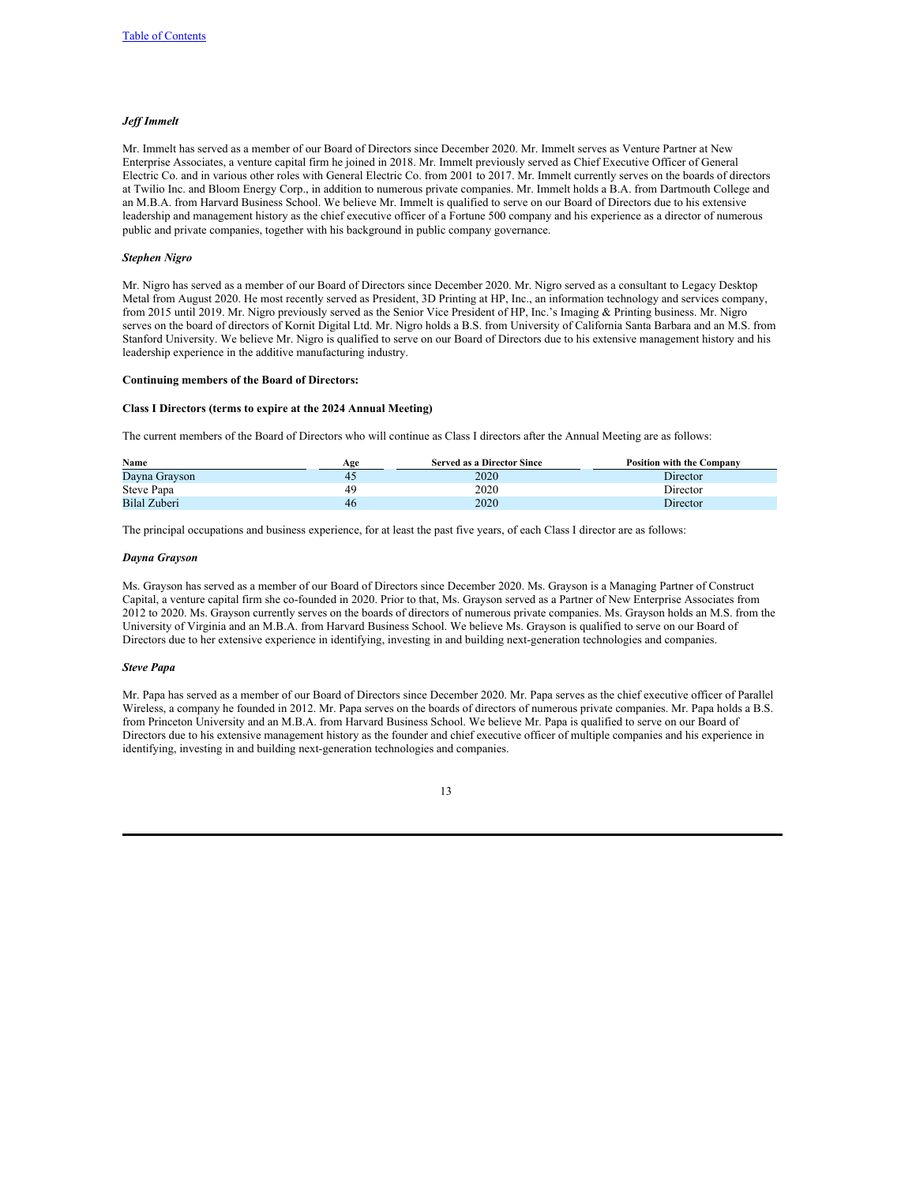***Jeff Immelt***

Mr. Immelt has served as a member of our Board of Directors since December 2020. Mr. Immelt serves as Venture Partner at New Enterprise Associates, a venture capital firm he joined in 2018. Mr. Immelt previously served as Chief Executive Officer of General Electric Co. and in various other roles with General Electric Co. from 2001 to 2017. Mr. Immelt currently serves on the boards of directors at Twilio Inc. and Bloom Energy Corp., in addition to numerous private companies. Mr. Immelt holds a B.A. from Dartmouth College and an M.B.A. from Harvard Business School. We believe Mr. Immelt is qualified to serve on our Board of Directors due to his extensive leadership and management history as the chief executive officer of a Fortune 500 company and his experience as a director of numerous public and private companies, together with his background in public company governance.

***Stephen Nigro***

Mr. Nigro has served as a member of our Board of Directors since December 2020. Mr. Nigro served as a consultant to Legacy Desktop Metal from August 2020. He most recently served as President, 3D Printing at HP, Inc., an information technology and services company, from 2015 until 2019. Mr. Nigro previously served as the Senior Vice President of HP, Inc.'s Imaging & Printing business. Mr. Nigro serves on the board of directors of Kornit Digital Ltd. Mr. Nigro holds a B.S. from University of California Santa Barbara and an M.S. from Stanford University. We believe Mr. Nigro is qualified to serve on our Board of Directors due to his extensive management history and his leadership experience in the additive manufacturing industry.

**Continuing members of the Board of Directors:**

**Class I Directors (terms to expire at the 2024 Annual Meeting)**

The current members of the Board of Directors who will continue as Class I directors after the Annual Meeting are as follows:

| Name | Age | Served as a Director Since | Position with the Company |
|---|---|---|---|
| Dayna Grayson | 45 | 2020 | Director |
| Steve Papa | 49 | 2020 | Director |
| Bilal Zuberi | 46 | 2020 | Director |

The principal occupations and business experience, for at least the past five years, of each Class I director are as follows:

***Dayna Grayson***

Ms. Grayson has served as a member of our Board of Directors since December 2020. Ms. Grayson is a Managing Partner of Construct Capital, a venture capital firm she co-founded in 2020. Prior to that, Ms. Grayson served as a Partner of New Enterprise Associates from 2012 to 2020. Ms. Grayson currently serves on the boards of directors of numerous private companies. Ms. Grayson holds an M.S. from the University of Virginia and an M.B.A. from Harvard Business School. We believe Ms. Grayson is qualified to serve on our Board of Directors due to her extensive experience in identifying, investing in and building next-generation technologies and companies.

***Steve Papa***

Mr. Papa has served as a member of our Board of Directors since December 2020. Mr. Papa serves as the chief executive officer of Parallel Wireless, a company he founded in 2012. Mr. Papa serves on the boards of directors of numerous private companies. Mr. Papa holds a B.S. from Princeton University and an M.B.A. from Harvard Business School. We believe Mr. Papa is qualified to serve on our Board of Directors due to his extensive management history as the founder and chief executive officer of multiple companies and his experience in identifying, investing in and building next-generation technologies and companies.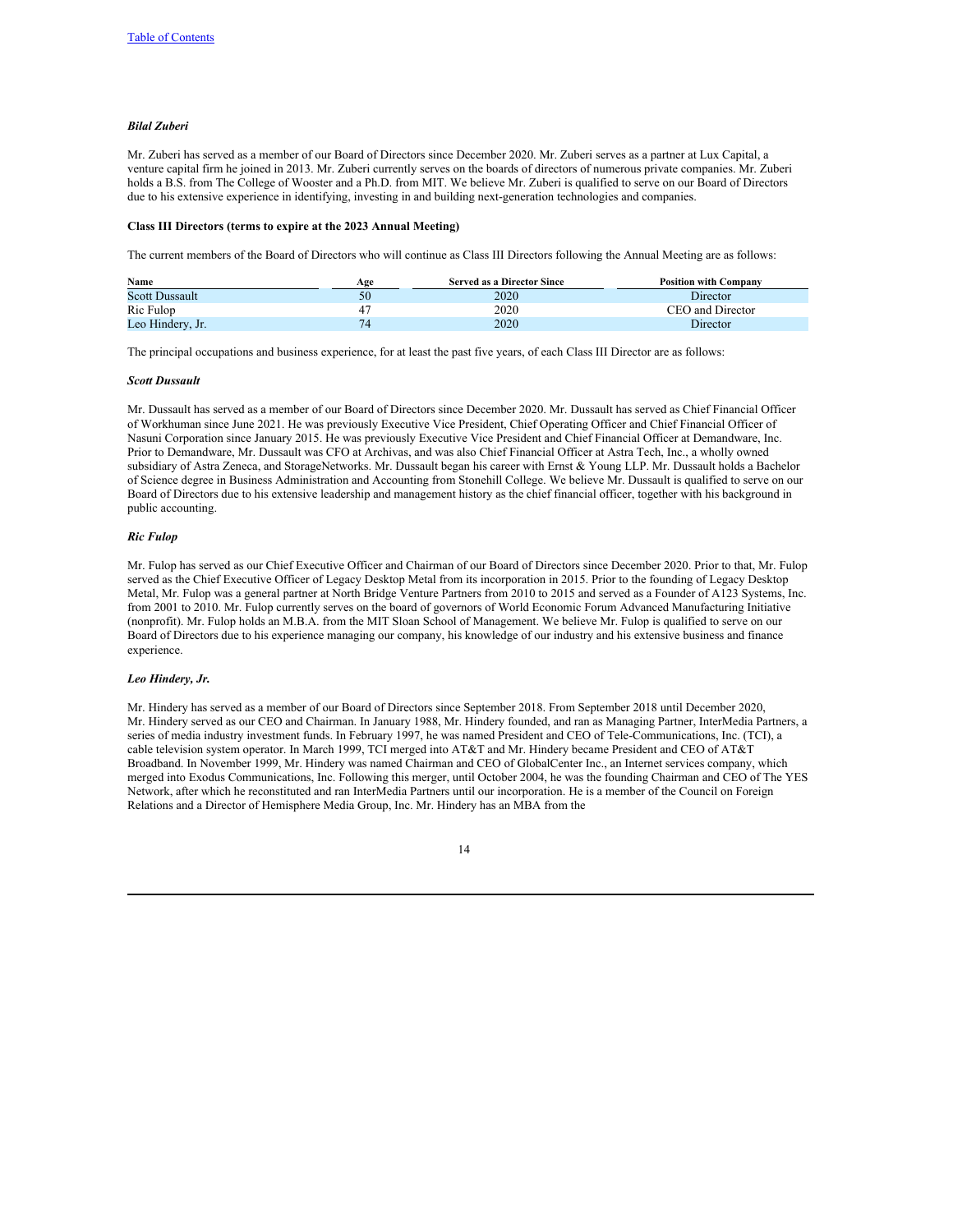***Bilal Zuberi***

Mr. Zuberi has served as a member of our Board of Directors since December 2020. Mr. Zuberi serves as a partner at Lux Capital, a venture capital firm he joined in 2013. Mr. Zuberi currently serves on the boards of directors of numerous private companies. Mr. Zuberi holds a B.S. from The College of Wooster and a Ph.D. from MIT. We believe Mr. Zuberi is qualified to serve on our Board of Directors due to his extensive experience in identifying, investing in and building next-generation technologies and companies.

**Class III Directors (terms to expire at the 2023 Annual Meeting)**

The current members of the Board of Directors who will continue as Class III Directors following the Annual Meeting are as follows:

| Name | Age | Served as a Director Since | Position with Company |
|---|---|---|---|
| Scott Dussault | 50 | 2020 | Director |
| Ric Fulop | 47 | 2020 | CEO and Director |
| Leo Hindery, Jr. | 74 | 2020 | Director |

The principal occupations and business experience, for at least the past five years, of each Class III Director are as follows:

***Scott Dussault***

Mr. Dussault has served as a member of our Board of Directors since December 2020. Mr. Dussault has served as Chief Financial Officer of Workhuman since June 2021. He was previously Executive Vice President, Chief Operating Officer and Chief Financial Officer of Nasuni Corporation since January 2015. He was previously Executive Vice President and Chief Financial Officer at Demandware, Inc. Prior to Demandware, Mr. Dussault was CFO at Archivas, and was also Chief Financial Officer at Astra Tech, Inc., a wholly owned subsidiary of Astra Zeneca, and StorageNetworks. Mr. Dussault began his career with Ernst & Young LLP. Mr. Dussault holds a Bachelor of Science degree in Business Administration and Accounting from Stonehill College. We believe Mr. Dussault is qualified to serve on our Board of Directors due to his extensive leadership and management history as the chief financial officer, together with his background in public accounting.

***Ric Fulop***

Mr. Fulop has served as our Chief Executive Officer and Chairman of our Board of Directors since December 2020. Prior to that, Mr. Fulop served as the Chief Executive Officer of Legacy Desktop Metal from its incorporation in 2015. Prior to the founding of Legacy Desktop Metal, Mr. Fulop was a general partner at North Bridge Venture Partners from 2010 to 2015 and served as a Founder of A123 Systems, Inc. from 2001 to 2010. Mr. Fulop currently serves on the board of governors of World Economic Forum Advanced Manufacturing Initiative (nonprofit). Mr. Fulop holds an M.B.A. from the MIT Sloan School of Management. We believe Mr. Fulop is qualified to serve on our Board of Directors due to his experience managing our company, his knowledge of our industry and his extensive business and finance experience.

***Leo Hindery, Jr.***

Mr. Hindery has served as a member of our Board of Directors since September 2018. From September 2018 until December 2020, Mr. Hindery served as our CEO and Chairman. In January 1988, Mr. Hindery founded, and ran as Managing Partner, InterMedia Partners, a series of media industry investment funds. In February 1997, he was named President and CEO of Tele-Communications, Inc. (TCI), a cable television system operator. In March 1999, TCI merged into AT&T and Mr. Hindery became President and CEO of AT&T Broadband. In November 1999, Mr. Hindery was named Chairman and CEO of GlobalCenter Inc., an Internet services company, which merged into Exodus Communications, Inc. Following this merger, until October 2004, he was the founding Chairman and CEO of The YES Network, after which he reconstituted and ran InterMedia Partners until our incorporation. He is a member of the Council on Foreign Relations and a Director of Hemisphere Media Group, Inc. Mr. Hindery has an MBA from the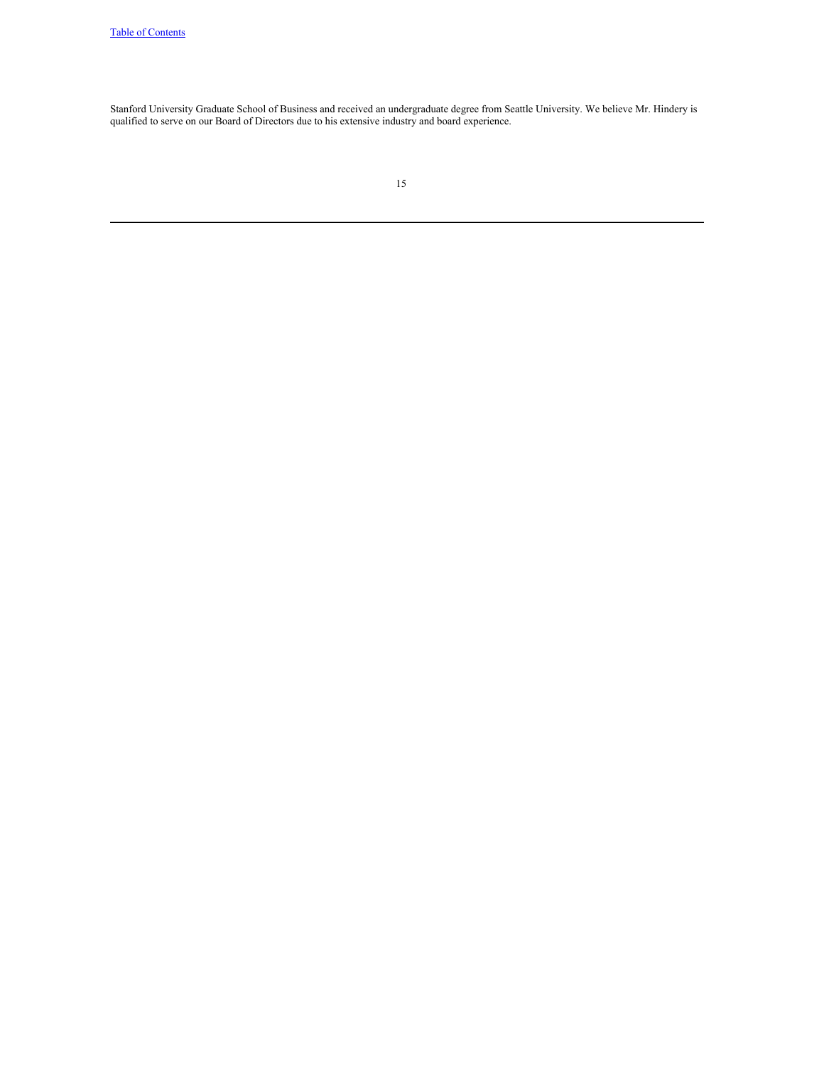Stanford University Graduate School of Business and received an undergraduate degree from Seattle University. We believe Mr. Hindery is qualified to serve on our Board of Directors due to his extensive industry and board experience.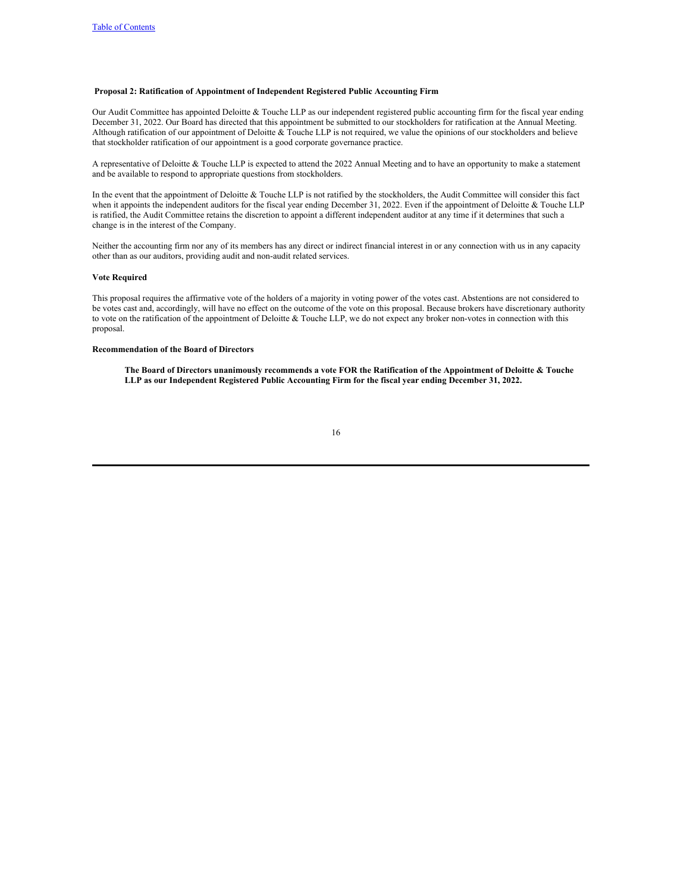### Proposal 2: Ratification of Appointment of Independent Registered Public Accounting Firm

Our Audit Committee has appointed Deloitte & Touche LLP as our independent registered public accounting firm for the fiscal year ending December 31, 2022. Our Board has directed that this appointment be submitted to our stockholders for ratification at the Annual Meeting. Although ratification of our appointment of Deloitte & Touche LLP is not required, we value the opinions of our stockholders and believe that stockholder ratification of our appointment is a good corporate governance practice.

A representative of Deloitte & Touche LLP is expected to attend the 2022 Annual Meeting and to have an opportunity to make a statement and be available to respond to appropriate questions from stockholders.

In the event that the appointment of Deloitte & Touche LLP is not ratified by the stockholders, the Audit Committee will consider this fact when it appoints the independent auditors for the fiscal year ending December 31, 2022. Even if the appointment of Deloitte & Touche LLP is ratified, the Audit Committee retains the discretion to appoint a different independent auditor at any time if it determines that such a change is in the interest of the Company.

Neither the accounting firm nor any of its members has any direct or indirect financial interest in or any connection with us in any capacity other than as our auditors, providing audit and non-audit related services.

#### Vote Required

This proposal requires the affirmative vote of the holders of a majority in voting power of the votes cast. Abstentions are not considered to be votes cast and, accordingly, will have no effect on the outcome of the vote on this proposal. Because brokers have discretionary authority to vote on the ratification of the appointment of Deloitte & Touche LLP, we do not expect any broker non-votes in connection with this proposal.

#### Recommendation of the Board of Directors

**The Board of Directors unanimously recommends a vote FOR the Ratification of the Appointment of Deloitte & Touche LLP as our Independent Registered Public Accounting Firm for the fiscal year ending December 31, 2022.**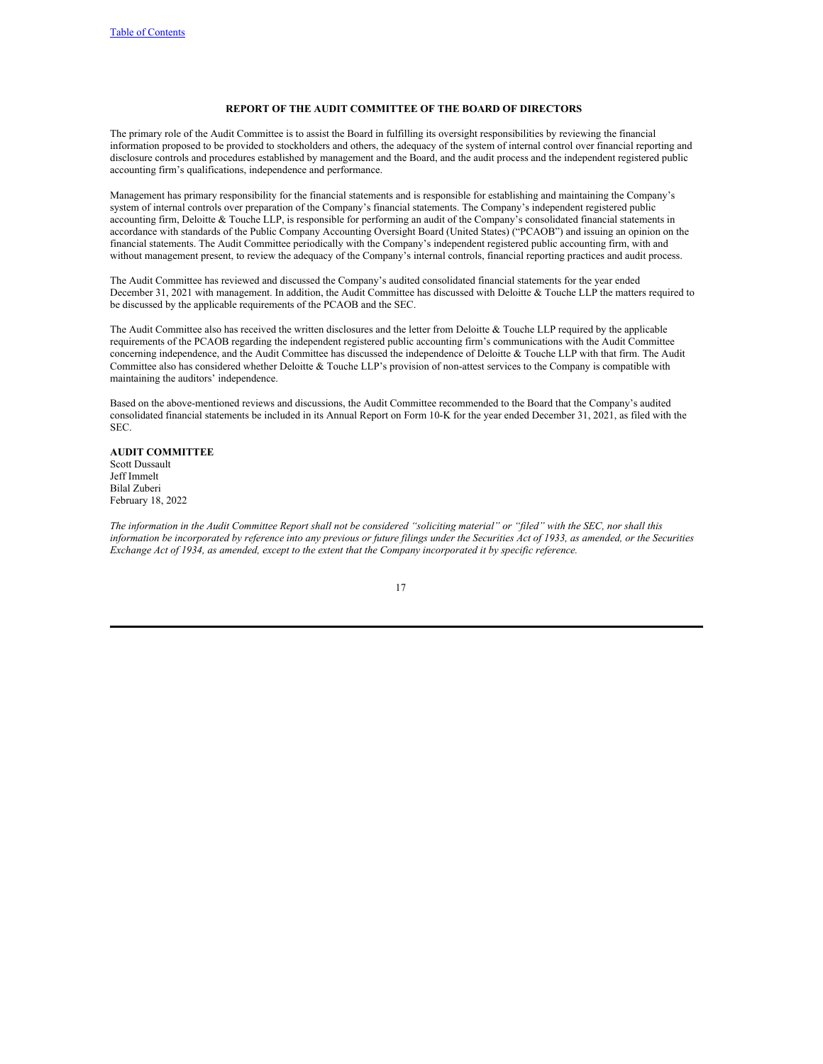## REPORT OF THE AUDIT COMMITTEE OF THE BOARD OF DIRECTORS

The primary role of the Audit Committee is to assist the Board in fulfilling its oversight responsibilities by reviewing the financial information proposed to be provided to stockholders and others, the adequacy of the system of internal control over financial reporting and disclosure controls and procedures established by management and the Board, and the audit process and the independent registered public accounting firm's qualifications, independence and performance.

Management has primary responsibility for the financial statements and is responsible for establishing and maintaining the Company's system of internal controls over preparation of the Company's financial statements. The Company's independent registered public accounting firm, Deloitte & Touche LLP, is responsible for performing an audit of the Company's consolidated financial statements in accordance with standards of the Public Company Accounting Oversight Board (United States) ("PCAOB") and issuing an opinion on the financial statements. The Audit Committee periodically with the Company's independent registered public accounting firm, with and without management present, to review the adequacy of the Company's internal controls, financial reporting practices and audit process.

The Audit Committee has reviewed and discussed the Company's audited consolidated financial statements for the year ended December 31, 2021 with management. In addition, the Audit Committee has discussed with Deloitte & Touche LLP the matters required to be discussed by the applicable requirements of the PCAOB and the SEC.

The Audit Committee also has received the written disclosures and the letter from Deloitte & Touche LLP required by the applicable requirements of the PCAOB regarding the independent registered public accounting firm's communications with the Audit Committee concerning independence, and the Audit Committee has discussed the independence of Deloitte & Touche LLP with that firm. The Audit Committee also has considered whether Deloitte & Touche LLP's provision of non-attest services to the Company is compatible with maintaining the auditors' independence.

Based on the above-mentioned reviews and discussions, the Audit Committee recommended to the Board that the Company's audited consolidated financial statements be included in its Annual Report on Form 10-K for the year ended December 31, 2021, as filed with the SEC.

**AUDIT COMMITTEE**
Scott Dussault
Jeff Immelt
Bilal Zuberi
February 18, 2022

*The information in the Audit Committee Report shall not be considered "soliciting material" or "filed" with the SEC, nor shall this information be incorporated by reference into any previous or future filings under the Securities Act of 1933, as amended, or the Securities Exchange Act of 1934, as amended, except to the extent that the Company incorporated it by specific reference.*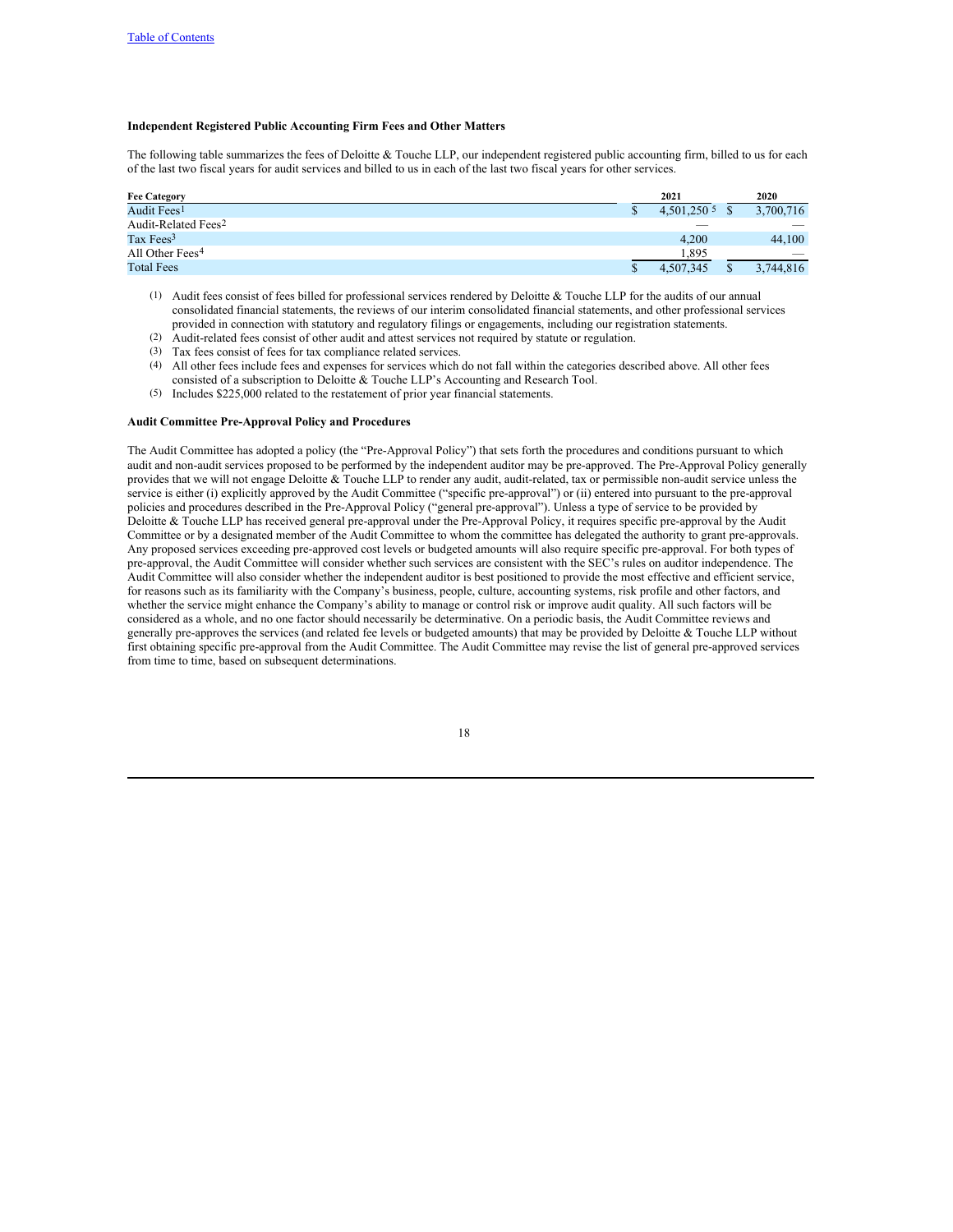**Independent Registered Public Accounting Firm Fees and Other Matters**

The following table summarizes the fees of Deloitte & Touche LLP, our independent registered public accounting firm, billed to us for each of the last two fiscal years for audit services and billed to us in each of the last two fiscal years for other services.

| Fee Category | 2021 | 2020 |
|---|---|---|
| Audit Fees[1] | $ 4,501,250 [5] | $ 3,700,716 |
| Audit-Related Fees[2] | — | — |
| Tax Fees[3] | 4,200 | 44,100 |
| All Other Fees[4] | 1,895 | — |
| Total Fees | $ 4,507,345 | $ 3,744,816 |

(1) Audit fees consist of fees billed for professional services rendered by Deloitte & Touche LLP for the audits of our annual consolidated financial statements, the reviews of our interim consolidated financial statements, and other professional services provided in connection with statutory and regulatory filings or engagements, including our registration statements.

(2) Audit-related fees consist of other audit and attest services not required by statute or regulation.

(3) Tax fees consist of fees for tax compliance related services.

(4) All other fees include fees and expenses for services which do not fall within the categories described above. All other fees consisted of a subscription to Deloitte & Touche LLP's Accounting and Research Tool.

(5) Includes $225,000 related to the restatement of prior year financial statements.

**Audit Committee Pre-Approval Policy and Procedures**

The Audit Committee has adopted a policy (the "Pre-Approval Policy") that sets forth the procedures and conditions pursuant to which audit and non-audit services proposed to be performed by the independent auditor may be pre-approved. The Pre-Approval Policy generally provides that we will not engage Deloitte & Touche LLP to render any audit, audit-related, tax or permissible non-audit service unless the service is either (i) explicitly approved by the Audit Committee ("specific pre-approval") or (ii) entered into pursuant to the pre-approval policies and procedures described in the Pre-Approval Policy ("general pre-approval"). Unless a type of service to be provided by Deloitte & Touche LLP has received general pre-approval under the Pre-Approval Policy, it requires specific pre-approval by the Audit Committee or by a designated member of the Audit Committee to whom the committee has delegated the authority to grant pre-approvals. Any proposed services exceeding pre-approved cost levels or budgeted amounts will also require specific pre-approval. For both types of pre-approval, the Audit Committee will consider whether such services are consistent with the SEC's rules on auditor independence. The Audit Committee will also consider whether the independent auditor is best positioned to provide the most effective and efficient service, for reasons such as its familiarity with the Company's business, people, culture, accounting systems, risk profile and other factors, and whether the service might enhance the Company's ability to manage or control risk or improve audit quality. All such factors will be considered as a whole, and no one factor should necessarily be determinative. On a periodic basis, the Audit Committee reviews and generally pre-approves the services (and related fee levels or budgeted amounts) that may be provided by Deloitte & Touche LLP without first obtaining specific pre-approval from the Audit Committee. The Audit Committee may revise the list of general pre-approved services from time to time, based on subsequent determinations.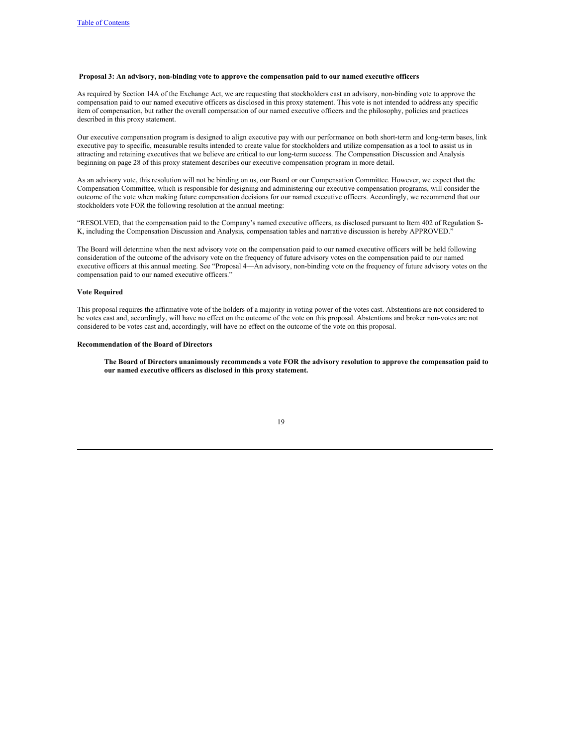**Proposal 3: An advisory, non-binding vote to approve the compensation paid to our named executive officers**

As required by Section 14A of the Exchange Act, we are requesting that stockholders cast an advisory, non-binding vote to approve the compensation paid to our named executive officers as disclosed in this proxy statement. This vote is not intended to address any specific item of compensation, but rather the overall compensation of our named executive officers and the philosophy, policies and practices described in this proxy statement.

Our executive compensation program is designed to align executive pay with our performance on both short-term and long-term bases, link executive pay to specific, measurable results intended to create value for stockholders and utilize compensation as a tool to assist us in attracting and retaining executives that we believe are critical to our long-term success. The Compensation Discussion and Analysis beginning on page 28 of this proxy statement describes our executive compensation program in more detail.

As an advisory vote, this resolution will not be binding on us, our Board or our Compensation Committee. However, we expect that the Compensation Committee, which is responsible for designing and administering our executive compensation programs, will consider the outcome of the vote when making future compensation decisions for our named executive officers. Accordingly, we recommend that our stockholders vote FOR the following resolution at the annual meeting:

"RESOLVED, that the compensation paid to the Company's named executive officers, as disclosed pursuant to Item 402 of Regulation S-K, including the Compensation Discussion and Analysis, compensation tables and narrative discussion is hereby APPROVED."

The Board will determine when the next advisory vote on the compensation paid to our named executive officers will be held following consideration of the outcome of the advisory vote on the frequency of future advisory votes on the compensation paid to our named executive officers at this annual meeting. See "Proposal 4—An advisory, non-binding vote on the frequency of future advisory votes on the compensation paid to our named executive officers."

**Vote Required**

This proposal requires the affirmative vote of the holders of a majority in voting power of the votes cast. Abstentions are not considered to be votes cast and, accordingly, will have no effect on the outcome of the vote on this proposal. Abstentions and broker non-votes are not considered to be votes cast and, accordingly, will have no effect on the outcome of the vote on this proposal.

**Recommendation of the Board of Directors**

**The Board of Directors unanimously recommends a vote FOR the advisory resolution to approve the compensation paid to our named executive officers as disclosed in this proxy statement.**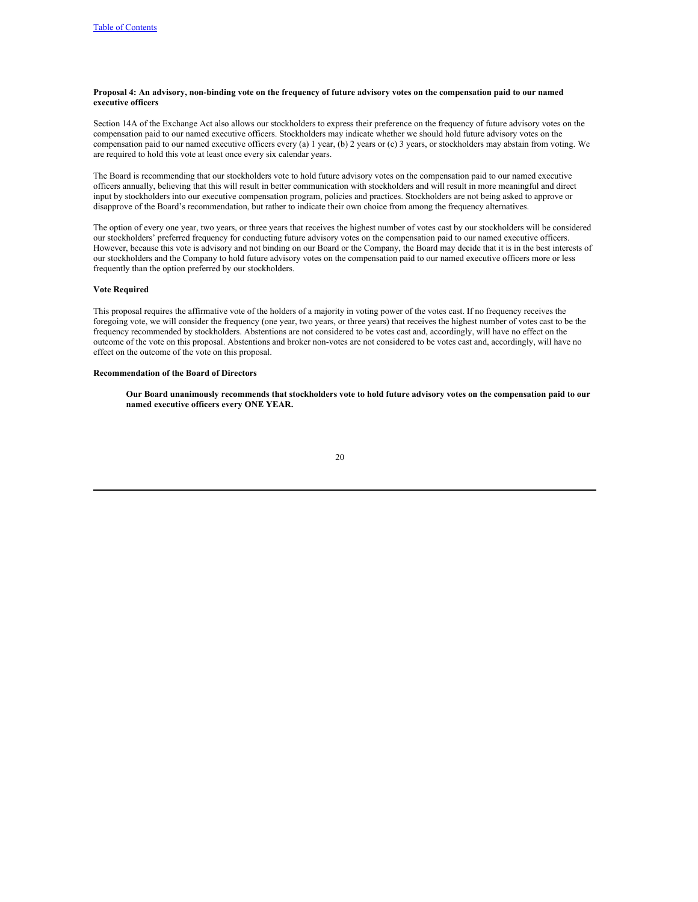**Proposal 4: An advisory, non-binding vote on the frequency of future advisory votes on the compensation paid to our named executive officers**

Section 14A of the Exchange Act also allows our stockholders to express their preference on the frequency of future advisory votes on the compensation paid to our named executive officers. Stockholders may indicate whether we should hold future advisory votes on the compensation paid to our named executive officers every (a) 1 year, (b) 2 years or (c) 3 years, or stockholders may abstain from voting. We are required to hold this vote at least once every six calendar years.

The Board is recommending that our stockholders vote to hold future advisory votes on the compensation paid to our named executive officers annually, believing that this will result in better communication with stockholders and will result in more meaningful and direct input by stockholders into our executive compensation program, policies and practices. Stockholders are not being asked to approve or disapprove of the Board's recommendation, but rather to indicate their own choice from among the frequency alternatives.

The option of every one year, two years, or three years that receives the highest number of votes cast by our stockholders will be considered our stockholders' preferred frequency for conducting future advisory votes on the compensation paid to our named executive officers. However, because this vote is advisory and not binding on our Board or the Company, the Board may decide that it is in the best interests of our stockholders and the Company to hold future advisory votes on the compensation paid to our named executive officers more or less frequently than the option preferred by our stockholders.

**Vote Required**

This proposal requires the affirmative vote of the holders of a majority in voting power of the votes cast. If no frequency receives the foregoing vote, we will consider the frequency (one year, two years, or three years) that receives the highest number of votes cast to be the frequency recommended by stockholders. Abstentions are not considered to be votes cast and, accordingly, will have no effect on the outcome of the vote on this proposal. Abstentions and broker non-votes are not considered to be votes cast and, accordingly, will have no effect on the outcome of the vote on this proposal.

**Recommendation of the Board of Directors**

**Our Board unanimously recommends that stockholders vote to hold future advisory votes on the compensation paid to our named executive officers every ONE YEAR.**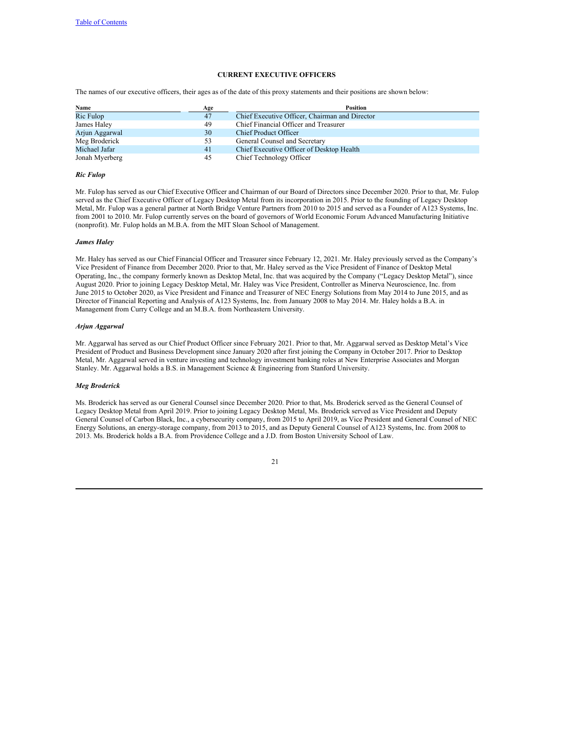## CURRENT EXECUTIVE OFFICERS

The names of our executive officers, their ages as of the date of this proxy statements and their positions are shown below:

| Name | Age | Position |
|---|---|---|
| Ric Fulop | 47 | Chief Executive Officer, Chairman and Director |
| James Haley | 49 | Chief Financial Officer and Treasurer |
| Arjun Aggarwal | 30 | Chief Product Officer |
| Meg Broderick | 53 | General Counsel and Secretary |
| Michael Jafar | 41 | Chief Executive Officer of Desktop Health |
| Jonah Myerberg | 45 | Chief Technology Officer |

***Ric Fulop***

Mr. Fulop has served as our Chief Executive Officer and Chairman of our Board of Directors since December 2020. Prior to that, Mr. Fulop served as the Chief Executive Officer of Legacy Desktop Metal from its incorporation in 2015. Prior to the founding of Legacy Desktop Metal, Mr. Fulop was a general partner at North Bridge Venture Partners from 2010 to 2015 and served as a Founder of A123 Systems, Inc. from 2001 to 2010. Mr. Fulop currently serves on the board of governors of World Economic Forum Advanced Manufacturing Initiative (nonprofit). Mr. Fulop holds an M.B.A. from the MIT Sloan School of Management.

***James Haley***

Mr. Haley has served as our Chief Financial Officer and Treasurer since February 12, 2021. Mr. Haley previously served as the Company's Vice President of Finance from December 2020. Prior to that, Mr. Haley served as the Vice President of Finance of Desktop Metal Operating, Inc., the company formerly known as Desktop Metal, Inc. that was acquired by the Company ("Legacy Desktop Metal"), since August 2020. Prior to joining Legacy Desktop Metal, Mr. Haley was Vice President, Controller as Minerva Neuroscience, Inc. from June 2015 to October 2020, as Vice President and Finance and Treasurer of NEC Energy Solutions from May 2014 to June 2015, and as Director of Financial Reporting and Analysis of A123 Systems, Inc. from January 2008 to May 2014. Mr. Haley holds a B.A. in Management from Curry College and an M.B.A. from Northeastern University.

***Arjun Aggarwal***

Mr. Aggarwal has served as our Chief Product Officer since February 2021. Prior to that, Mr. Aggarwal served as Desktop Metal's Vice President of Product and Business Development since January 2020 after first joining the Company in October 2017. Prior to Desktop Metal, Mr. Aggarwal served in venture investing and technology investment banking roles at New Enterprise Associates and Morgan Stanley. Mr. Aggarwal holds a B.S. in Management Science & Engineering from Stanford University.

***Meg Broderick***

Ms. Broderick has served as our General Counsel since December 2020. Prior to that, Ms. Broderick served as the General Counsel of Legacy Desktop Metal from April 2019. Prior to joining Legacy Desktop Metal, Ms. Broderick served as Vice President and Deputy General Counsel of Carbon Black, Inc., a cybersecurity company, from 2015 to April 2019, as Vice President and General Counsel of NEC Energy Solutions, an energy-storage company, from 2013 to 2015, and as Deputy General Counsel of A123 Systems, Inc. from 2008 to 2013. Ms. Broderick holds a B.A. from Providence College and a J.D. from Boston University School of Law.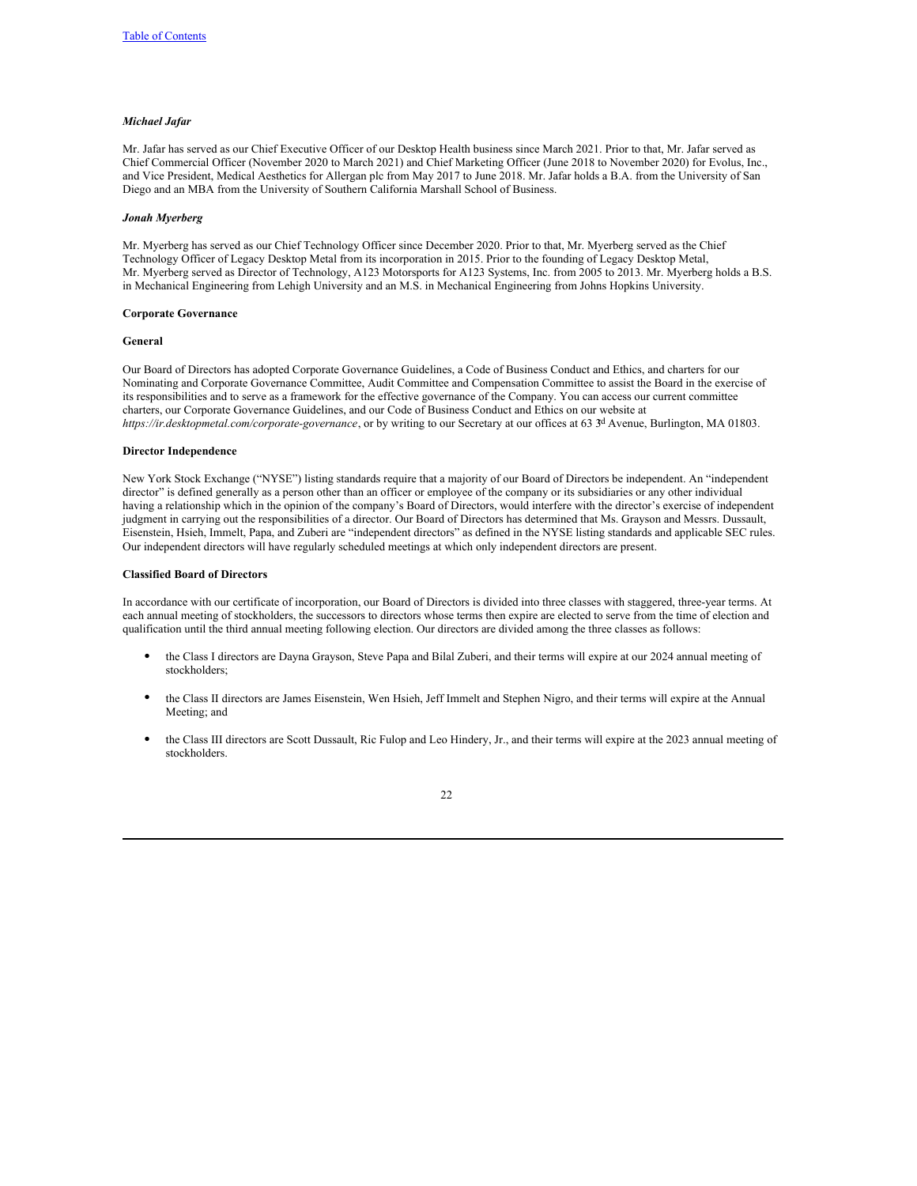***Michael Jafar***

Mr. Jafar has served as our Chief Executive Officer of our Desktop Health business since March 2021. Prior to that, Mr. Jafar served as Chief Commercial Officer (November 2020 to March 2021) and Chief Marketing Officer (June 2018 to November 2020) for Evolus, Inc., and Vice President, Medical Aesthetics for Allergan plc from May 2017 to June 2018. Mr. Jafar holds a B.A. from the University of San Diego and an MBA from the University of Southern California Marshall School of Business.

***Jonah Myerberg***

Mr. Myerberg has served as our Chief Technology Officer since December 2020. Prior to that, Mr. Myerberg served as the Chief Technology Officer of Legacy Desktop Metal from its incorporation in 2015. Prior to the founding of Legacy Desktop Metal, Mr. Myerberg served as Director of Technology, A123 Motorsports for A123 Systems, Inc. from 2005 to 2013. Mr. Myerberg holds a B.S. in Mechanical Engineering from Lehigh University and an M.S. in Mechanical Engineering from Johns Hopkins University.

**Corporate Governance**

**General**

Our Board of Directors has adopted Corporate Governance Guidelines, a Code of Business Conduct and Ethics, and charters for our Nominating and Corporate Governance Committee, Audit Committee and Compensation Committee to assist the Board in the exercise of its responsibilities and to serve as a framework for the effective governance of the Company. You can access our current committee charters, our Corporate Governance Guidelines, and our Code of Business Conduct and Ethics on our website at *https://ir.desktopmetal.com/corporate-governance*, or by writing to our Secretary at our offices at 63 3rd Avenue, Burlington, MA 01803.

**Director Independence**

New York Stock Exchange ("NYSE") listing standards require that a majority of our Board of Directors be independent. An "independent director" is defined generally as a person other than an officer or employee of the company or its subsidiaries or any other individual having a relationship which in the opinion of the company's Board of Directors, would interfere with the director's exercise of independent judgment in carrying out the responsibilities of a director. Our Board of Directors has determined that Ms. Grayson and Messrs. Dussault, Eisenstein, Hsieh, Immelt, Papa, and Zuberi are "independent directors" as defined in the NYSE listing standards and applicable SEC rules. Our independent directors will have regularly scheduled meetings at which only independent directors are present.

**Classified Board of Directors**

In accordance with our certificate of incorporation, our Board of Directors is divided into three classes with staggered, three-year terms. At each annual meeting of stockholders, the successors to directors whose terms then expire are elected to serve from the time of election and qualification until the third annual meeting following election. Our directors are divided among the three classes as follows:

- the Class I directors are Dayna Grayson, Steve Papa and Bilal Zuberi, and their terms will expire at our 2024 annual meeting of stockholders;
- the Class II directors are James Eisenstein, Wen Hsieh, Jeff Immelt and Stephen Nigro, and their terms will expire at the Annual Meeting; and
- the Class III directors are Scott Dussault, Ric Fulop and Leo Hindery, Jr., and their terms will expire at the 2023 annual meeting of stockholders.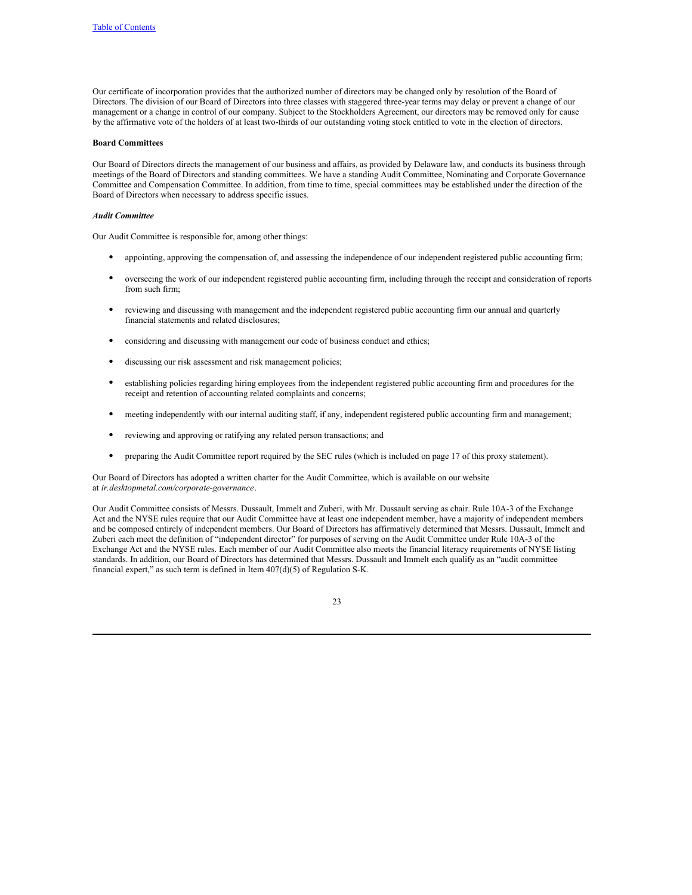Our certificate of incorporation provides that the authorized number of directors may be changed only by resolution of the Board of Directors. The division of our Board of Directors into three classes with staggered three-year terms may delay or prevent a change of our management or a change in control of our company. Subject to the Stockholders Agreement, our directors may be removed only for cause by the affirmative vote of the holders of at least two-thirds of our outstanding voting stock entitled to vote in the election of directors.

**Board Committees**

Our Board of Directors directs the management of our business and affairs, as provided by Delaware law, and conducts its business through meetings of the Board of Directors and standing committees. We have a standing Audit Committee, Nominating and Corporate Governance Committee and Compensation Committee. In addition, from time to time, special committees may be established under the direction of the Board of Directors when necessary to address specific issues.

***Audit Committee***

Our Audit Committee is responsible for, among other things:

- appointing, approving the compensation of, and assessing the independence of our independent registered public accounting firm;
- overseeing the work of our independent registered public accounting firm, including through the receipt and consideration of reports from such firm;
- reviewing and discussing with management and the independent registered public accounting firm our annual and quarterly financial statements and related disclosures;
- considering and discussing with management our code of business conduct and ethics;
- discussing our risk assessment and risk management policies;
- establishing policies regarding hiring employees from the independent registered public accounting firm and procedures for the receipt and retention of accounting related complaints and concerns;
- meeting independently with our internal auditing staff, if any, independent registered public accounting firm and management;
- reviewing and approving or ratifying any related person transactions; and
- preparing the Audit Committee report required by the SEC rules (which is included on page 17 of this proxy statement).

Our Board of Directors has adopted a written charter for the Audit Committee, which is available on our website at *ir.desktopmetal.com/corporate-governance*.

Our Audit Committee consists of Messrs. Dussault, Immelt and Zuberi, with Mr. Dussault serving as chair. Rule 10A-3 of the Exchange Act and the NYSE rules require that our Audit Committee have at least one independent member, have a majority of independent members and be composed entirely of independent members. Our Board of Directors has affirmatively determined that Messrs. Dussault, Immelt and Zuberi each meet the definition of "independent director" for purposes of serving on the Audit Committee under Rule 10A-3 of the Exchange Act and the NYSE rules. Each member of our Audit Committee also meets the financial literacy requirements of NYSE listing standards. In addition, our Board of Directors has determined that Messrs. Dussault and Immelt each qualify as an "audit committee financial expert," as such term is defined in Item 407(d)(5) of Regulation S-K.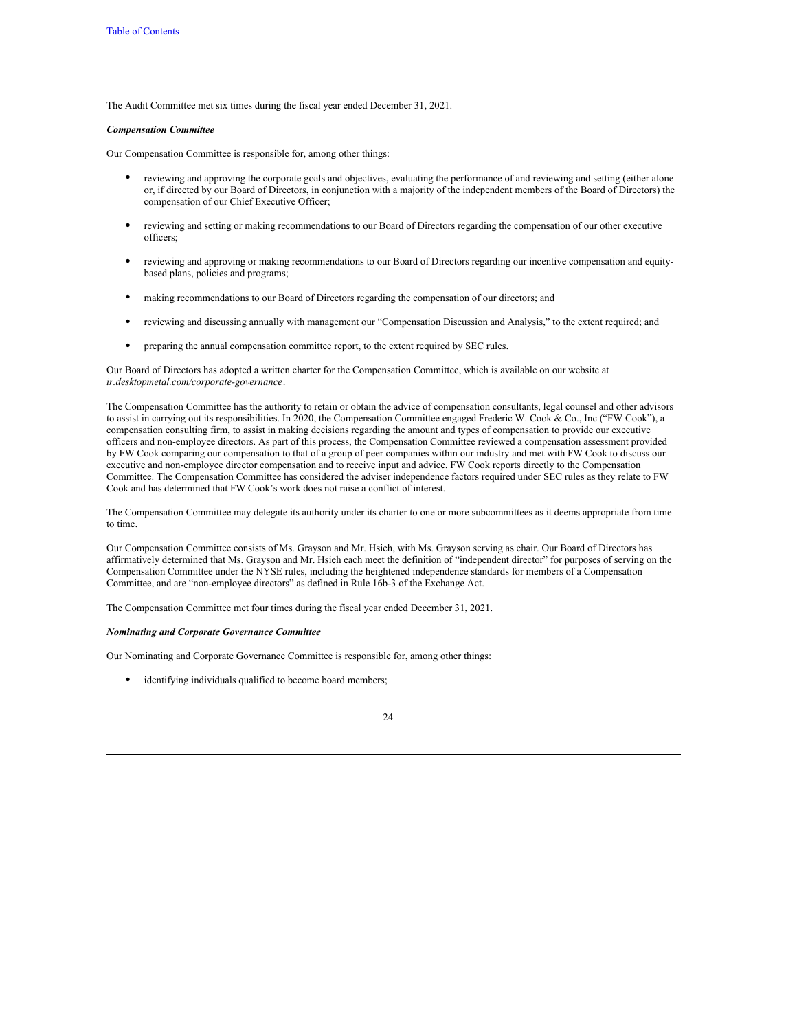The Audit Committee met six times during the fiscal year ended December 31, 2021.

***Compensation Committee***

Our Compensation Committee is responsible for, among other things:

- reviewing and approving the corporate goals and objectives, evaluating the performance of and reviewing and setting (either alone or, if directed by our Board of Directors, in conjunction with a majority of the independent members of the Board of Directors) the compensation of our Chief Executive Officer;
- reviewing and setting or making recommendations to our Board of Directors regarding the compensation of our other executive officers;
- reviewing and approving or making recommendations to our Board of Directors regarding our incentive compensation and equity-based plans, policies and programs;
- making recommendations to our Board of Directors regarding the compensation of our directors; and
- reviewing and discussing annually with management our "Compensation Discussion and Analysis," to the extent required; and
- preparing the annual compensation committee report, to the extent required by SEC rules.

Our Board of Directors has adopted a written charter for the Compensation Committee, which is available on our website at *ir.desktopmetal.com/corporate-governance*.

The Compensation Committee has the authority to retain or obtain the advice of compensation consultants, legal counsel and other advisors to assist in carrying out its responsibilities. In 2020, the Compensation Committee engaged Frederic W. Cook & Co., Inc ("FW Cook"), a compensation consulting firm, to assist in making decisions regarding the amount and types of compensation to provide our executive officers and non-employee directors. As part of this process, the Compensation Committee reviewed a compensation assessment provided by FW Cook comparing our compensation to that of a group of peer companies within our industry and met with FW Cook to discuss our executive and non-employee director compensation and to receive input and advice. FW Cook reports directly to the Compensation Committee. The Compensation Committee has considered the adviser independence factors required under SEC rules as they relate to FW Cook and has determined that FW Cook's work does not raise a conflict of interest.

The Compensation Committee may delegate its authority under its charter to one or more subcommittees as it deems appropriate from time to time.

Our Compensation Committee consists of Ms. Grayson and Mr. Hsieh, with Ms. Grayson serving as chair. Our Board of Directors has affirmatively determined that Ms. Grayson and Mr. Hsieh each meet the definition of "independent director" for purposes of serving on the Compensation Committee under the NYSE rules, including the heightened independence standards for members of a Compensation Committee, and are "non-employee directors" as defined in Rule 16b-3 of the Exchange Act.

The Compensation Committee met four times during the fiscal year ended December 31, 2021.

***Nominating and Corporate Governance Committee***

Our Nominating and Corporate Governance Committee is responsible for, among other things:

- identifying individuals qualified to become board members;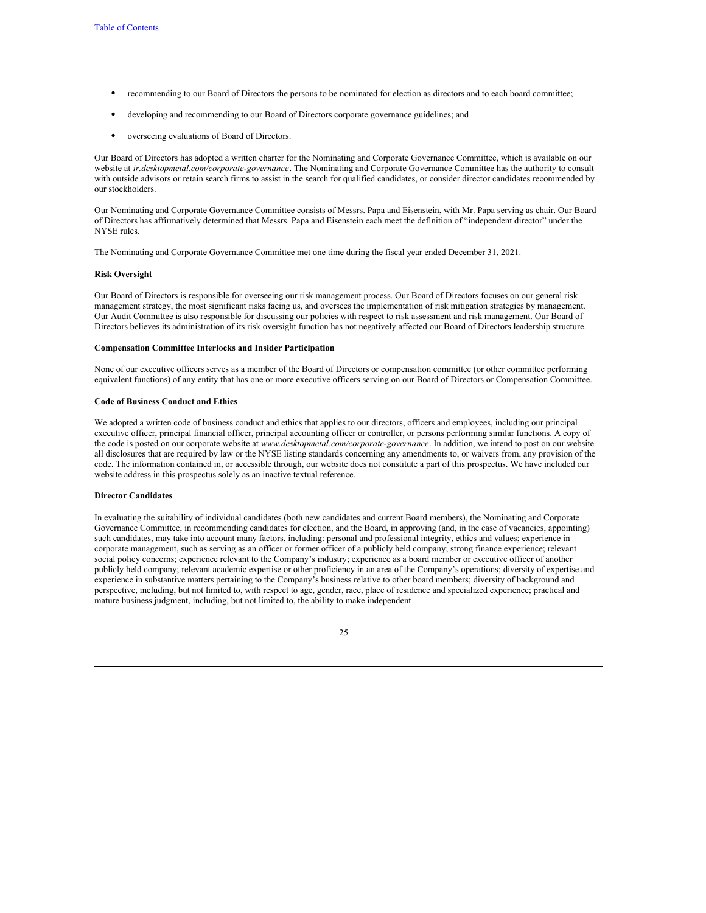- recommending to our Board of Directors the persons to be nominated for election as directors and to each board committee;
- developing and recommending to our Board of Directors corporate governance guidelines; and
- overseeing evaluations of Board of Directors.

Our Board of Directors has adopted a written charter for the Nominating and Corporate Governance Committee, which is available on our website at *ir.desktopmetal.com/corporate-governance*. The Nominating and Corporate Governance Committee has the authority to consult with outside advisors or retain search firms to assist in the search for qualified candidates, or consider director candidates recommended by our stockholders.

Our Nominating and Corporate Governance Committee consists of Messrs. Papa and Eisenstein, with Mr. Papa serving as chair. Our Board of Directors has affirmatively determined that Messrs. Papa and Eisenstein each meet the definition of "independent director" under the NYSE rules.

The Nominating and Corporate Governance Committee met one time during the fiscal year ended December 31, 2021.

**Risk Oversight**

Our Board of Directors is responsible for overseeing our risk management process. Our Board of Directors focuses on our general risk management strategy, the most significant risks facing us, and oversees the implementation of risk mitigation strategies by management. Our Audit Committee is also responsible for discussing our policies with respect to risk assessment and risk management. Our Board of Directors believes its administration of its risk oversight function has not negatively affected our Board of Directors leadership structure.

**Compensation Committee Interlocks and Insider Participation**

None of our executive officers serves as a member of the Board of Directors or compensation committee (or other committee performing equivalent functions) of any entity that has one or more executive officers serving on our Board of Directors or Compensation Committee.

**Code of Business Conduct and Ethics**

We adopted a written code of business conduct and ethics that applies to our directors, officers and employees, including our principal executive officer, principal financial officer, principal accounting officer or controller, or persons performing similar functions. A copy of the code is posted on our corporate website at *www.desktopmetal.com/corporate-governance*. In addition, we intend to post on our website all disclosures that are required by law or the NYSE listing standards concerning any amendments to, or waivers from, any provision of the code. The information contained in, or accessible through, our website does not constitute a part of this prospectus. We have included our website address in this prospectus solely as an inactive textual reference.

**Director Candidates**

In evaluating the suitability of individual candidates (both new candidates and current Board members), the Nominating and Corporate Governance Committee, in recommending candidates for election, and the Board, in approving (and, in the case of vacancies, appointing) such candidates, may take into account many factors, including: personal and professional integrity, ethics and values; experience in corporate management, such as serving as an officer or former officer of a publicly held company; strong finance experience; relevant social policy concerns; experience relevant to the Company's industry; experience as a board member or executive officer of another publicly held company; relevant academic expertise or other proficiency in an area of the Company's operations; diversity of expertise and experience in substantive matters pertaining to the Company's business relative to other board members; diversity of background and perspective, including, but not limited to, with respect to age, gender, race, place of residence and specialized experience; practical and mature business judgment, including, but not limited to, the ability to make independent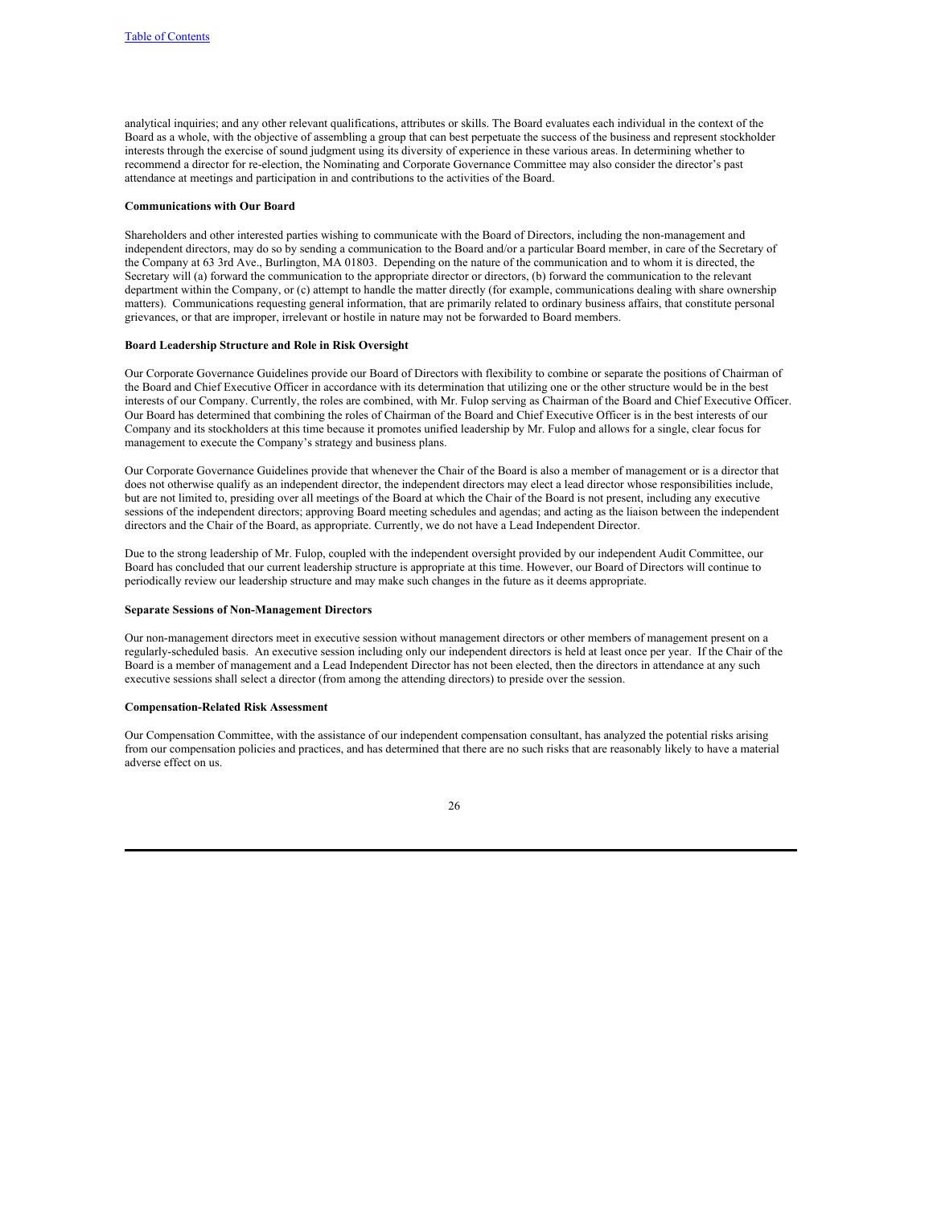analytical inquiries; and any other relevant qualifications, attributes or skills. The Board evaluates each individual in the context of the Board as a whole, with the objective of assembling a group that can best perpetuate the success of the business and represent stockholder interests through the exercise of sound judgment using its diversity of experience in these various areas. In determining whether to recommend a director for re-election, the Nominating and Corporate Governance Committee may also consider the director's past attendance at meetings and participation in and contributions to the activities of the Board.

**Communications with Our Board**

Shareholders and other interested parties wishing to communicate with the Board of Directors, including the non-management and independent directors, may do so by sending a communication to the Board and/or a particular Board member, in care of the Secretary of the Company at 63 3rd Ave., Burlington, MA 01803. Depending on the nature of the communication and to whom it is directed, the Secretary will (a) forward the communication to the appropriate director or directors, (b) forward the communication to the relevant department within the Company, or (c) attempt to handle the matter directly (for example, communications dealing with share ownership matters). Communications requesting general information, that are primarily related to ordinary business affairs, that constitute personal grievances, or that are improper, irrelevant or hostile in nature may not be forwarded to Board members.

**Board Leadership Structure and Role in Risk Oversight**

Our Corporate Governance Guidelines provide our Board of Directors with flexibility to combine or separate the positions of Chairman of the Board and Chief Executive Officer in accordance with its determination that utilizing one or the other structure would be in the best interests of our Company. Currently, the roles are combined, with Mr. Fulop serving as Chairman of the Board and Chief Executive Officer. Our Board has determined that combining the roles of Chairman of the Board and Chief Executive Officer is in the best interests of our Company and its stockholders at this time because it promotes unified leadership by Mr. Fulop and allows for a single, clear focus for management to execute the Company's strategy and business plans.

Our Corporate Governance Guidelines provide that whenever the Chair of the Board is also a member of management or is a director that does not otherwise qualify as an independent director, the independent directors may elect a lead director whose responsibilities include, but are not limited to, presiding over all meetings of the Board at which the Chair of the Board is not present, including any executive sessions of the independent directors; approving Board meeting schedules and agendas; and acting as the liaison between the independent directors and the Chair of the Board, as appropriate. Currently, we do not have a Lead Independent Director.

Due to the strong leadership of Mr. Fulop, coupled with the independent oversight provided by our independent Audit Committee, our Board has concluded that our current leadership structure is appropriate at this time. However, our Board of Directors will continue to periodically review our leadership structure and may make such changes in the future as it deems appropriate.

**Separate Sessions of Non-Management Directors**

Our non-management directors meet in executive session without management directors or other members of management present on a regularly-scheduled basis. An executive session including only our independent directors is held at least once per year. If the Chair of the Board is a member of management and a Lead Independent Director has not been elected, then the directors in attendance at any such executive sessions shall select a director (from among the attending directors) to preside over the session.

**Compensation-Related Risk Assessment**

Our Compensation Committee, with the assistance of our independent compensation consultant, has analyzed the potential risks arising from our compensation policies and practices, and has determined that there are no such risks that are reasonably likely to have a material adverse effect on us.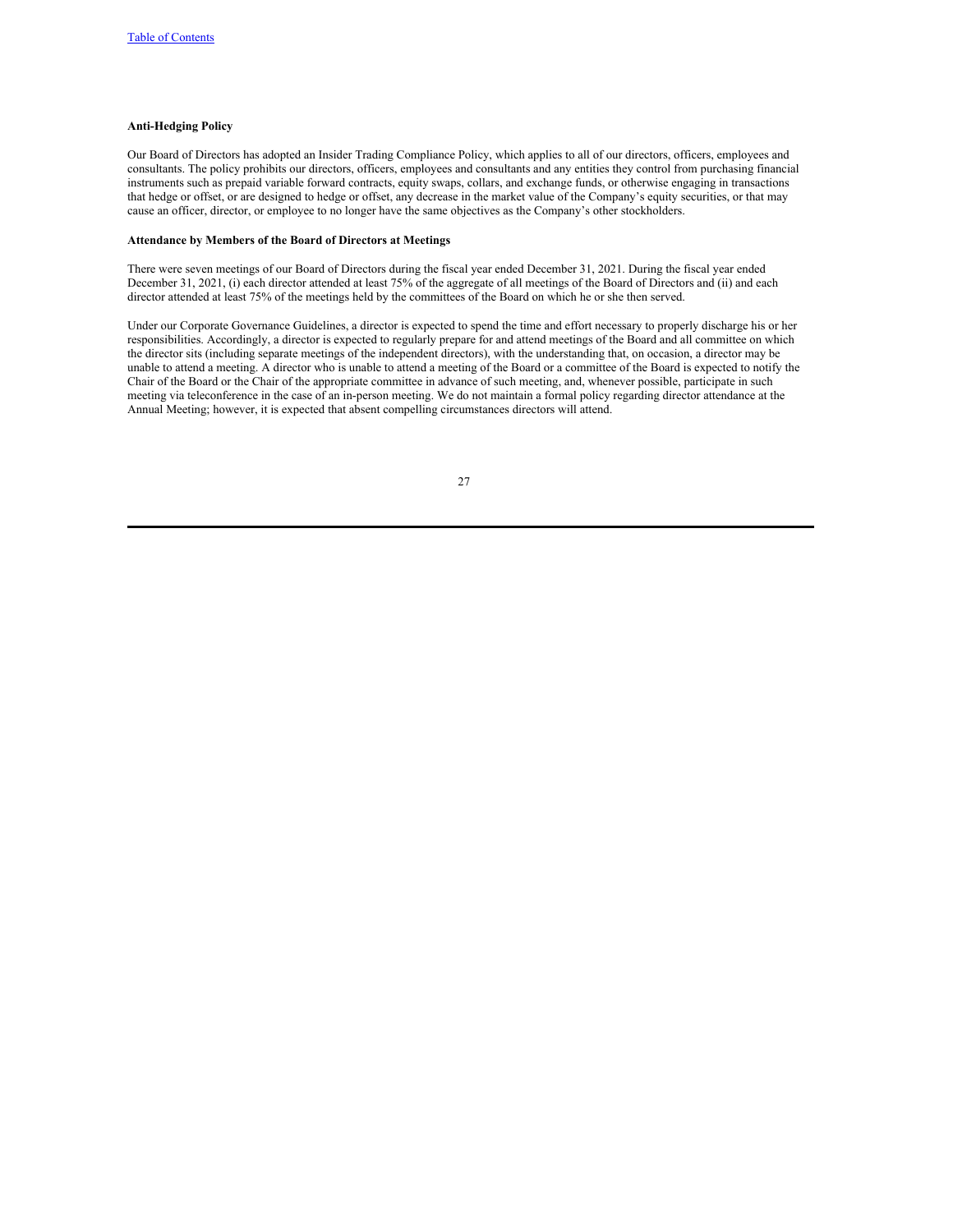**Anti-Hedging Policy**

Our Board of Directors has adopted an Insider Trading Compliance Policy, which applies to all of our directors, officers, employees and consultants. The policy prohibits our directors, officers, employees and consultants and any entities they control from purchasing financial instruments such as prepaid variable forward contracts, equity swaps, collars, and exchange funds, or otherwise engaging in transactions that hedge or offset, or are designed to hedge or offset, any decrease in the market value of the Company's equity securities, or that may cause an officer, director, or employee to no longer have the same objectives as the Company's other stockholders.

**Attendance by Members of the Board of Directors at Meetings**

There were seven meetings of our Board of Directors during the fiscal year ended December 31, 2021. During the fiscal year ended December 31, 2021, (i) each director attended at least 75% of the aggregate of all meetings of the Board of Directors and (ii) and each director attended at least 75% of the meetings held by the committees of the Board on which he or she then served.

Under our Corporate Governance Guidelines, a director is expected to spend the time and effort necessary to properly discharge his or her responsibilities. Accordingly, a director is expected to regularly prepare for and attend meetings of the Board and all committee on which the director sits (including separate meetings of the independent directors), with the understanding that, on occasion, a director may be unable to attend a meeting. A director who is unable to attend a meeting of the Board or a committee of the Board is expected to notify the Chair of the Board or the Chair of the appropriate committee in advance of such meeting, and, whenever possible, participate in such meeting via teleconference in the case of an in-person meeting. We do not maintain a formal policy regarding director attendance at the Annual Meeting; however, it is expected that absent compelling circumstances directors will attend.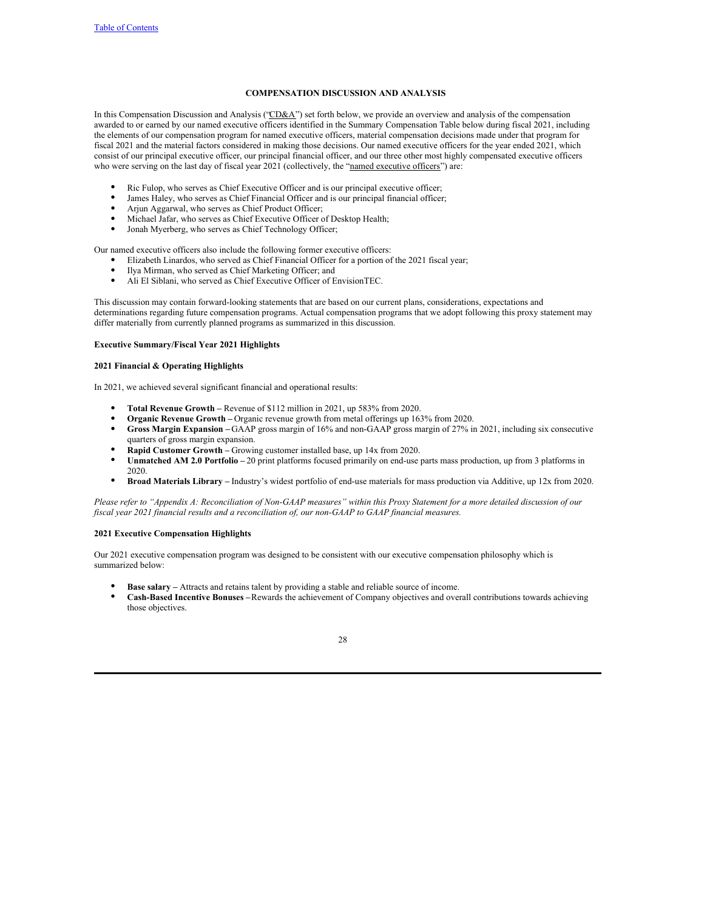## COMPENSATION DISCUSSION AND ANALYSIS

In this Compensation Discussion and Analysis ("CD&A") set forth below, we provide an overview and analysis of the compensation awarded to or earned by our named executive officers identified in the Summary Compensation Table below during fiscal 2021, including the elements of our compensation program for named executive officers, material compensation decisions made under that program for fiscal 2021 and the material factors considered in making those decisions. Our named executive officers for the year ended 2021, which consist of our principal executive officer, our principal financial officer, and our three other most highly compensated executive officers who were serving on the last day of fiscal year 2021 (collectively, the "named executive officers") are:

- Ric Fulop, who serves as Chief Executive Officer and is our principal executive officer;
- James Haley, who serves as Chief Financial Officer and is our principal financial officer;
- Arjun Aggarwal, who serves as Chief Product Officer;
- Michael Jafar, who serves as Chief Executive Officer of Desktop Health;
- Jonah Myerberg, who serves as Chief Technology Officer;

Our named executive officers also include the following former executive officers:

- Elizabeth Linardos, who served as Chief Financial Officer for a portion of the 2021 fiscal year;
- Ilya Mirman, who served as Chief Marketing Officer; and
- Ali El Siblani, who served as Chief Executive Officer of EnvisionTEC.

This discussion may contain forward-looking statements that are based on our current plans, considerations, expectations and determinations regarding future compensation programs. Actual compensation programs that we adopt following this proxy statement may differ materially from currently planned programs as summarized in this discussion.

### Executive Summary/Fiscal Year 2021 Highlights

### 2021 Financial & Operating Highlights

In 2021, we achieved several significant financial and operational results:

- **Total Revenue Growth –** Revenue of $112 million in 2021, up 583% from 2020.
- **Organic Revenue Growth –** Organic revenue growth from metal offerings up 163% from 2020.
- **Gross Margin Expansion –** GAAP gross margin of 16% and non-GAAP gross margin of 27% in 2021, including six consecutive quarters of gross margin expansion.
- **Rapid Customer Growth –** Growing customer installed base, up 14x from 2020.
- **Unmatched AM 2.0 Portfolio –** 20 print platforms focused primarily on end-use parts mass production, up from 3 platforms in 2020.
- **Broad Materials Library –** Industry's widest portfolio of end-use materials for mass production via Additive, up 12x from 2020.

*Please refer to "Appendix A: Reconciliation of Non-GAAP measures" within this Proxy Statement for a more detailed discussion of our fiscal year 2021 financial results and a reconciliation of, our non-GAAP to GAAP financial measures.*

### 2021 Executive Compensation Highlights

Our 2021 executive compensation program was designed to be consistent with our executive compensation philosophy which is summarized below:

- **Base salary –** Attracts and retains talent by providing a stable and reliable source of income.
- **Cash-Based Incentive Bonuses –** Rewards the achievement of Company objectives and overall contributions towards achieving those objectives.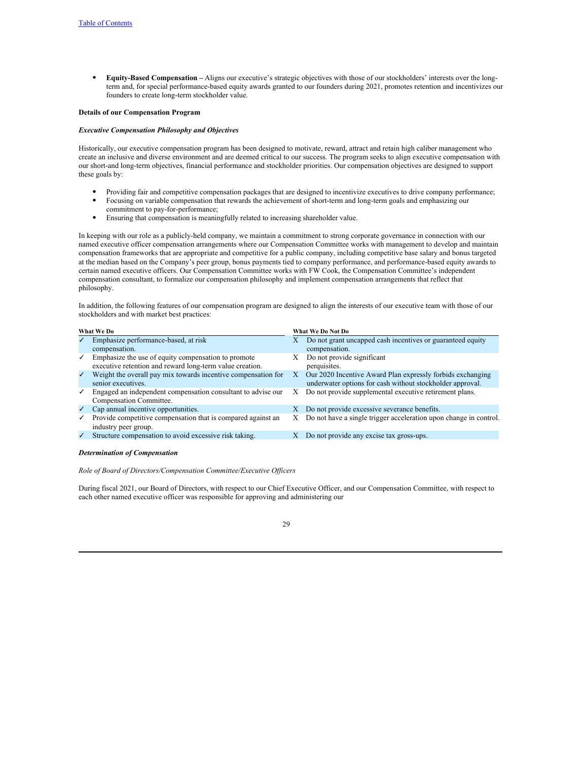- **Equity-Based Compensation –** Aligns our executive's strategic objectives with those of our stockholders' interests over the long-term and, for special performance-based equity awards granted to our founders during 2021, promotes retention and incentivizes our founders to create long-term stockholder value.

**Details of our Compensation Program**

***Executive Compensation Philosophy and Objectives***

Historically, our executive compensation program has been designed to motivate, reward, attract and retain high caliber management who create an inclusive and diverse environment and are deemed critical to our success. The program seeks to align executive compensation with our short-and long-term objectives, financial performance and stockholder priorities. Our compensation objectives are designed to support these goals by:

- Providing fair and competitive compensation packages that are designed to incentivize executives to drive company performance;
- Focusing on variable compensation that rewards the achievement of short-term and long-term goals and emphasizing our commitment to pay-for-performance;
- Ensuring that compensation is meaningfully related to increasing shareholder value.

In keeping with our role as a publicly-held company, we maintain a commitment to strong corporate governance in connection with our named executive officer compensation arrangements where our Compensation Committee works with management to develop and maintain compensation frameworks that are appropriate and competitive for a public company, including competitive base salary and bonus targeted at the median based on the Company's peer group, bonus payments tied to company performance, and performance-based equity awards to certain named executive officers. Our Compensation Committee works with FW Cook, the Compensation Committee's independent compensation consultant, to formalize our compensation philosophy and implement compensation arrangements that reflect that philosophy.

In addition, the following features of our compensation program are designed to align the interests of our executive team with those of our stockholders and with market best practices:

| What We Do | What We Do Not Do |
|---|---|
| ✓ Emphasize performance-based, at risk compensation. | X Do not grant uncapped cash incentives or guaranteed equity compensation. |
| ✓ Emphasize the use of equity compensation to promote executive retention and reward long-term value creation. | X Do not provide significant perquisites. |
| ✓ Weight the overall pay mix towards incentive compensation for senior executives. | X Our 2020 Incentive Award Plan expressly forbids exchanging underwater options for cash without stockholder approval. |
| ✓ Engaged an independent compensation consultant to advise our Compensation Committee. | X Do not provide supplemental executive retirement plans. |
| ✓ Cap annual incentive opportunities. | X Do not provide excessive severance benefits. |
| ✓ Provide competitive compensation that is compared against an industry peer group. | X Do not have a single trigger acceleration upon change in control. |
| ✓ Structure compensation to avoid excessive risk taking. | X Do not provide any excise tax gross-ups. |

***Determination of Compensation***

*Role of Board of Directors/Compensation Committee/Executive Officers*

During fiscal 2021, our Board of Directors, with respect to our Chief Executive Officer, and our Compensation Committee, with respect to each other named executive officer was responsible for approving and administering our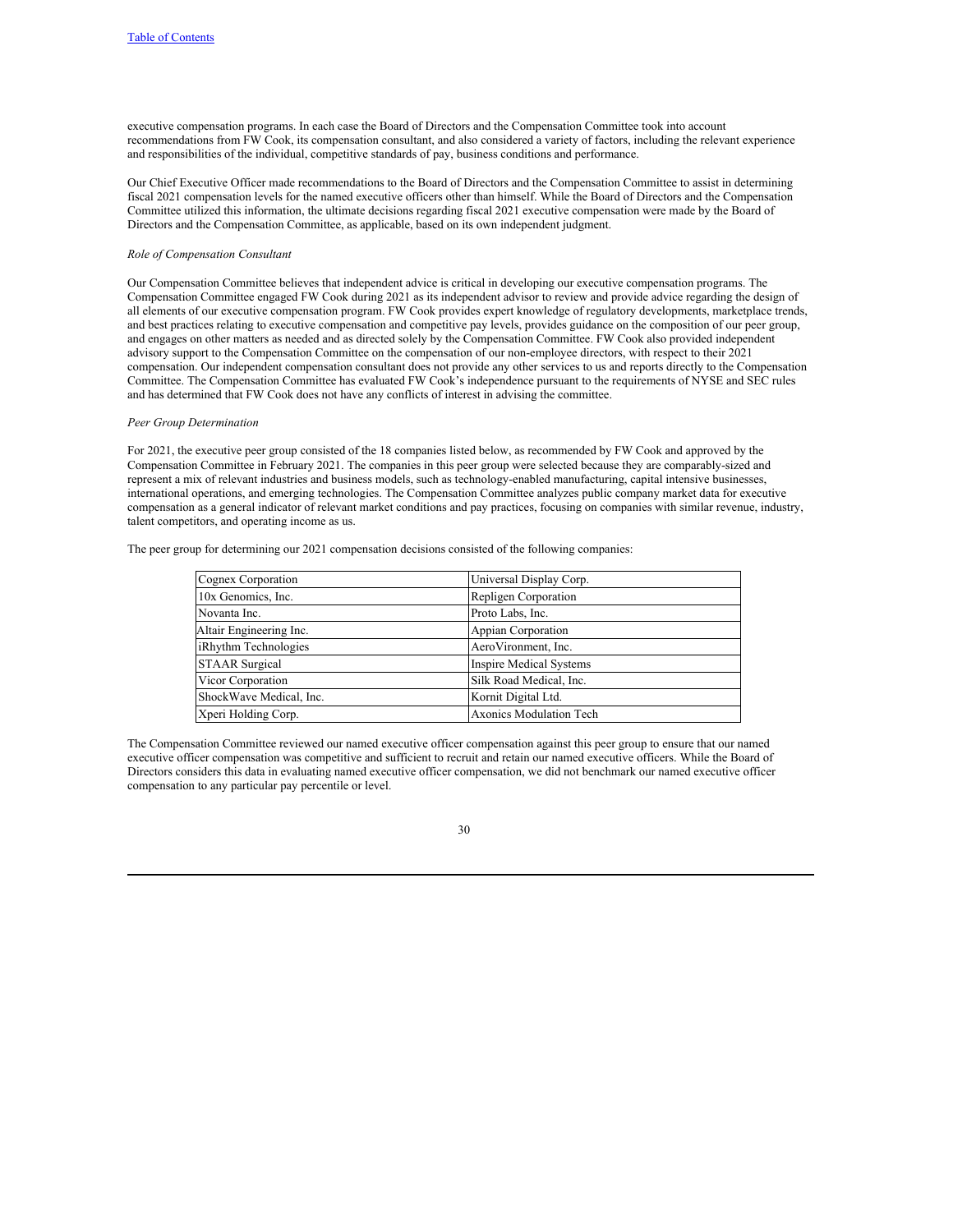executive compensation programs. In each case the Board of Directors and the Compensation Committee took into account recommendations from FW Cook, its compensation consultant, and also considered a variety of factors, including the relevant experience and responsibilities of the individual, competitive standards of pay, business conditions and performance.

Our Chief Executive Officer made recommendations to the Board of Directors and the Compensation Committee to assist in determining fiscal 2021 compensation levels for the named executive officers other than himself. While the Board of Directors and the Compensation Committee utilized this information, the ultimate decisions regarding fiscal 2021 executive compensation were made by the Board of Directors and the Compensation Committee, as applicable, based on its own independent judgment.

*Role of Compensation Consultant*

Our Compensation Committee believes that independent advice is critical in developing our executive compensation programs. The Compensation Committee engaged FW Cook during 2021 as its independent advisor to review and provide advice regarding the design of all elements of our executive compensation program. FW Cook provides expert knowledge of regulatory developments, marketplace trends, and best practices relating to executive compensation and competitive pay levels, provides guidance on the composition of our peer group, and engages on other matters as needed and as directed solely by the Compensation Committee. FW Cook also provided independent advisory support to the Compensation Committee on the compensation of our non-employee directors, with respect to their 2021 compensation. Our independent compensation consultant does not provide any other services to us and reports directly to the Compensation Committee. The Compensation Committee has evaluated FW Cook's independence pursuant to the requirements of NYSE and SEC rules and has determined that FW Cook does not have any conflicts of interest in advising the committee.

*Peer Group Determination*

For 2021, the executive peer group consisted of the 18 companies listed below, as recommended by FW Cook and approved by the Compensation Committee in February 2021. The companies in this peer group were selected because they are comparably-sized and represent a mix of relevant industries and business models, such as technology-enabled manufacturing, capital intensive businesses, international operations, and emerging technologies. The Compensation Committee analyzes public company market data for executive compensation as a general indicator of relevant market conditions and pay practices, focusing on companies with similar revenue, industry, talent competitors, and operating income as us.

The peer group for determining our 2021 compensation decisions consisted of the following companies:

| | |
|---|---|
| Cognex Corporation | Universal Display Corp. |
| 10x Genomics, Inc. | Repligen Corporation |
| Novanta Inc. | Proto Labs, Inc. |
| Altair Engineering Inc. | Appian Corporation |
| iRhythm Technologies | AeroVironment, Inc. |
| STAAR Surgical | Inspire Medical Systems |
| Vicor Corporation | Silk Road Medical, Inc. |
| ShockWave Medical, Inc. | Kornit Digital Ltd. |
| Xperi Holding Corp. | Axonics Modulation Tech |

The Compensation Committee reviewed our named executive officer compensation against this peer group to ensure that our named executive officer compensation was competitive and sufficient to recruit and retain our named executive officers. While the Board of Directors considers this data in evaluating named executive officer compensation, we did not benchmark our named executive officer compensation to any particular pay percentile or level.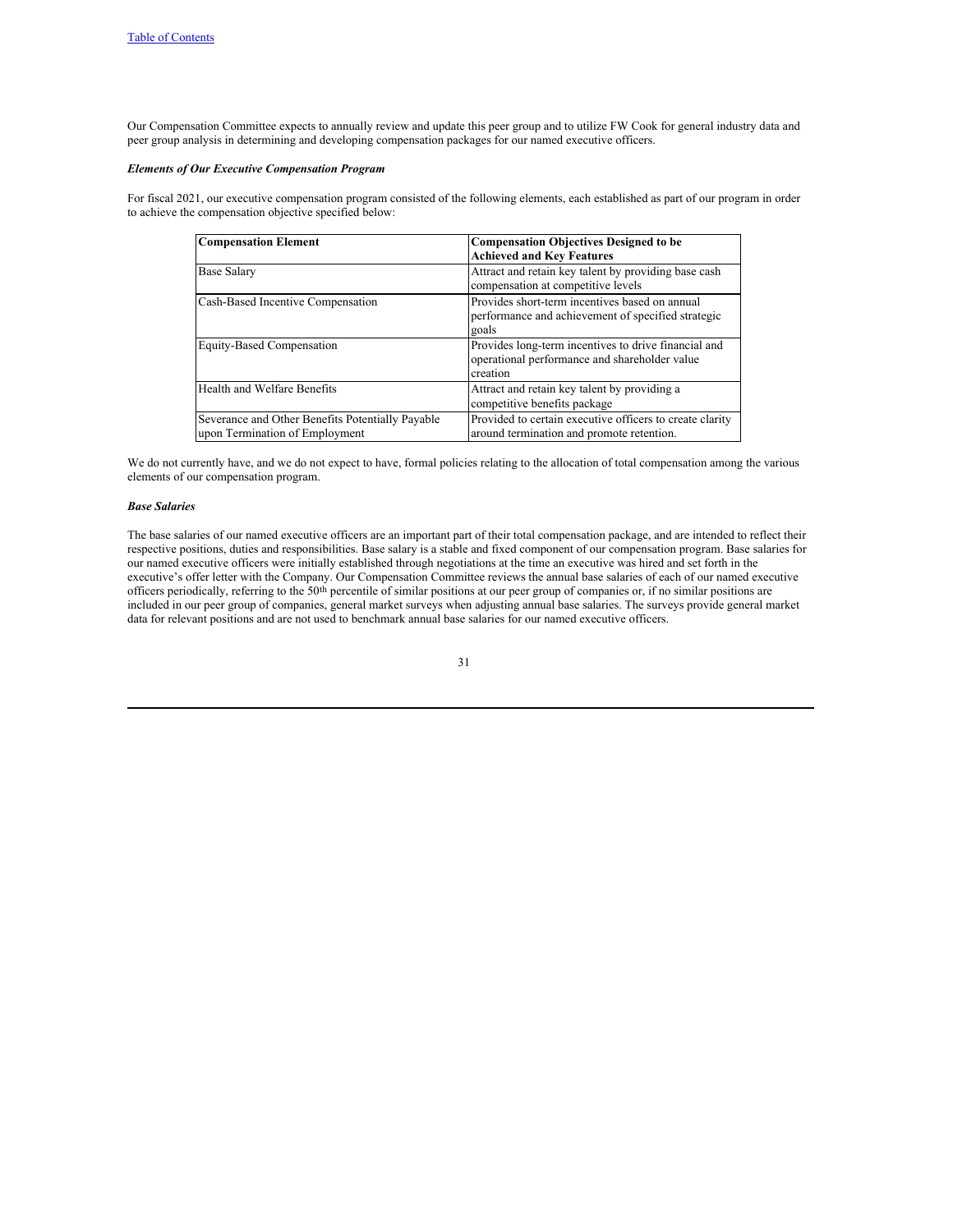Our Compensation Committee expects to annually review and update this peer group and to utilize FW Cook for general industry data and peer group analysis in determining and developing compensation packages for our named executive officers.

***Elements of Our Executive Compensation Program***

For fiscal 2021, our executive compensation program consisted of the following elements, each established as part of our program in order to achieve the compensation objective specified below:

| **Compensation Element** | **Compensation Objectives Designed to be Achieved and Key Features** |
| --- | --- |
| Base Salary | Attract and retain key talent by providing base cash compensation at competitive levels |
| Cash-Based Incentive Compensation | Provides short-term incentives based on annual performance and achievement of specified strategic goals |
| Equity-Based Compensation | Provides long-term incentives to drive financial and operational performance and shareholder value creation |
| Health and Welfare Benefits | Attract and retain key talent by providing a competitive benefits package |
| Severance and Other Benefits Potentially Payable upon Termination of Employment | Provided to certain executive officers to create clarity around termination and promote retention. |

We do not currently have, and we do not expect to have, formal policies relating to the allocation of total compensation among the various elements of our compensation program.

***Base Salaries***

The base salaries of our named executive officers are an important part of their total compensation package, and are intended to reflect their respective positions, duties and responsibilities. Base salary is a stable and fixed component of our compensation program. Base salaries for our named executive officers were initially established through negotiations at the time an executive was hired and set forth in the executive's offer letter with the Company. Our Compensation Committee reviews the annual base salaries of each of our named executive officers periodically, referring to the 50th percentile of similar positions at our peer group of companies or, if no similar positions are included in our peer group of companies, general market surveys when adjusting annual base salaries. The surveys provide general market data for relevant positions and are not used to benchmark annual base salaries for our named executive officers.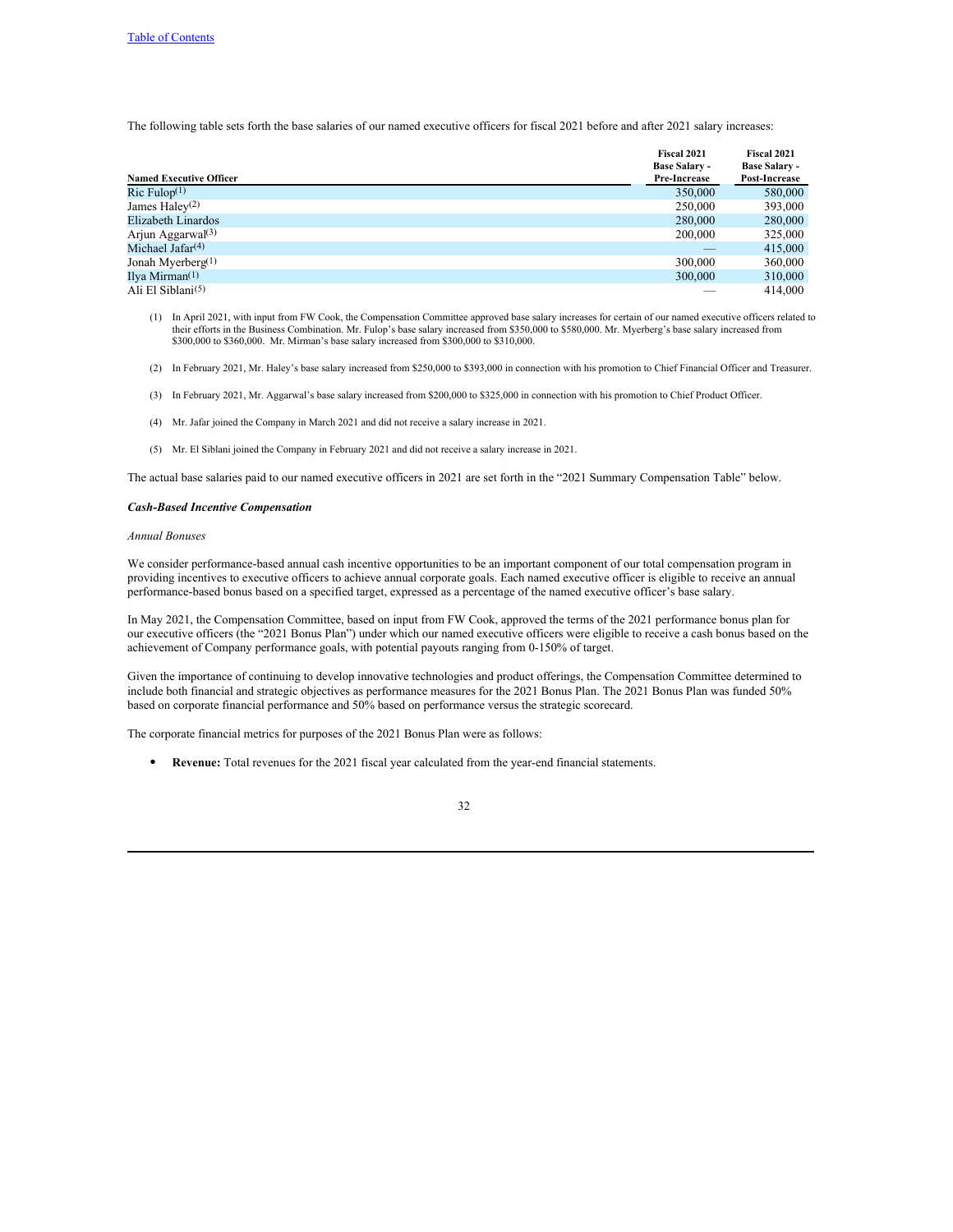The following table sets forth the base salaries of our named executive officers for fiscal 2021 before and after 2021 salary increases:

| Named Executive Officer | Fiscal 2021 Base Salary - Pre-Increase | Fiscal 2021 Base Salary - Post-Increase |
|---|---|---|
| Ric Fulop[(1)] | 350,000 | 580,000 |
| James Haley[(2)] | 250,000 | 393,000 |
| Elizabeth Linardos | 280,000 | 280,000 |
| Arjun Aggarwal[(3)] | 200,000 | 325,000 |
| Michael Jafar[(4)] | — | 415,000 |
| Jonah Myerberg[(1)] | 300,000 | 360,000 |
| Ilya Mirman[(1)] | 300,000 | 310,000 |
| Ali El Siblani[(5)] | — | 414,000 |

(1) In April 2021, with input from FW Cook, the Compensation Committee approved base salary increases for certain of our named executive officers related to their efforts in the Business Combination. Mr. Fulop's base salary increased from $350,000 to $580,000. Mr. Myerberg's base salary increased from $300,000 to $360,000. Mr. Mirman's base salary increased from $300,000 to $310,000.

(2) In February 2021, Mr. Haley's base salary increased from $250,000 to $393,000 in connection with his promotion to Chief Financial Officer and Treasurer.

(3) In February 2021, Mr. Aggarwal's base salary increased from $200,000 to $325,000 in connection with his promotion to Chief Product Officer.

(4) Mr. Jafar joined the Company in March 2021 and did not receive a salary increase in 2021.

(5) Mr. El Siblani joined the Company in February 2021 and did not receive a salary increase in 2021.

The actual base salaries paid to our named executive officers in 2021 are set forth in the "2021 Summary Compensation Table" below.

***Cash-Based Incentive Compensation***

*Annual Bonuses*

We consider performance-based annual cash incentive opportunities to be an important component of our total compensation program in providing incentives to executive officers to achieve annual corporate goals. Each named executive officer is eligible to receive an annual performance-based bonus based on a specified target, expressed as a percentage of the named executive officer's base salary.

In May 2021, the Compensation Committee, based on input from FW Cook, approved the terms of the 2021 performance bonus plan for our executive officers (the "2021 Bonus Plan") under which our named executive officers were eligible to receive a cash bonus based on the achievement of Company performance goals, with potential payouts ranging from 0-150% of target.

Given the importance of continuing to develop innovative technologies and product offerings, the Compensation Committee determined to include both financial and strategic objectives as performance measures for the 2021 Bonus Plan. The 2021 Bonus Plan was funded 50% based on corporate financial performance and 50% based on performance versus the strategic scorecard.

The corporate financial metrics for purposes of the 2021 Bonus Plan were as follows:

- **Revenue:** Total revenues for the 2021 fiscal year calculated from the year-end financial statements.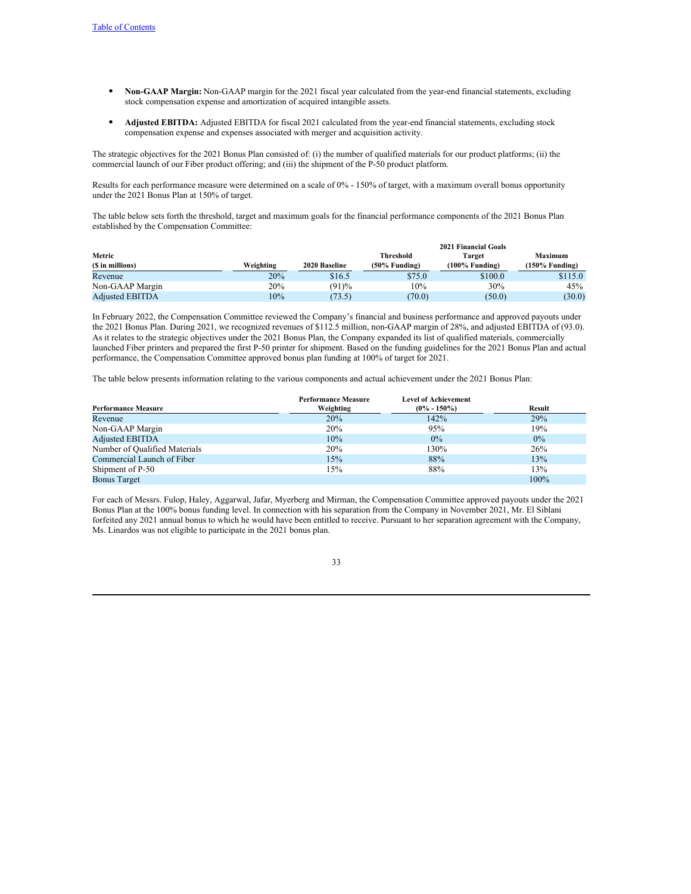- **Non-GAAP Margin:** Non-GAAP margin for the 2021 fiscal year calculated from the year-end financial statements, excluding stock compensation expense and amortization of acquired intangible assets.

- **Adjusted EBITDA:** Adjusted EBITDA for fiscal 2021 calculated from the year-end financial statements, excluding stock compensation expense and expenses associated with merger and acquisition activity.

The strategic objectives for the 2021 Bonus Plan consisted of: (i) the number of qualified materials for our product platforms; (ii) the commercial launch of our Fiber product offering; and (iii) the shipment of the P-50 product platform.

Results for each performance measure were determined on a scale of 0% - 150% of target, with a maximum overall bonus opportunity under the 2021 Bonus Plan at 150% of target.

The table below sets forth the threshold, target and maximum goals for the financial performance components of the 2021 Bonus Plan established by the Compensation Committee:

| Metric | | | 2021 Financial Goals | | |
|---|---|---|---|---|---|
| ($ in millions) | Weighting | 2020 Baseline | Threshold (50% Funding) | Target (100% Funding) | Maximum (150% Funding) |
| Revenue | 20% | $16.5 | $75.0 | $100.0 | $115.0 |
| Non-GAAP Margin | 20% | (91)% | 10% | 30% | 45% |
| Adjusted EBITDA | 10% | (73.5) | (70.0) | (50.0) | (30.0) |

In February 2022, the Compensation Committee reviewed the Company's financial and business performance and approved payouts under the 2021 Bonus Plan. During 2021, we recognized revenues of $112.5 million, non-GAAP margin of 28%, and adjusted EBITDA of (93.0). As it relates to the strategic objectives under the 2021 Bonus Plan, the Company expanded its list of qualified materials, commercially launched Fiber printers and prepared the first P-50 printer for shipment. Based on the funding guidelines for the 2021 Bonus Plan and actual performance, the Compensation Committee approved bonus plan funding at 100% of target for 2021.

The table below presents information relating to the various components and actual achievement under the 2021 Bonus Plan:

| Performance Measure | Performance Measure Weighting | Level of Achievement (0% - 150%) | Result |
|---|---|---|---|
| Revenue | 20% | 142% | 29% |
| Non-GAAP Margin | 20% | 95% | 19% |
| Adjusted EBITDA | 10% | 0% | 0% |
| Number of Qualified Materials | 20% | 130% | 26% |
| Commercial Launch of Fiber | 15% | 88% | 13% |
| Shipment of P-50 | 15% | 88% | 13% |
| Bonus Target | | | 100% |

For each of Messrs. Fulop, Haley, Aggarwal, Jafar, Myerberg and Mirman, the Compensation Committee approved payouts under the 2021 Bonus Plan at the 100% bonus funding level. In connection with his separation from the Company in November 2021, Mr. El Siblani forfeited any 2021 annual bonus to which he would have been entitled to receive. Pursuant to her separation agreement with the Company, Ms. Linardos was not eligible to participate in the 2021 bonus plan.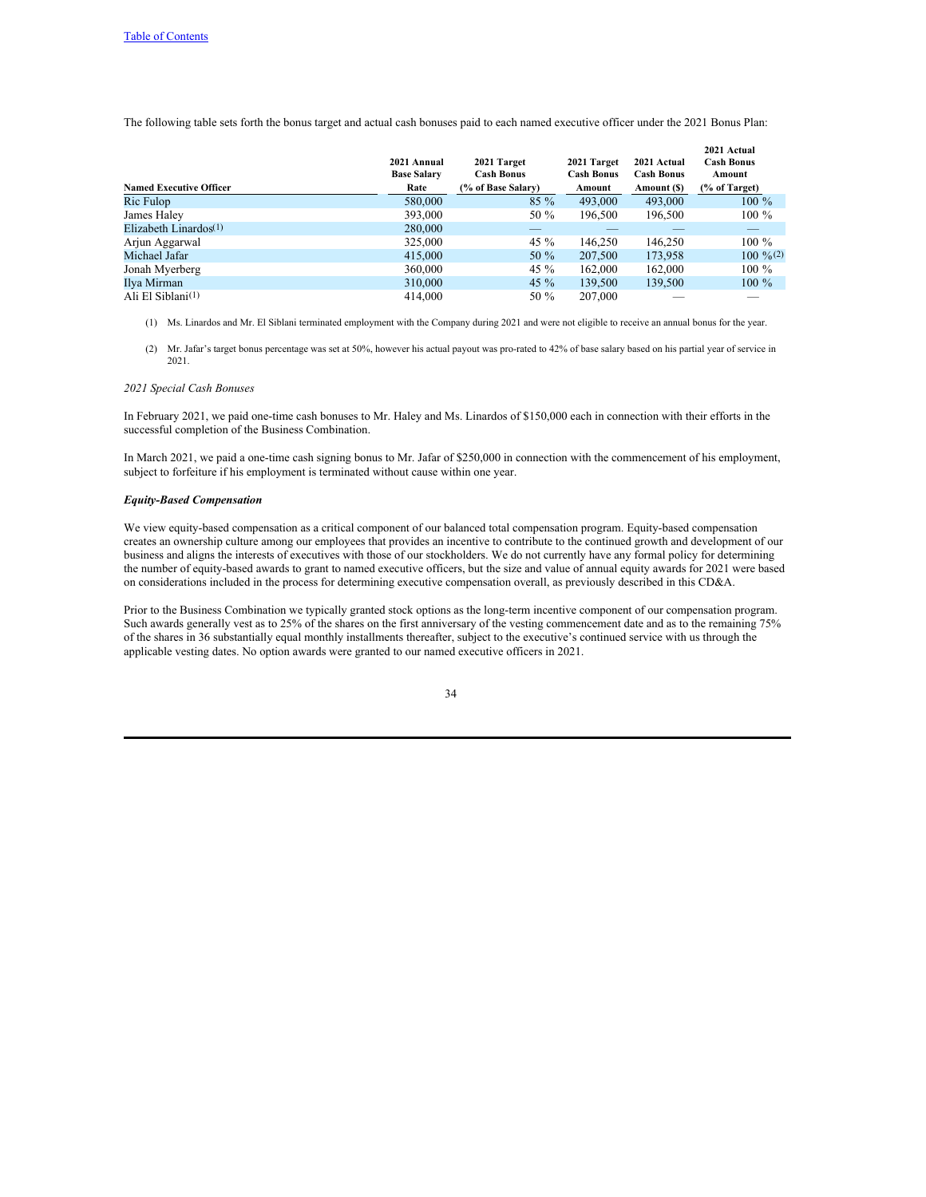The following table sets forth the bonus target and actual cash bonuses paid to each named executive officer under the 2021 Bonus Plan:

| Named Executive Officer | 2021 Annual Base Salary Rate | 2021 Target Cash Bonus (% of Base Salary) | 2021 Target Cash Bonus Amount | 2021 Actual Cash Bonus Amount ($) | 2021 Actual Cash Bonus Amount (% of Target) |
|---|---|---|---|---|---|
| Ric Fulop | 580,000 | 85 % | 493,000 | 493,000 | 100 % |
| James Haley | 393,000 | 50 % | 196,500 | 196,500 | 100 % |
| Elizabeth Linardos(1) | 280,000 | — | — | — | — |
| Arjun Aggarwal | 325,000 | 45 % | 146,250 | 146,250 | 100 % |
| Michael Jafar | 415,000 | 50 % | 207,500 | 173,958 | 100 %(2) |
| Jonah Myerberg | 360,000 | 45 % | 162,000 | 162,000 | 100 % |
| Ilya Mirman | 310,000 | 45 % | 139,500 | 139,500 | 100 % |
| Ali El Siblani(1) | 414,000 | 50 % | 207,000 | — | — |

(1) Ms. Linardos and Mr. El Siblani terminated employment with the Company during 2021 and were not eligible to receive an annual bonus for the year.

(2) Mr. Jafar's target bonus percentage was set at 50%, however his actual payout was pro-rated to 42% of base salary based on his partial year of service in 2021.

*2021 Special Cash Bonuses*

In February 2021, we paid one-time cash bonuses to Mr. Haley and Ms. Linardos of $150,000 each in connection with their efforts in the successful completion of the Business Combination.

In March 2021, we paid a one-time cash signing bonus to Mr. Jafar of $250,000 in connection with the commencement of his employment, subject to forfeiture if his employment is terminated without cause within one year.

***Equity-Based Compensation***

We view equity-based compensation as a critical component of our balanced total compensation program. Equity-based compensation creates an ownership culture among our employees that provides an incentive to contribute to the continued growth and development of our business and aligns the interests of executives with those of our stockholders. We do not currently have any formal policy for determining the number of equity-based awards to grant to named executive officers, but the size and value of annual equity awards for 2021 were based on considerations included in the process for determining executive compensation overall, as previously described in this CD&A.

Prior to the Business Combination we typically granted stock options as the long-term incentive component of our compensation program. Such awards generally vest as to 25% of the shares on the first anniversary of the vesting commencement date and as to the remaining 75% of the shares in 36 substantially equal monthly installments thereafter, subject to the executive's continued service with us through the applicable vesting dates. No option awards were granted to our named executive officers in 2021.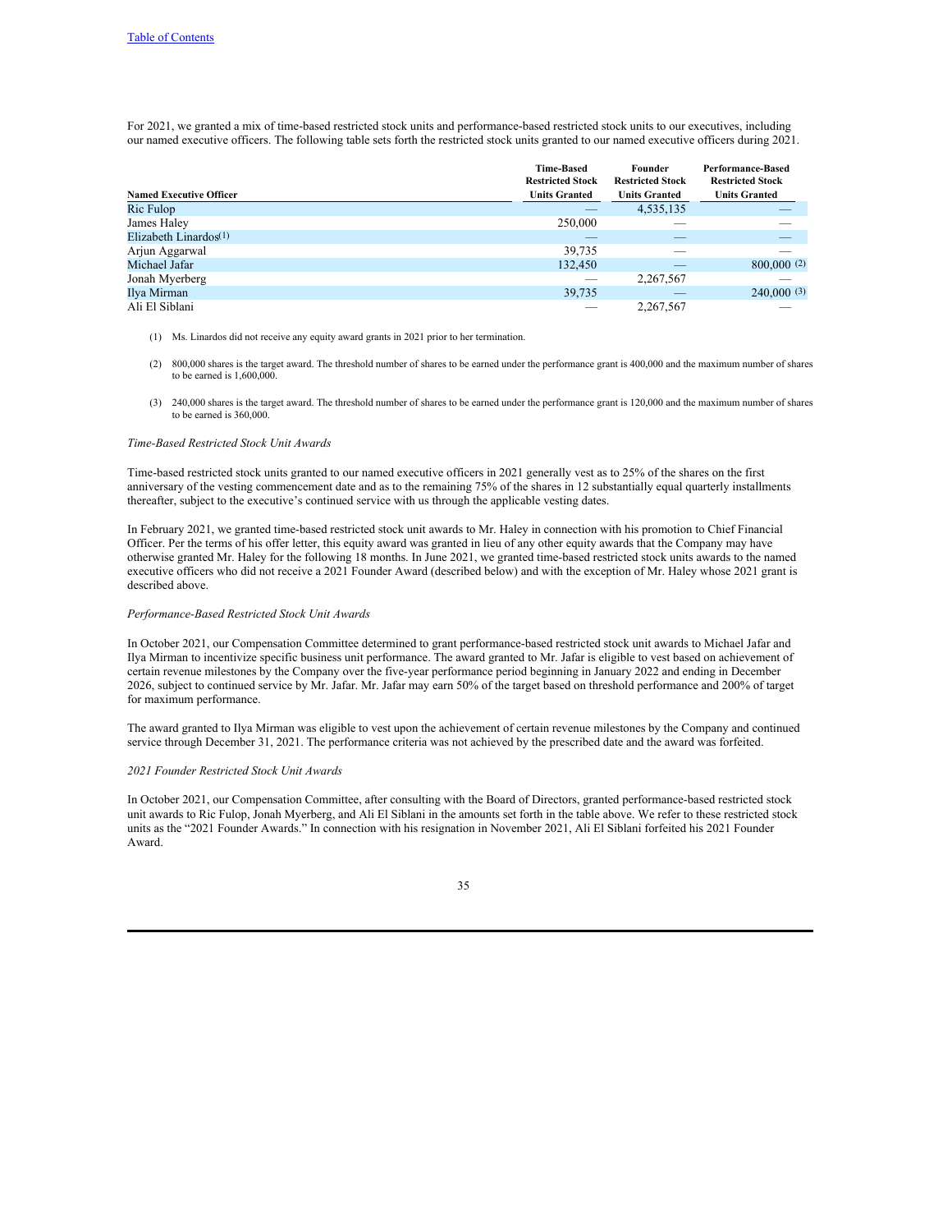For 2021, we granted a mix of time-based restricted stock units and performance-based restricted stock units to our executives, including our named executive officers. The following table sets forth the restricted stock units granted to our named executive officers during 2021.

| Named Executive Officer | Time-Based Restricted Stock Units Granted | Founder Restricted Stock Units Granted | Performance-Based Restricted Stock Units Granted |
|---|---|---|---|
| Ric Fulop | — | 4,535,135 | — |
| James Haley | 250,000 | — | — |
| Elizabeth Linardos[(1)] | — | — | — |
| Arjun Aggarwal | 39,735 | — | — |
| Michael Jafar | 132,450 | — | 800,000 [(2)] |
| Jonah Myerberg | — | 2,267,567 | — |
| Ilya Mirman | 39,735 | — | 240,000 [(3)] |
| Ali El Siblani | — | 2,267,567 | — |

(1) Ms. Linardos did not receive any equity award grants in 2021 prior to her termination.

(2) 800,000 shares is the target award. The threshold number of shares to be earned under the performance grant is 400,000 and the maximum number of shares to be earned is 1,600,000.

(3) 240,000 shares is the target award. The threshold number of shares to be earned under the performance grant is 120,000 and the maximum number of shares to be earned is 360,000.

*Time-Based Restricted Stock Unit Awards*

Time-based restricted stock units granted to our named executive officers in 2021 generally vest as to 25% of the shares on the first anniversary of the vesting commencement date and as to the remaining 75% of the shares in 12 substantially equal quarterly installments thereafter, subject to the executive's continued service with us through the applicable vesting dates.

In February 2021, we granted time-based restricted stock unit awards to Mr. Haley in connection with his promotion to Chief Financial Officer. Per the terms of his offer letter, this equity award was granted in lieu of any other equity awards that the Company may have otherwise granted Mr. Haley for the following 18 months. In June 2021, we granted time-based restricted stock units awards to the named executive officers who did not receive a 2021 Founder Award (described below) and with the exception of Mr. Haley whose 2021 grant is described above.

*Performance-Based Restricted Stock Unit Awards*

In October 2021, our Compensation Committee determined to grant performance-based restricted stock unit awards to Michael Jafar and Ilya Mirman to incentivize specific business unit performance. The award granted to Mr. Jafar is eligible to vest based on achievement of certain revenue milestones by the Company over the five-year performance period beginning in January 2022 and ending in December 2026, subject to continued service by Mr. Jafar. Mr. Jafar may earn 50% of the target based on threshold performance and 200% of target for maximum performance.

The award granted to Ilya Mirman was eligible to vest upon the achievement of certain revenue milestones by the Company and continued service through December 31, 2021. The performance criteria was not achieved by the prescribed date and the award was forfeited.

*2021 Founder Restricted Stock Unit Awards*

In October 2021, our Compensation Committee, after consulting with the Board of Directors, granted performance-based restricted stock unit awards to Ric Fulop, Jonah Myerberg, and Ali El Siblani in the amounts set forth in the table above. We refer to these restricted stock units as the "2021 Founder Awards." In connection with his resignation in November 2021, Ali El Siblani forfeited his 2021 Founder Award.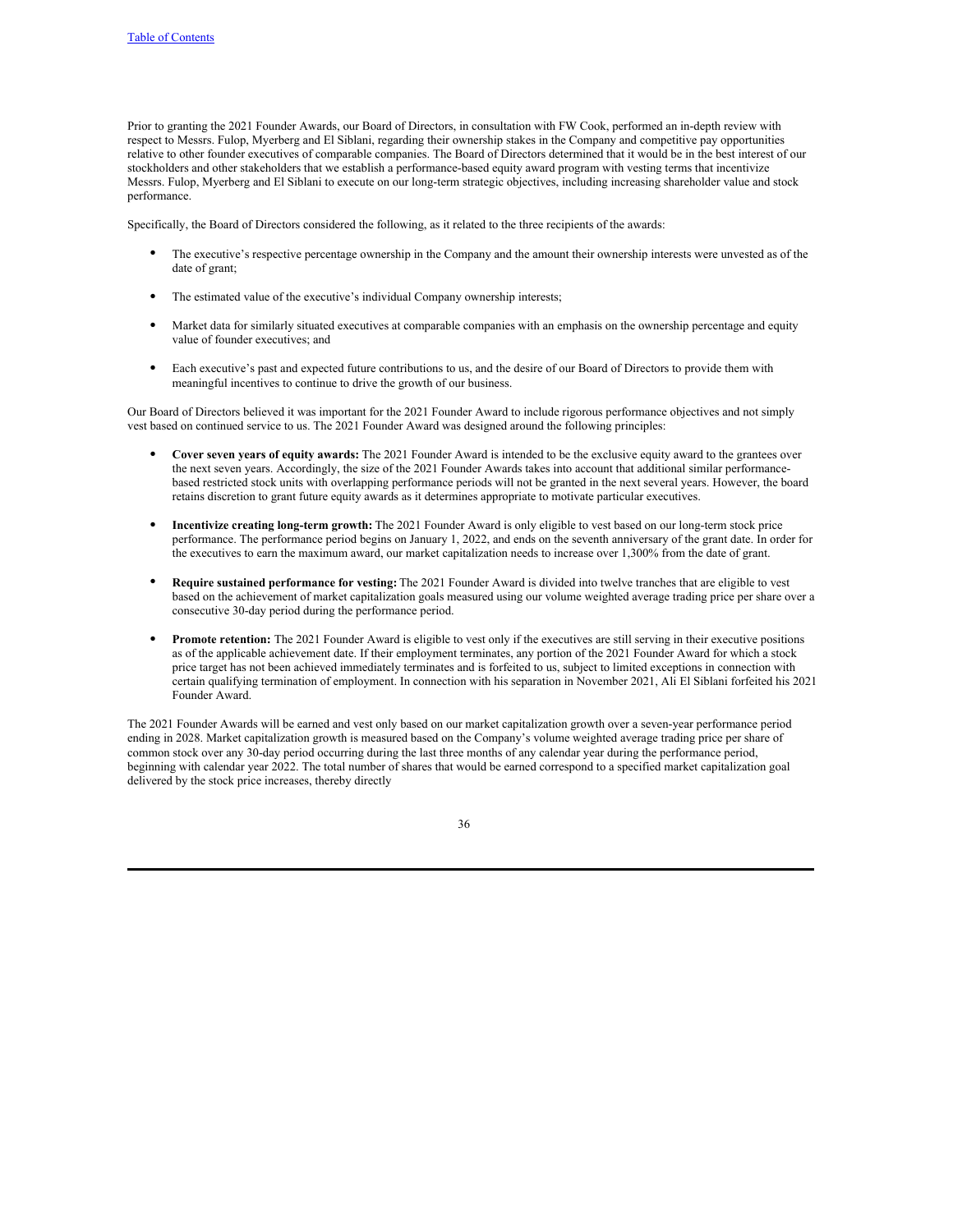Prior to granting the 2021 Founder Awards, our Board of Directors, in consultation with FW Cook, performed an in-depth review with respect to Messrs. Fulop, Myerberg and El Siblani, regarding their ownership stakes in the Company and competitive pay opportunities relative to other founder executives of comparable companies. The Board of Directors determined that it would be in the best interest of our stockholders and other stakeholders that we establish a performance-based equity award program with vesting terms that incentivize Messrs. Fulop, Myerberg and El Siblani to execute on our long-term strategic objectives, including increasing shareholder value and stock performance.

Specifically, the Board of Directors considered the following, as it related to the three recipients of the awards:

- The executive's respective percentage ownership in the Company and the amount their ownership interests were unvested as of the date of grant;
- The estimated value of the executive's individual Company ownership interests;
- Market data for similarly situated executives at comparable companies with an emphasis on the ownership percentage and equity value of founder executives; and
- Each executive's past and expected future contributions to us, and the desire of our Board of Directors to provide them with meaningful incentives to continue to drive the growth of our business.

Our Board of Directors believed it was important for the 2021 Founder Award to include rigorous performance objectives and not simply vest based on continued service to us. The 2021 Founder Award was designed around the following principles:

- **Cover seven years of equity awards:** The 2021 Founder Award is intended to be the exclusive equity award to the grantees over the next seven years. Accordingly, the size of the 2021 Founder Awards takes into account that additional similar performance-based restricted stock units with overlapping performance periods will not be granted in the next several years. However, the board retains discretion to grant future equity awards as it determines appropriate to motivate particular executives.
- **Incentivize creating long-term growth:** The 2021 Founder Award is only eligible to vest based on our long-term stock price performance. The performance period begins on January 1, 2022, and ends on the seventh anniversary of the grant date. In order for the executives to earn the maximum award, our market capitalization needs to increase over 1,300% from the date of grant.
- **Require sustained performance for vesting:** The 2021 Founder Award is divided into twelve tranches that are eligible to vest based on the achievement of market capitalization goals measured using our volume weighted average trading price per share over a consecutive 30-day period during the performance period.
- **Promote retention:** The 2021 Founder Award is eligible to vest only if the executives are still serving in their executive positions as of the applicable achievement date. If their employment terminates, any portion of the 2021 Founder Award for which a stock price target has not been achieved immediately terminates and is forfeited to us, subject to limited exceptions in connection with certain qualifying termination of employment. In connection with his separation in November 2021, Ali El Siblani forfeited his 2021 Founder Award.

The 2021 Founder Awards will be earned and vest only based on our market capitalization growth over a seven-year performance period ending in 2028. Market capitalization growth is measured based on the Company's volume weighted average trading price per share of common stock over any 30-day period occurring during the last three months of any calendar year during the performance period, beginning with calendar year 2022. The total number of shares that would be earned correspond to a specified market capitalization goal delivered by the stock price increases, thereby directly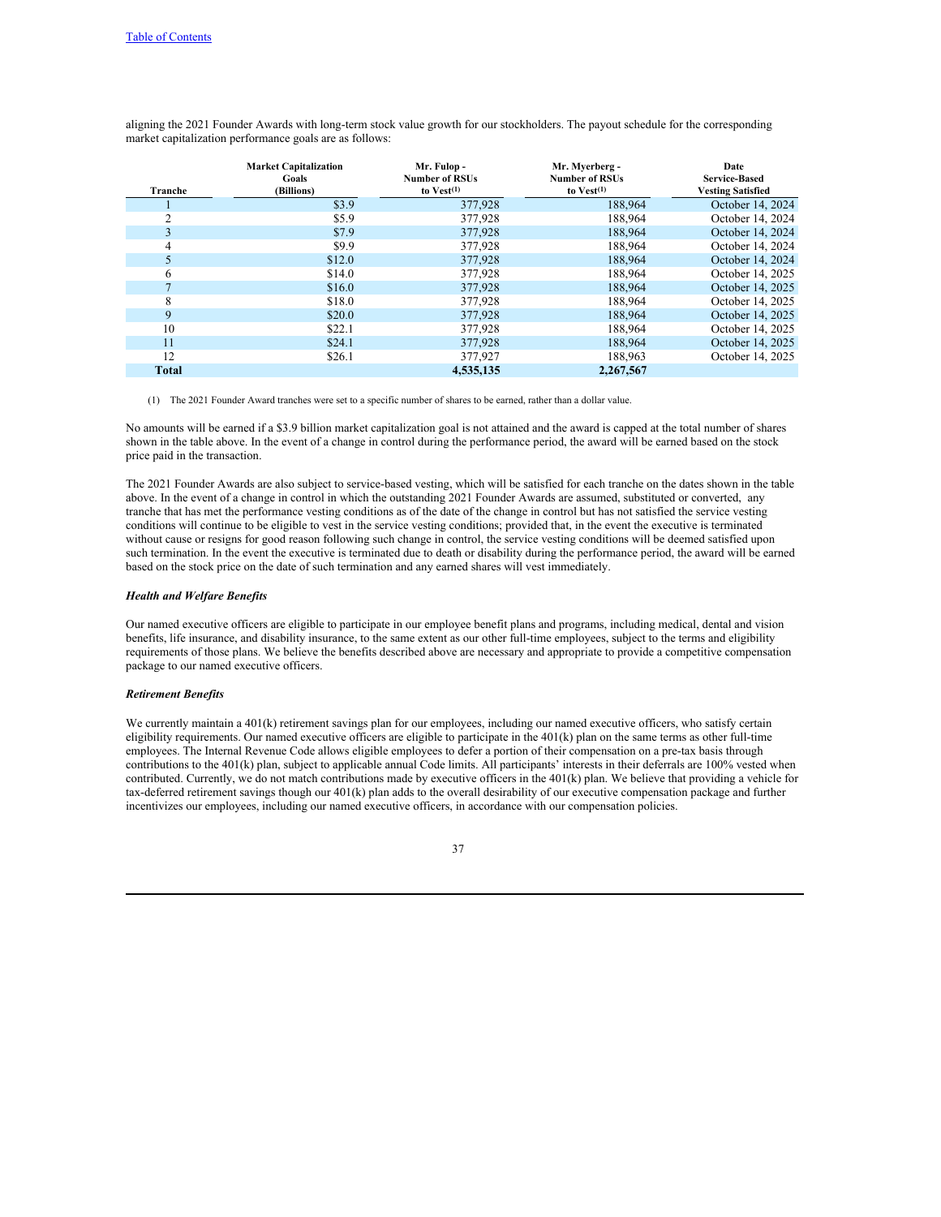aligning the 2021 Founder Awards with long-term stock value growth for our stockholders. The payout schedule for the corresponding market capitalization performance goals are as follows:

| Tranche | Market Capitalization Goals (Billions) | Mr. Fulop - Number of RSUs to Vest(1) | Mr. Myerberg - Number of RSUs to Vest(1) | Date Service-Based Vesting Satisfied |
|---|---|---|---|---|
| 1 | $3.9 | 377,928 | 188,964 | October 14, 2024 |
| 2 | $5.9 | 377,928 | 188,964 | October 14, 2024 |
| 3 | $7.9 | 377,928 | 188,964 | October 14, 2024 |
| 4 | $9.9 | 377,928 | 188,964 | October 14, 2024 |
| 5 | $12.0 | 377,928 | 188,964 | October 14, 2024 |
| 6 | $14.0 | 377,928 | 188,964 | October 14, 2025 |
| 7 | $16.0 | 377,928 | 188,964 | October 14, 2025 |
| 8 | $18.0 | 377,928 | 188,964 | October 14, 2025 |
| 9 | $20.0 | 377,928 | 188,964 | October 14, 2025 |
| 10 | $22.1 | 377,928 | 188,964 | October 14, 2025 |
| 11 | $24.1 | 377,928 | 188,964 | October 14, 2025 |
| 12 | $26.1 | 377,927 | 188,963 | October 14, 2025 |
| **Total** | | **4,535,135** | **2,267,567** | |

(1) The 2021 Founder Award tranches were set to a specific number of shares to be earned, rather than a dollar value.

No amounts will be earned if a $3.9 billion market capitalization goal is not attained and the award is capped at the total number of shares shown in the table above. In the event of a change in control during the performance period, the award will be earned based on the stock price paid in the transaction.

The 2021 Founder Awards are also subject to service-based vesting, which will be satisfied for each tranche on the dates shown in the table above. In the event of a change in control in which the outstanding 2021 Founder Awards are assumed, substituted or converted, any tranche that has met the performance vesting conditions as of the date of the change in control but has not satisfied the service vesting conditions will continue to be eligible to vest in the service vesting conditions; provided that, in the event the executive is terminated without cause or resigns for good reason following such change in control, the service vesting conditions will be deemed satisfied upon such termination. In the event the executive is terminated due to death or disability during the performance period, the award will be earned based on the stock price on the date of such termination and any earned shares will vest immediately.

***Health and Welfare Benefits***

Our named executive officers are eligible to participate in our employee benefit plans and programs, including medical, dental and vision benefits, life insurance, and disability insurance, to the same extent as our other full-time employees, subject to the terms and eligibility requirements of those plans. We believe the benefits described above are necessary and appropriate to provide a competitive compensation package to our named executive officers.

***Retirement Benefits***

We currently maintain a 401(k) retirement savings plan for our employees, including our named executive officers, who satisfy certain eligibility requirements. Our named executive officers are eligible to participate in the 401(k) plan on the same terms as other full-time employees. The Internal Revenue Code allows eligible employees to defer a portion of their compensation on a pre-tax basis through contributions to the 401(k) plan, subject to applicable annual Code limits. All participants' interests in their deferrals are 100% vested when contributed. Currently, we do not match contributions made by executive officers in the 401(k) plan. We believe that providing a vehicle for tax-deferred retirement savings though our 401(k) plan adds to the overall desirability of our executive compensation package and further incentivizes our employees, including our named executive officers, in accordance with our compensation policies.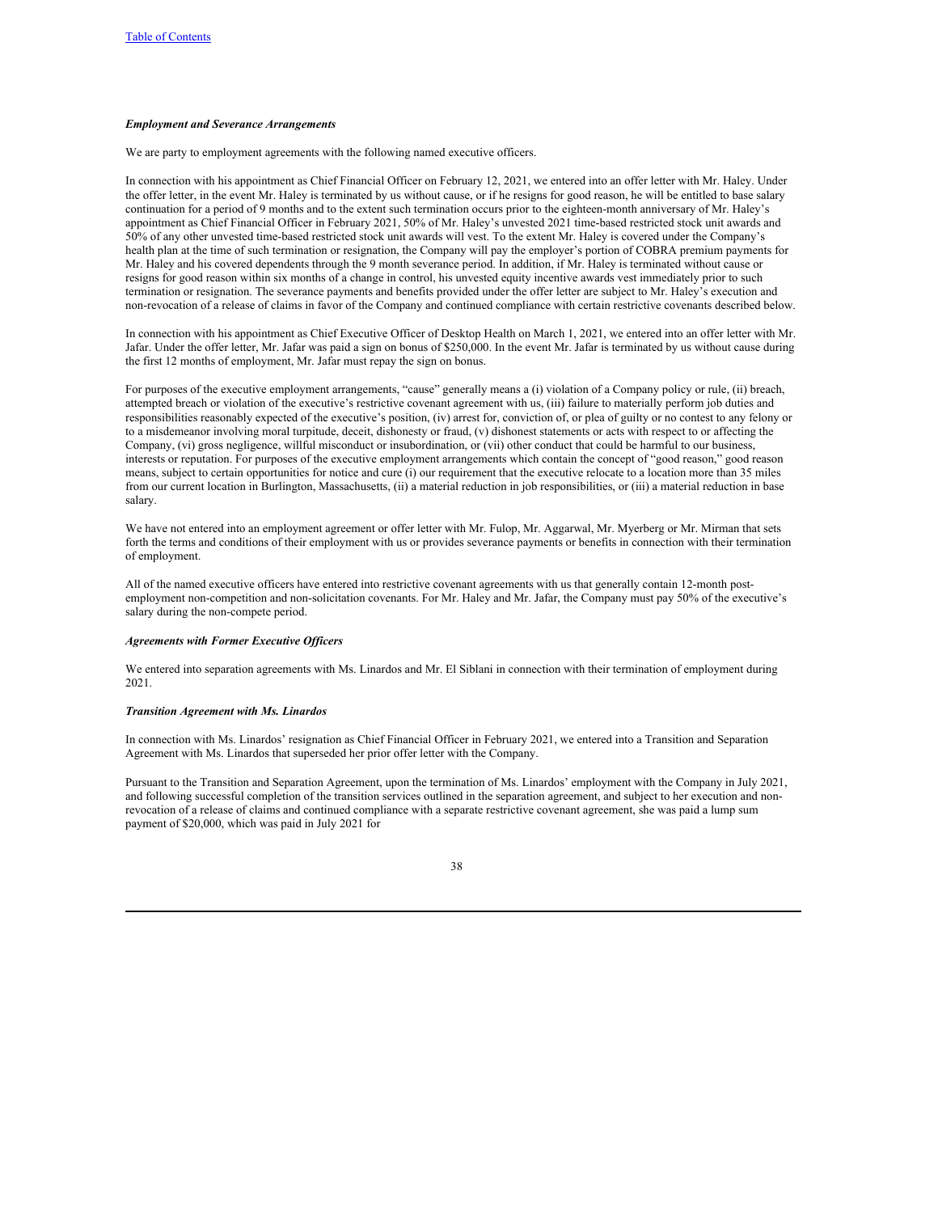***Employment and Severance Arrangements***

We are party to employment agreements with the following named executive officers.

In connection with his appointment as Chief Financial Officer on February 12, 2021, we entered into an offer letter with Mr. Haley. Under the offer letter, in the event Mr. Haley is terminated by us without cause, or if he resigns for good reason, he will be entitled to base salary continuation for a period of 9 months and to the extent such termination occurs prior to the eighteen-month anniversary of Mr. Haley's appointment as Chief Financial Officer in February 2021, 50% of Mr. Haley's unvested 2021 time-based restricted stock unit awards and 50% of any other unvested time-based restricted stock unit awards will vest. To the extent Mr. Haley is covered under the Company's health plan at the time of such termination or resignation, the Company will pay the employer's portion of COBRA premium payments for Mr. Haley and his covered dependents through the 9 month severance period. In addition, if Mr. Haley is terminated without cause or resigns for good reason within six months of a change in control, his unvested equity incentive awards vest immediately prior to such termination or resignation. The severance payments and benefits provided under the offer letter are subject to Mr. Haley's execution and non-revocation of a release of claims in favor of the Company and continued compliance with certain restrictive covenants described below.

In connection with his appointment as Chief Executive Officer of Desktop Health on March 1, 2021, we entered into an offer letter with Mr. Jafar. Under the offer letter, Mr. Jafar was paid a sign on bonus of $250,000. In the event Mr. Jafar is terminated by us without cause during the first 12 months of employment, Mr. Jafar must repay the sign on bonus.

For purposes of the executive employment arrangements, "cause" generally means a (i) violation of a Company policy or rule, (ii) breach, attempted breach or violation of the executive's restrictive covenant agreement with us, (iii) failure to materially perform job duties and responsibilities reasonably expected of the executive's position, (iv) arrest for, conviction of, or plea of guilty or no contest to any felony or to a misdemeanor involving moral turpitude, deceit, dishonesty or fraud, (v) dishonest statements or acts with respect to or affecting the Company, (vi) gross negligence, willful misconduct or insubordination, or (vii) other conduct that could be harmful to our business, interests or reputation. For purposes of the executive employment arrangements which contain the concept of "good reason," good reason means, subject to certain opportunities for notice and cure (i) our requirement that the executive relocate to a location more than 35 miles from our current location in Burlington, Massachusetts, (ii) a material reduction in job responsibilities, or (iii) a material reduction in base salary.

We have not entered into an employment agreement or offer letter with Mr. Fulop, Mr. Aggarwal, Mr. Myerberg or Mr. Mirman that sets forth the terms and conditions of their employment with us or provides severance payments or benefits in connection with their termination of employment.

All of the named executive officers have entered into restrictive covenant agreements with us that generally contain 12-month post-employment non-competition and non-solicitation covenants. For Mr. Haley and Mr. Jafar, the Company must pay 50% of the executive's salary during the non-compete period.

***Agreements with Former Executive Officers***

We entered into separation agreements with Ms. Linardos and Mr. El Siblani in connection with their termination of employment during 2021.

***Transition Agreement with Ms. Linardos***

In connection with Ms. Linardos' resignation as Chief Financial Officer in February 2021, we entered into a Transition and Separation Agreement with Ms. Linardos that superseded her prior offer letter with the Company.

Pursuant to the Transition and Separation Agreement, upon the termination of Ms. Linardos' employment with the Company in July 2021, and following successful completion of the transition services outlined in the separation agreement, and subject to her execution and non-revocation of a release of claims and continued compliance with a separate restrictive covenant agreement, she was paid a lump sum payment of $20,000, which was paid in July 2021 for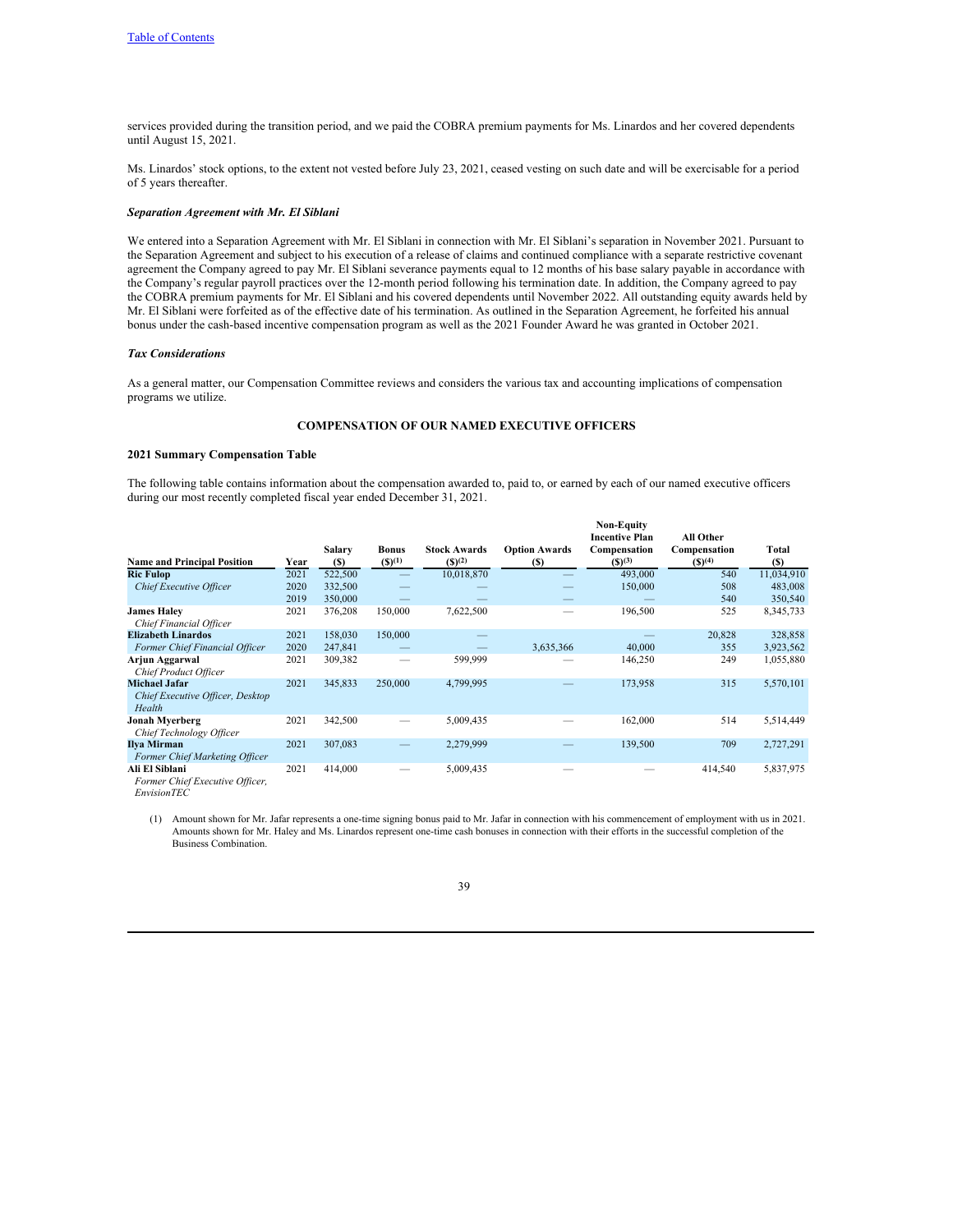services provided during the transition period, and we paid the COBRA premium payments for Ms. Linardos and her covered dependents until August 15, 2021.

Ms. Linardos' stock options, to the extent not vested before July 23, 2021, ceased vesting on such date and will be exercisable for a period of 5 years thereafter.

***Separation Agreement with Mr. El Siblani***

We entered into a Separation Agreement with Mr. El Siblani in connection with Mr. El Siblani's separation in November 2021. Pursuant to the Separation Agreement and subject to his execution of a release of claims and continued compliance with a separate restrictive covenant agreement the Company agreed to pay Mr. El Siblani severance payments equal to 12 months of his base salary payable in accordance with the Company's regular payroll practices over the 12-month period following his termination date. In addition, the Company agreed to pay the COBRA premium payments for Mr. El Siblani and his covered dependents until November 2022. All outstanding equity awards held by Mr. El Siblani were forfeited as of the effective date of his termination. As outlined in the Separation Agreement, he forfeited his annual bonus under the cash-based incentive compensation program as well as the 2021 Founder Award he was granted in October 2021.

***Tax Considerations***

As a general matter, our Compensation Committee reviews and considers the various tax and accounting implications of compensation programs we utilize.

## COMPENSATION OF OUR NAMED EXECUTIVE OFFICERS

### 2021 Summary Compensation Table

The following table contains information about the compensation awarded to, paid to, or earned by each of our named executive officers during our most recently completed fiscal year ended December 31, 2021.

| Name and Principal Position | Year | Salary ($) | Bonus ($)(1) | Stock Awards ($)(2) | Option Awards ($) | Non-Equity Incentive Plan Compensation ($)(3) | All Other Compensation ($)(4) | Total ($) |
|---|---|---|---|---|---|---|---|---|
| **Ric Fulop** | 2021 | 522,500 | — | 10,018,870 | — | 493,000 | 540 | 11,034,910 |
| *Chief Executive Officer* | 2020 | 332,500 | — | — | — | 150,000 | 508 | 483,008 |
| | 2019 | 350,000 | — | — | — | — | 540 | 350,540 |
| **James Haley** | 2021 | 376,208 | 150,000 | 7,622,500 | — | 196,500 | 525 | 8,345,733 |
| *Chief Financial Officer* | | | | | | | | |
| **Elizabeth Linardos** | 2021 | 158,030 | 150,000 | — | | — | 20,828 | 328,858 |
| *Former Chief Financial Officer* | 2020 | 247,841 | — | — | 3,635,366 | 40,000 | 355 | 3,923,562 |
| **Arjun Aggarwal** | 2021 | 309,382 | — | 599,999 | — | 146,250 | 249 | 1,055,880 |
| *Chief Product Officer* | | | | | | | | |
| **Michael Jafar** | 2021 | 345,833 | 250,000 | 4,799,995 | — | 173,958 | 315 | 5,570,101 |
| *Chief Executive Officer, Desktop Health* | | | | | | | | |
| **Jonah Myerberg** | 2021 | 342,500 | — | 5,009,435 | — | 162,000 | 514 | 5,514,449 |
| *Chief Technology Officer* | | | | | | | | |
| **Ilya Mirman** | 2021 | 307,083 | — | 2,279,999 | — | 139,500 | 709 | 2,727,291 |
| *Former Chief Marketing Officer* | | | | | | | | |
| **Ali El Siblani** | 2021 | 414,000 | — | 5,009,435 | — | — | 414,540 | 5,837,975 |
| *Former Chief Executive Officer, EnvisionTEC* | | | | | | | | |

(1) Amount shown for Mr. Jafar represents a one-time signing bonus paid to Mr. Jafar in connection with his commencement of employment with us in 2021. Amounts shown for Mr. Haley and Ms. Linardos represent one-time cash bonuses in connection with their efforts in the successful completion of the Business Combination.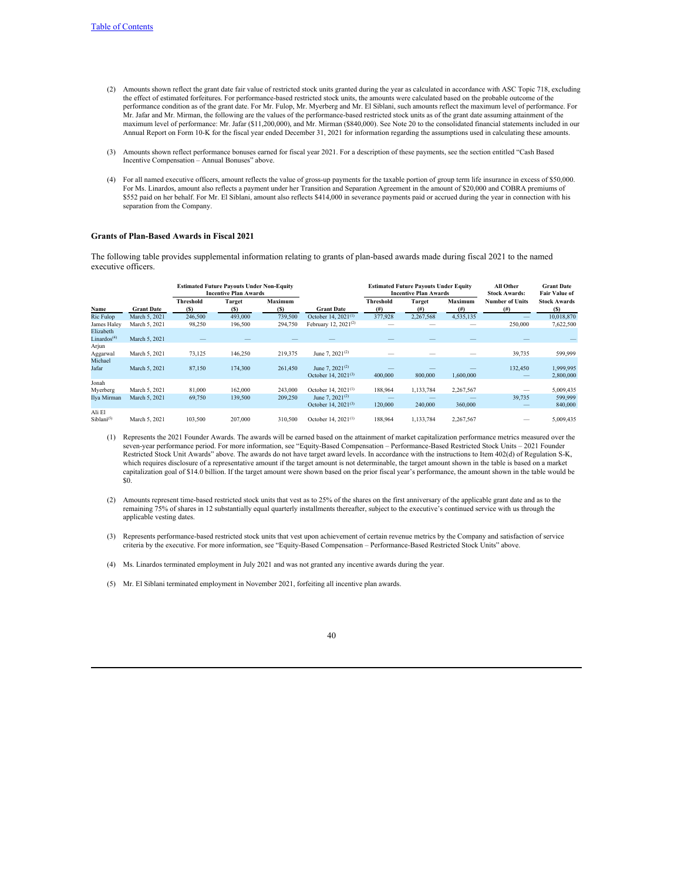[Table of Contents](#)

(2) Amounts shown reflect the grant date fair value of restricted stock units granted during the year as calculated in accordance with ASC Topic 718, excluding the effect of estimated forfeitures. For performance-based restricted stock units, the amounts were calculated based on the probable outcome of the performance condition as of the grant date. For Mr. Fulop, Mr. Myerberg and Mr. El Siblani, such amounts reflect the maximum level of performance. For Mr. Jafar and Mr. Mirman, the following are the values of the performance-based restricted stock units as of the grant date assuming attainment of the maximum level of performance: Mr. Jafar ($11,200,000), and Mr. Mirman ($840,000). See Note 20 to the consolidated financial statements included in our Annual Report on Form 10-K for the fiscal year ended December 31, 2021 for information regarding the assumptions used in calculating these amounts.

(3) Amounts shown reflect performance bonuses earned for fiscal year 2021. For a description of these payments, see the section entitled "Cash Based Incentive Compensation – Annual Bonuses" above.

(4) For all named executive officers, amount reflects the value of gross-up payments for the taxable portion of group term life insurance in excess of $50,000. For Ms. Linardos, amount also reflects a payment under her Transition and Separation Agreement in the amount of $20,000 and COBRA premiums of $552 paid on her behalf. For Mr. El Siblani, amount also reflects $414,000 in severance payments paid or accrued during the year in connection with his separation from the Company.

### Grants of Plan-Based Awards in Fiscal 2021

The following table provides supplemental information relating to grants of plan-based awards made during fiscal 2021 to the named executive officers.

| | | Estimated Future Payouts Under Non-Equity Incentive Plan Awards | | | | Estimated Future Payouts Under Equity Incentive Plan Awards | | | All Other Stock Awards: | Grant Date Fair Value of |
|---|---|---|---|---|---|---|---|---|---|---|
| Name | Grant Date | Threshold ($) | Target ($) | Maximum ($) | Grant Date | Threshold (#) | Target (#) | Maximum (#) | Number of Units (#) | Stock Awards ($) |
| Ric Fulop | March 5, 2021 | 246,500 | 493,000 | 739,500 | October 14, 2021[(1)] | 377,928 | 2,267,568 | 4,535,135 | — | 10,018,870 |
| James Haley | March 5, 2021 | 98,250 | 196,500 | 294,750 | February 12, 2021[(2)] | — | — | — | 250,000 | 7,622,500 |
| Elizabeth Linardos[(4)] | March 5, 2021 | — | — | — | — | — | — | — | — | — |
| Arjun Aggarwal | March 5, 2021 | 73,125 | 146,250 | 219,375 | June 7, 2021[(2)] | — | — | — | 39,735 | 599,999 |
| Michael Jafar | March 5, 2021 | 87,150 | 174,300 | 261,450 | June 7, 2021[(2)] | — | — | — | 132,450 | 1,999,995 |
| | | | | | October 14, 2021[(3)] | 400,000 | 800,000 | 1,600,000 | — | 2,800,000 |
| Jonah Myerberg | March 5, 2021 | 81,000 | 162,000 | 243,000 | October 14, 2021[(1)] | 188,964 | 1,133,784 | 2,267,567 | — | 5,009,435 |
| Ilya Mirman | March 5, 2021 | 69,750 | 139,500 | 209,250 | June 7, 2021[(2)] | — | — | — | 39,735 | 599,999 |
| | | | | | October 14, 2021[(3)] | 120,000 | 240,000 | 360,000 | — | 840,000 |
| Ali El Siblani[(5)] | March 5, 2021 | 103,500 | 207,000 | 310,500 | October 14, 2021[(1)] | 188,964 | 1,133,784 | 2,267,567 | — | 5,009,435 |

(1) Represents the 2021 Founder Awards. The awards will be earned based on the attainment of market capitalization performance metrics measured over the seven-year performance period. For more information, see "Equity-Based Compensation – Performance-Based Restricted Stock Units – 2021 Founder Restricted Stock Unit Awards" above. The awards do not have target award levels. In accordance with the instructions to Item 402(d) of Regulation S-K, which requires disclosure of a representative amount if the target amount is not determinable, the target amount shown in the table is based on a market capitalization goal of $14.0 billion. If the target amount were shown based on the prior fiscal year's performance, the amount shown in the table would be $0.

(2) Amounts represent time-based restricted stock units that vest as to 25% of the shares on the first anniversary of the applicable grant date and as to the remaining 75% of shares in 12 substantially equal quarterly installments thereafter, subject to the executive's continued service with us through the applicable vesting dates.

(3) Represents performance-based restricted stock units that vest upon achievement of certain revenue metrics by the Company and satisfaction of service criteria by the executive. For more information, see "Equity-Based Compensation – Performance-Based Restricted Stock Units" above.

(4) Ms. Linardos terminated employment in July 2021 and was not granted any incentive awards during the year.

(5) Mr. El Siblani terminated employment in November 2021, forfeiting all incentive plan awards.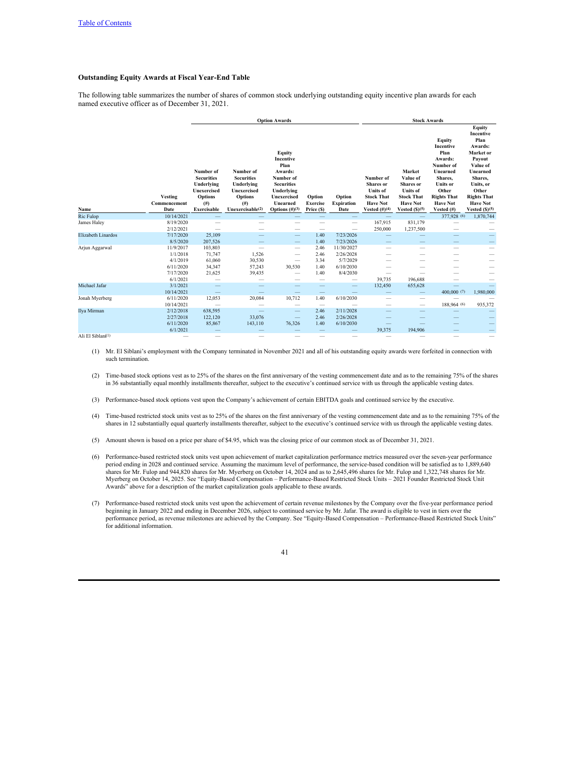### Outstanding Equity Awards at Fiscal Year-End Table

The following table summarizes the number of shares of common stock underlying outstanding equity incentive plan awards for each named executive officer as of December 31, 2021.

| | | Option Awards | | | | | Stock Awards | | | |
|---|---|---|---|---|---|---|---|---|---|---|
| Name | Vesting Commencement Date | Number of Securities Underlying Unexercised Options (#) Exercisable | Number of Securities Underlying Unexercised Options (#) Unexercisable(2) | Equity Incentive Plan Awards: Number of Securities Underlying Unexercised Unearned Options (#)(3) | Option Exercise Price ($) | Option Expiration Date | Number of Shares or Units of Stock That Have Not Vested (#)(4) | Market Value of Shares or Units of Stock That Have Not Vested ($)(5) | Equity Incentive Plan Awards: Number of Unearned Shares, Units or Other Rights That Have Not Vested (#) | Equity Incentive Plan Awards: Market or Payout Value of Unearned Shares, Units, or Other Rights That Have Not Vested ($)(5) |
| Ric Fulop | 10/14/2021 | — | — | — | — | — | — | — | 377,928 (6) | 1,870,744 |
| James Haley | 8/19/2020 | — | — | — | — | — | 167,915 | 831,179 | — | — |
| | 2/12/2021 | — | — | — | — | — | 250,000 | 1,237,500 | — | — |
| Elizabeth Linardos | 7/17/2020 | 25,109 | — | — | 1.40 | 7/23/2026 | — | — | — | — |
| | 8/5/2020 | 207,526 | — | — | 1.40 | 7/23/2026 | — | — | — | — |
| Arjun Aggarwal | 11/9/2017 | 103,803 | — | — | 2.46 | 11/30/2027 | — | — | — | — |
| | 1/1/2018 | 71,747 | 1,526 | — | 2.46 | 2/26/2028 | — | — | — | — |
| | 4/1/2019 | 61,060 | 30,530 | — | 3.34 | 5/7/2029 | — | — | — | — |
| | 6/11/2020 | 34,347 | 57,243 | 30,530 | 1.40 | 6/10/2030 | — | — | — | — |
| | 7/17/2020 | 21,625 | 39,435 | — | 1.40 | 8/4/2030 | — | — | — | — |
| | 6/1/2021 | — | — | — | — | — | 39,735 | 196,688 | — | — |
| Michael Jafar | 3/1/2021 | — | — | — | — | — | 132,450 | 655,628 | — | — |
| | 10/14/2021 | — | — | — | — | — | — | — | 400,000 (7) | 1,980,000 |
| Jonah Myerberg | 6/11/2020 | 12,053 | 20,084 | 10,712 | 1.40 | 6/10/2030 | — | — | — | — |
| | 10/14/2021 | — | — | — | — | — | — | — | 188,964 (6) | 935,372 |
| Ilya Mirman | 2/12/2018 | 638,595 | — | — | 2.46 | 2/11/2028 | — | — | — | — |
| | 2/27/2018 | 122,120 | 33,076 | — | 2.46 | 2/26/2028 | — | — | — | — |
| | 6/11/2020 | 85,867 | 143,110 | 76,326 | 1.40 | 6/10/2030 | — | — | — | — |
| | 6/1/2021 | — | — | — | — | — | 39,375 | 194,906 | — | — |
| Ali El Siblani(1) | — | — | — | — | — | — | — | — | — | — |

(1) Mr. El Siblani's employment with the Company terminated in November 2021 and all of his outstanding equity awards were forfeited in connection with such termination.

(2) Time-based stock options vest as to 25% of the shares on the first anniversary of the vesting commencement date and as to the remaining 75% of the shares in 36 substantially equal monthly installments thereafter, subject to the executive's continued service with us through the applicable vesting dates.

(3) Performance-based stock options vest upon the Company's achievement of certain EBITDA goals and continued service by the executive.

(4) Time-based restricted stock units vest as to 25% of the shares on the first anniversary of the vesting commencement date and as to the remaining 75% of the shares in 12 substantially equal quarterly installments thereafter, subject to the executive's continued service with us through the applicable vesting dates.

(5) Amount shown is based on a price per share of $4.95, which was the closing price of our common stock as of December 31, 2021.

(6) Performance-based restricted stock units vest upon achievement of market capitalization performance metrics measured over the seven-year performance period ending in 2028 and continued service. Assuming the maximum level of performance, the service-based condition will be satisfied as to 1,889,640 shares for Mr. Fulop and 944,820 shares for Mr. Myerberg on October 14, 2024 and as to 2,645,496 shares for Mr. Fulop and 1,322,748 shares for Mr. Myerberg on October 14, 2025. See "Equity-Based Compensation – Performance-Based Restricted Stock Units – 2021 Founder Restricted Stock Unit Awards" above for a description of the market capitalization goals applicable to these awards.

(7) Performance-based restricted stock units vest upon the achievement of certain revenue milestones by the Company over the five-year performance period beginning in January 2022 and ending in December 2026, subject to continued service by Mr. Jafar. The award is eligible to vest in tiers over the performance period, as revenue milestones are achieved by the Company. See "Equity-Based Compensation – Performance-Based Restricted Stock Units" for additional information.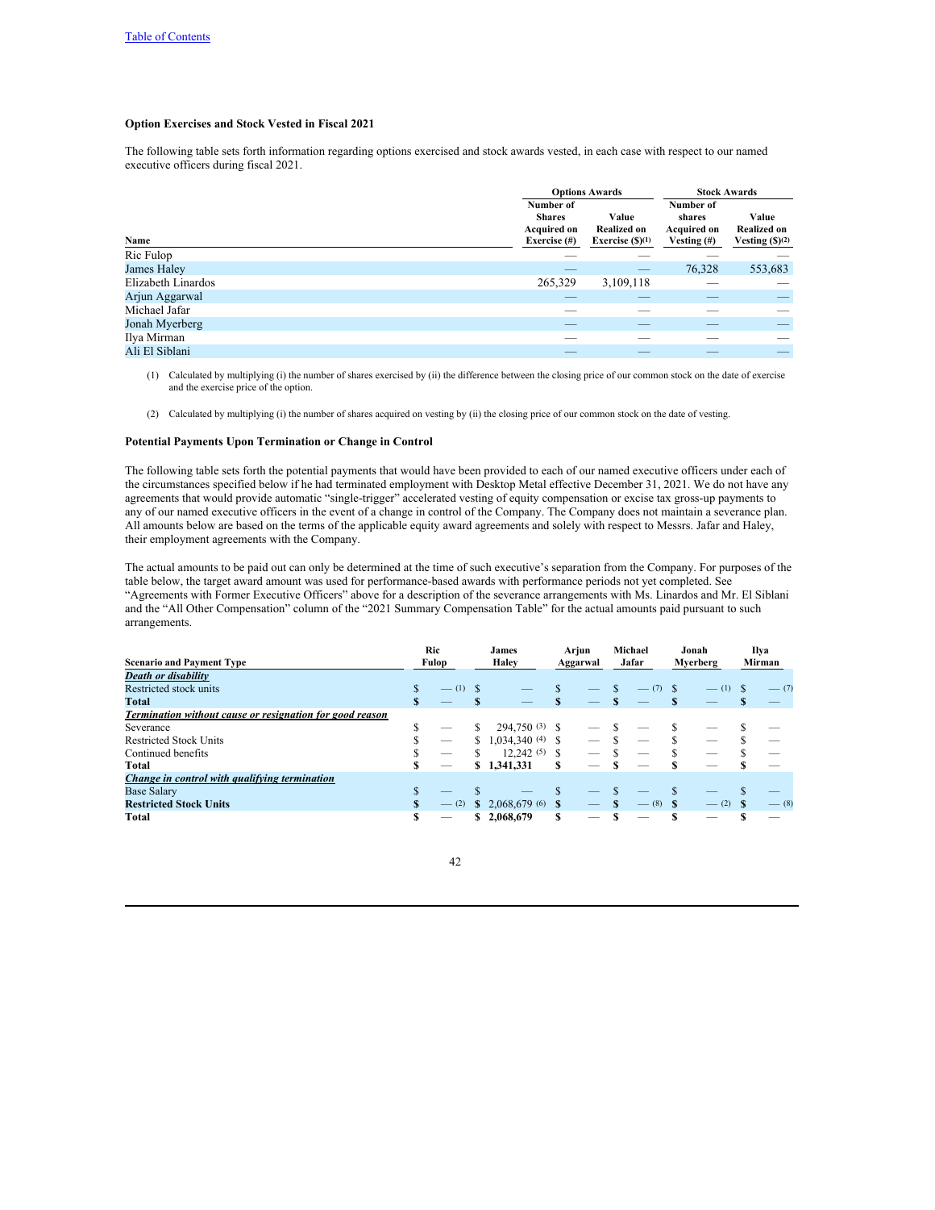### Option Exercises and Stock Vested in Fiscal 2021

The following table sets forth information regarding options exercised and stock awards vested, in each case with respect to our named executive officers during fiscal 2021.

| | Options Awards | | Stock Awards | |
|---|---|---|---|---|
| Name | Number of Shares Acquired on Exercise (#) | Value Realized on Exercise ($)(1) | Number of shares Acquired on Vesting (#) | Value Realized on Vesting ($)(2) |
| Ric Fulop | — | — | — | — |
| James Haley | — | — | 76,328 | 553,683 |
| Elizabeth Linardos | 265,329 | 3,109,118 | — | — |
| Arjun Aggarwal | — | — | — | — |
| Michael Jafar | — | — | — | — |
| Jonah Myerberg | — | — | — | — |
| Ilya Mirman | — | — | — | — |
| Ali El Siblani | — | — | — | — |

(1) Calculated by multiplying (i) the number of shares exercised by (ii) the difference between the closing price of our common stock on the date of exercise and the exercise price of the option.

(2) Calculated by multiplying (i) the number of shares acquired on vesting by (ii) the closing price of our common stock on the date of vesting.

### Potential Payments Upon Termination or Change in Control

The following table sets forth the potential payments that would have been provided to each of our named executive officers under each of the circumstances specified below if he had terminated employment with Desktop Metal effective December 31, 2021. We do not have any agreements that would provide automatic "single-trigger" accelerated vesting of equity compensation or excise tax gross-up payments to any of our named executive officers in the event of a change in control of the Company. The Company does not maintain a severance plan. All amounts below are based on the terms of the applicable equity award agreements and solely with respect to Messrs. Jafar and Haley, their employment agreements with the Company.

The actual amounts to be paid out can only be determined at the time of such executive's separation from the Company. For purposes of the table below, the target award amount was used for performance-based awards with performance periods not yet completed. See "Agreements with Former Executive Officers" above for a description of the severance arrangements with Ms. Linardos and Mr. El Siblani and the "All Other Compensation" column of the "2021 Summary Compensation Table" for the actual amounts paid pursuant to such arrangements.

| Scenario and Payment Type | Ric Fulop | James Haley | Arjun Aggarwal | Michael Jafar | Jonah Myerberg | Ilya Mirman |
|---|---|---|---|---|---|---|
| ***Death or disability*** | | | | | | |
| Restricted stock units | $ — (1) | $ — | $ — | $ — (7) | $ — (1) | $ — (7) |
| **Total** | **$ —** | **$ —** | **$ —** | **$ —** | **$ —** | **$ —** |
| ***Termination without cause or resignation for good reason*** | | | | | | |
| Severance | $ — | $ 294,750 (3) | $ — | $ — | $ — | $ — |
| Restricted Stock Units | $ — | $ 1,034,340 (4) | $ — | $ — | $ — | $ — |
| Continued benefits | $ — | $ 12,242 (5) | $ — | $ — | $ — | $ — |
| **Total** | **$ —** | **$ 1,341,331** | **$ —** | **$ —** | **$ —** | **$ —** |
| ***Change in control with qualifying termination*** | | | | | | |
| Base Salary | $ — | $ — | $ — | $ — | $ — | $ — |
| **Restricted Stock Units** | **$ — (2)** | **$ 2,068,679 (6)** | **$ —** | **$ — (8)** | **$ — (2)** | **$ — (8)** |
| **Total** | **$ —** | **$ 2,068,679** | **$ —** | **$ —** | **$ —** | **$ —** |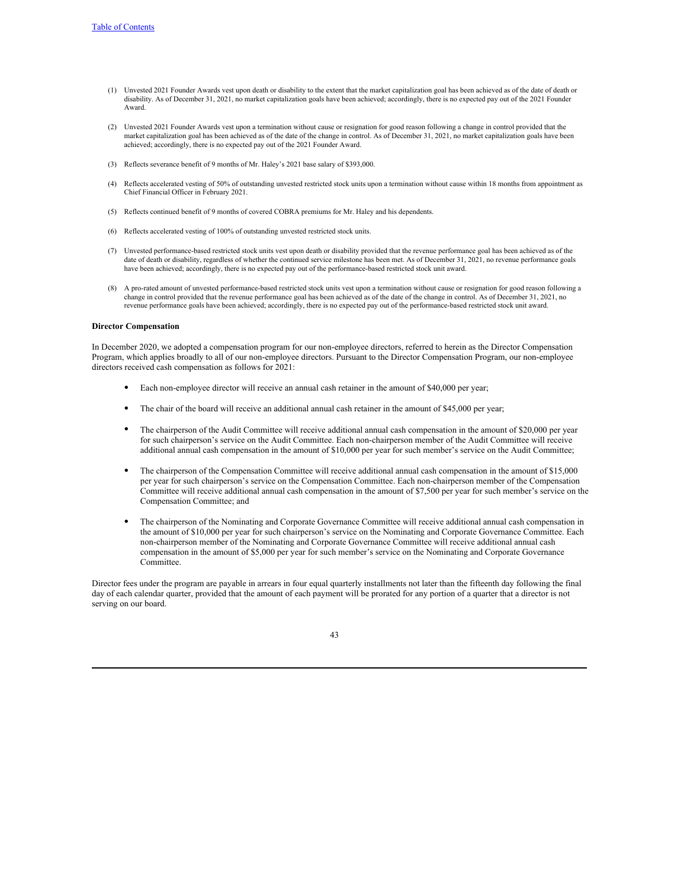(1) Unvested 2021 Founder Awards vest upon death or disability to the extent that the market capitalization goal has been achieved as of the date of death or disability. As of December 31, 2021, no market capitalization goals have been achieved; accordingly, there is no expected pay out of the 2021 Founder Award.

(2) Unvested 2021 Founder Awards vest upon a termination without cause or resignation for good reason following a change in control provided that the market capitalization goal has been achieved as of the date of the change in control. As of December 31, 2021, no market capitalization goals have been achieved; accordingly, there is no expected pay out of the 2021 Founder Award.

(3) Reflects severance benefit of 9 months of Mr. Haley's 2021 base salary of $393,000.

(4) Reflects accelerated vesting of 50% of outstanding unvested restricted stock units upon a termination without cause within 18 months from appointment as Chief Financial Officer in February 2021.

(5) Reflects continued benefit of 9 months of covered COBRA premiums for Mr. Haley and his dependents.

(6) Reflects accelerated vesting of 100% of outstanding unvested restricted stock units.

(7) Unvested performance-based restricted stock units vest upon death or disability provided that the revenue performance goal has been achieved as of the date of death or disability, regardless of whether the continued service milestone has been met. As of December 31, 2021, no revenue performance goals have been achieved; accordingly, there is no expected pay out of the performance-based restricted stock unit award.

(8) A pro-rated amount of unvested performance-based restricted stock units vest upon a termination without cause or resignation for good reason following a change in control provided that the revenue performance goal has been achieved as of the date of the change in control. As of December 31, 2021, no revenue performance goals have been achieved; accordingly, there is no expected pay out of the performance-based restricted stock unit award.

**Director Compensation**

In December 2020, we adopted a compensation program for our non-employee directors, referred to herein as the Director Compensation Program, which applies broadly to all of our non-employee directors. Pursuant to the Director Compensation Program, our non-employee directors received cash compensation as follows for 2021:

- Each non-employee director will receive an annual cash retainer in the amount of $40,000 per year;
- The chair of the board will receive an additional annual cash retainer in the amount of $45,000 per year;
- The chairperson of the Audit Committee will receive additional annual cash compensation in the amount of $20,000 per year for such chairperson's service on the Audit Committee. Each non-chairperson member of the Audit Committee will receive additional annual cash compensation in the amount of $10,000 per year for such member's service on the Audit Committee;
- The chairperson of the Compensation Committee will receive additional annual cash compensation in the amount of $15,000 per year for such chairperson's service on the Compensation Committee. Each non-chairperson member of the Compensation Committee will receive additional annual cash compensation in the amount of $7,500 per year for such member's service on the Compensation Committee; and
- The chairperson of the Nominating and Corporate Governance Committee will receive additional annual cash compensation in the amount of $10,000 per year for such chairperson's service on the Nominating and Corporate Governance Committee. Each non-chairperson member of the Nominating and Corporate Governance Committee will receive additional annual cash compensation in the amount of $5,000 per year for such member's service on the Nominating and Corporate Governance Committee.

Director fees under the program are payable in arrears in four equal quarterly installments not later than the fifteenth day following the final day of each calendar quarter, provided that the amount of each payment will be prorated for any portion of a quarter that a director is not serving on our board.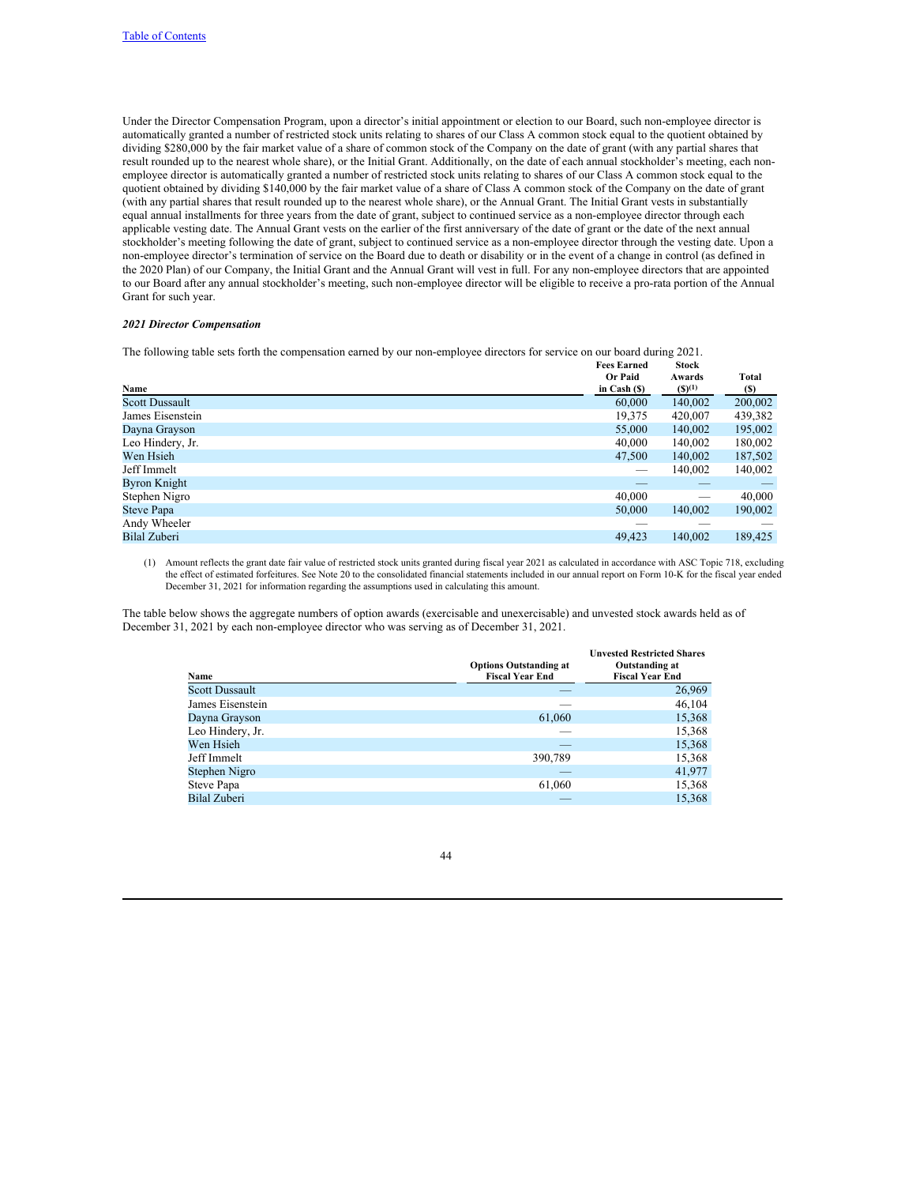Under the Director Compensation Program, upon a director's initial appointment or election to our Board, such non-employee director is automatically granted a number of restricted stock units relating to shares of our Class A common stock equal to the quotient obtained by dividing $280,000 by the fair market value of a share of common stock of the Company on the date of grant (with any partial shares that result rounded up to the nearest whole share), or the Initial Grant. Additionally, on the date of each annual stockholder's meeting, each non-employee director is automatically granted a number of restricted stock units relating to shares of our Class A common stock equal to the quotient obtained by dividing $140,000 by the fair market value of a share of Class A common stock of the Company on the date of grant (with any partial shares that result rounded up to the nearest whole share), or the Annual Grant. The Initial Grant vests in substantially equal annual installments for three years from the date of grant, subject to continued service as a non-employee director through each applicable vesting date. The Annual Grant vests on the earlier of the first anniversary of the date of grant or the date of the next annual stockholder's meeting following the date of grant, subject to continued service as a non-employee director through the vesting date. Upon a non-employee director's termination of service on the Board due to death or disability or in the event of a change in control (as defined in the 2020 Plan) of our Company, the Initial Grant and the Annual Grant will vest in full. For any non-employee directors that are appointed to our Board after any annual stockholder's meeting, such non-employee director will be eligible to receive a pro-rata portion of the Annual Grant for such year.

***2021 Director Compensation***

The following table sets forth the compensation earned by our non-employee directors for service on our board during 2021.

| Name | Fees Earned Or Paid in Cash ($) | Stock Awards ($)[(1)] | Total ($) |
|---|---|---|---|
| Scott Dussault | 60,000 | 140,002 | 200,002 |
| James Eisenstein | 19,375 | 420,007 | 439,382 |
| Dayna Grayson | 55,000 | 140,002 | 195,002 |
| Leo Hindery, Jr. | 40,000 | 140,002 | 180,002 |
| Wen Hsieh | 47,500 | 140,002 | 187,502 |
| Jeff Immelt | — | 140,002 | 140,002 |
| Byron Knight | — | — | — |
| Stephen Nigro | 40,000 | — | 40,000 |
| Steve Papa | 50,000 | 140,002 | 190,002 |
| Andy Wheeler | — | — | — |
| Bilal Zuberi | 49,423 | 140,002 | 189,425 |

(1) Amount reflects the grant date fair value of restricted stock units granted during fiscal year 2021 as calculated in accordance with ASC Topic 718, excluding the effect of estimated forfeitures. See Note 20 to the consolidated financial statements included in our annual report on Form 10-K for the fiscal year ended December 31, 2021 for information regarding the assumptions used in calculating this amount.

The table below shows the aggregate numbers of option awards (exercisable and unexercisable) and unvested stock awards held as of December 31, 2021 by each non-employee director who was serving as of December 31, 2021.

| Name | Options Outstanding at Fiscal Year End | Unvested Restricted Shares Outstanding at Fiscal Year End |
|---|---|---|
| Scott Dussault | — | 26,969 |
| James Eisenstein | — | 46,104 |
| Dayna Grayson | 61,060 | 15,368 |
| Leo Hindery, Jr. | — | 15,368 |
| Wen Hsieh | — | 15,368 |
| Jeff Immelt | 390,789 | 15,368 |
| Stephen Nigro | — | 41,977 |
| Steve Papa | 61,060 | 15,368 |
| Bilal Zuberi | — | 15,368 |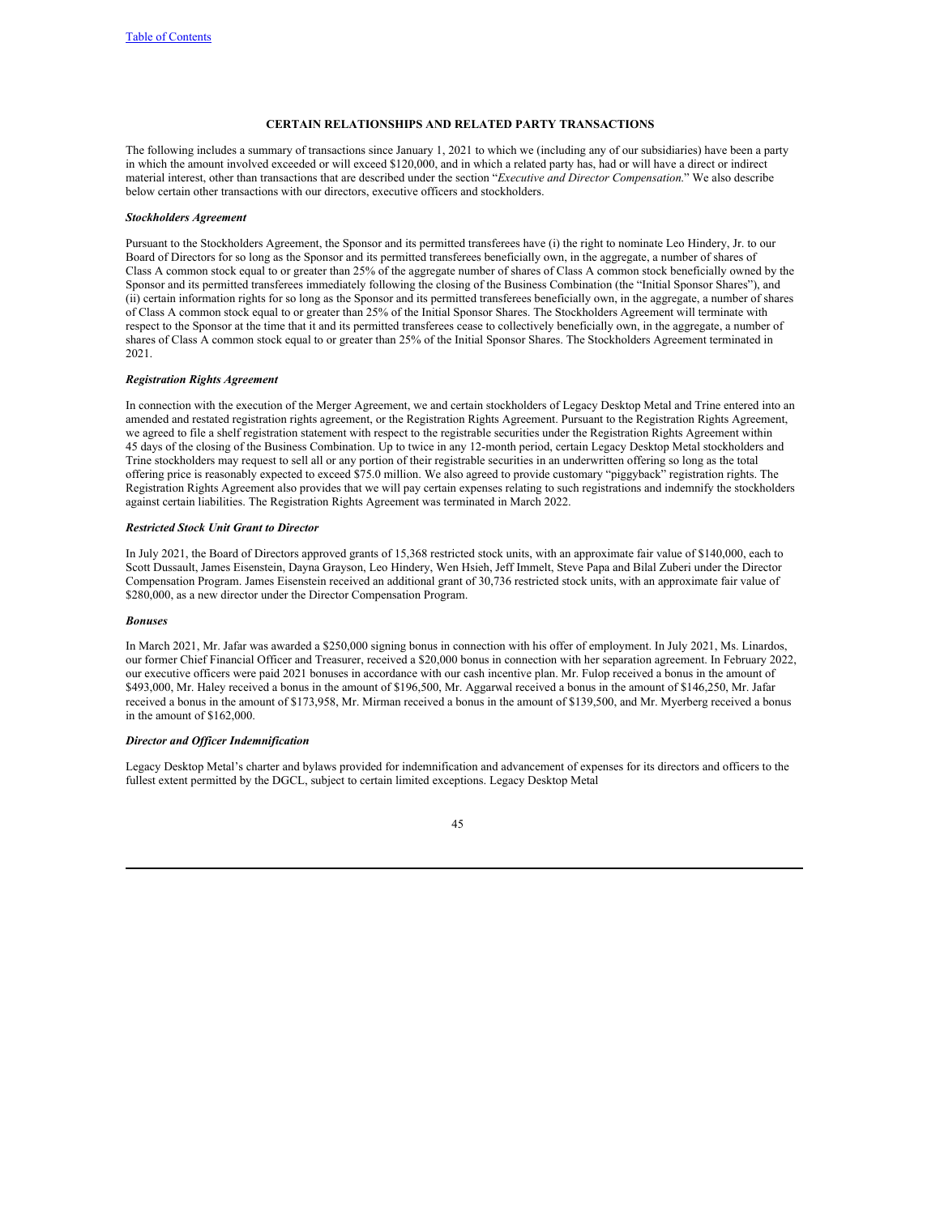## CERTAIN RELATIONSHIPS AND RELATED PARTY TRANSACTIONS

The following includes a summary of transactions since January 1, 2021 to which we (including any of our subsidiaries) have been a party in which the amount involved exceeded or will exceed $120,000, and in which a related party has, had or will have a direct or indirect material interest, other than transactions that are described under the section "*Executive and Director Compensation.*" We also describe below certain other transactions with our directors, executive officers and stockholders.

***Stockholders Agreement***

Pursuant to the Stockholders Agreement, the Sponsor and its permitted transferees have (i) the right to nominate Leo Hindery, Jr. to our Board of Directors for so long as the Sponsor and its permitted transferees beneficially own, in the aggregate, a number of shares of Class A common stock equal to or greater than 25% of the aggregate number of shares of Class A common stock beneficially owned by the Sponsor and its permitted transferees immediately following the closing of the Business Combination (the "Initial Sponsor Shares"), and (ii) certain information rights for so long as the Sponsor and its permitted transferees beneficially own, in the aggregate, a number of shares of Class A common stock equal to or greater than 25% of the Initial Sponsor Shares. The Stockholders Agreement will terminate with respect to the Sponsor at the time that it and its permitted transferees cease to collectively beneficially own, in the aggregate, a number of shares of Class A common stock equal to or greater than 25% of the Initial Sponsor Shares. The Stockholders Agreement terminated in 2021.

***Registration Rights Agreement***

In connection with the execution of the Merger Agreement, we and certain stockholders of Legacy Desktop Metal and Trine entered into an amended and restated registration rights agreement, or the Registration Rights Agreement. Pursuant to the Registration Rights Agreement, we agreed to file a shelf registration statement with respect to the registrable securities under the Registration Rights Agreement within 45 days of the closing of the Business Combination. Up to twice in any 12-month period, certain Legacy Desktop Metal stockholders and Trine stockholders may request to sell all or any portion of their registrable securities in an underwritten offering so long as the total offering price is reasonably expected to exceed $75.0 million. We also agreed to provide customary "piggyback" registration rights. The Registration Rights Agreement also provides that we will pay certain expenses relating to such registrations and indemnify the stockholders against certain liabilities. The Registration Rights Agreement was terminated in March 2022.

***Restricted Stock Unit Grant to Director***

In July 2021, the Board of Directors approved grants of 15,368 restricted stock units, with an approximate fair value of $140,000, each to Scott Dussault, James Eisenstein, Dayna Grayson, Leo Hindery, Wen Hsieh, Jeff Immelt, Steve Papa and Bilal Zuberi under the Director Compensation Program. James Eisenstein received an additional grant of 30,736 restricted stock units, with an approximate fair value of $280,000, as a new director under the Director Compensation Program.

***Bonuses***

In March 2021, Mr. Jafar was awarded a $250,000 signing bonus in connection with his offer of employment. In July 2021, Ms. Linardos, our former Chief Financial Officer and Treasurer, received a $20,000 bonus in connection with her separation agreement. In February 2022, our executive officers were paid 2021 bonuses in accordance with our cash incentive plan. Mr. Fulop received a bonus in the amount of $493,000, Mr. Haley received a bonus in the amount of $196,500, Mr. Aggarwal received a bonus in the amount of $146,250, Mr. Jafar received a bonus in the amount of $173,958, Mr. Mirman received a bonus in the amount of $139,500, and Mr. Myerberg received a bonus in the amount of $162,000.

***Director and Officer Indemnification***

Legacy Desktop Metal's charter and bylaws provided for indemnification and advancement of expenses for its directors and officers to the fullest extent permitted by the DGCL, subject to certain limited exceptions. Legacy Desktop Metal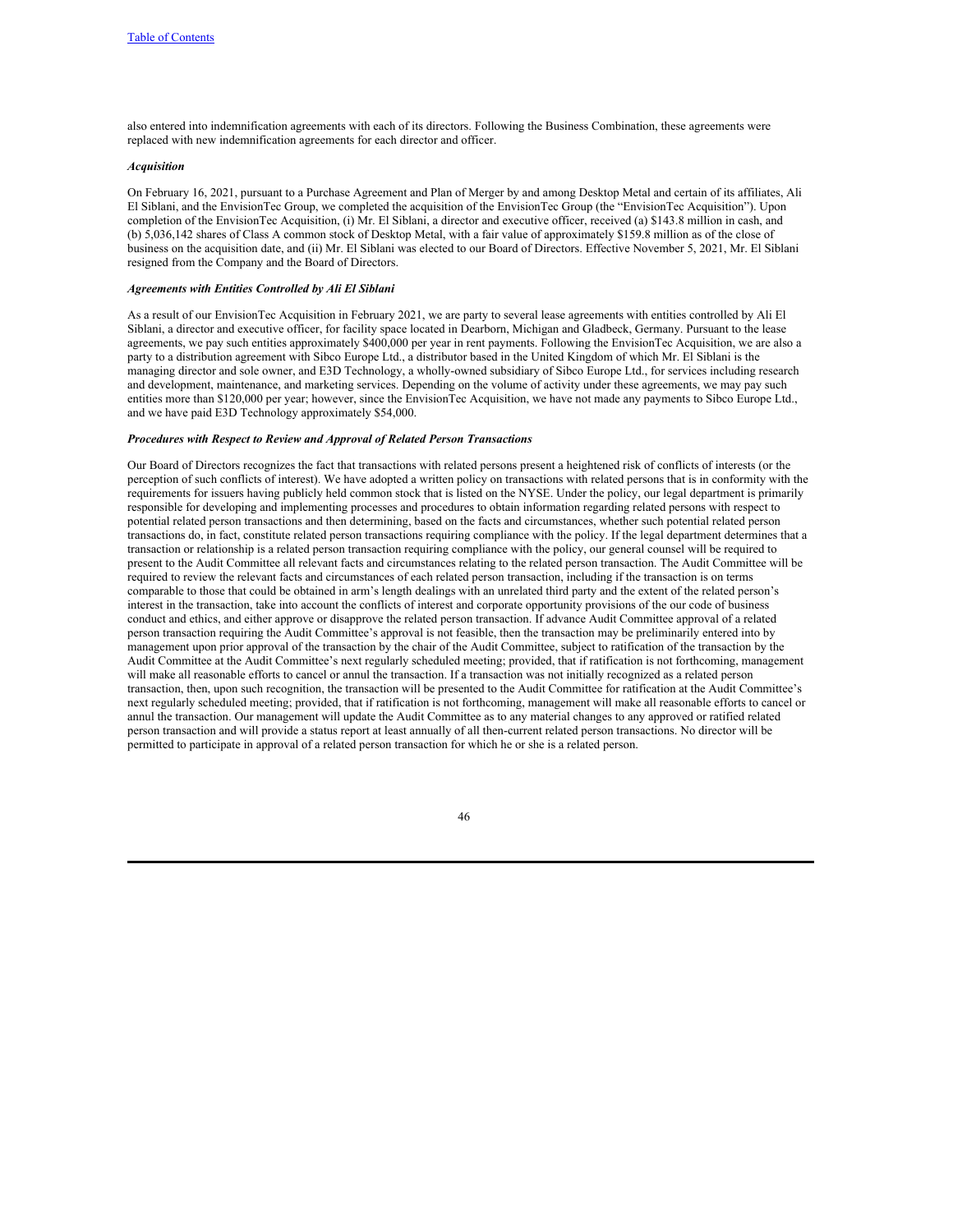also entered into indemnification agreements with each of its directors. Following the Business Combination, these agreements were replaced with new indemnification agreements for each director and officer.

***Acquisition***

On February 16, 2021, pursuant to a Purchase Agreement and Plan of Merger by and among Desktop Metal and certain of its affiliates, Ali El Siblani, and the EnvisionTec Group, we completed the acquisition of the EnvisionTec Group (the "EnvisionTec Acquisition"). Upon completion of the EnvisionTec Acquisition, (i) Mr. El Siblani, a director and executive officer, received (a) $143.8 million in cash, and (b) 5,036,142 shares of Class A common stock of Desktop Metal, with a fair value of approximately $159.8 million as of the close of business on the acquisition date, and (ii) Mr. El Siblani was elected to our Board of Directors. Effective November 5, 2021, Mr. El Siblani resigned from the Company and the Board of Directors.

***Agreements with Entities Controlled by Ali El Siblani***

As a result of our EnvisionTec Acquisition in February 2021, we are party to several lease agreements with entities controlled by Ali El Siblani, a director and executive officer, for facility space located in Dearborn, Michigan and Gladbeck, Germany. Pursuant to the lease agreements, we pay such entities approximately $400,000 per year in rent payments. Following the EnvisionTec Acquisition, we are also a party to a distribution agreement with Sibco Europe Ltd., a distributor based in the United Kingdom of which Mr. El Siblani is the managing director and sole owner, and E3D Technology, a wholly-owned subsidiary of Sibco Europe Ltd., for services including research and development, maintenance, and marketing services. Depending on the volume of activity under these agreements, we may pay such entities more than $120,000 per year; however, since the EnvisionTec Acquisition, we have not made any payments to Sibco Europe Ltd., and we have paid E3D Technology approximately $54,000.

***Procedures with Respect to Review and Approval of Related Person Transactions***

Our Board of Directors recognizes the fact that transactions with related persons present a heightened risk of conflicts of interests (or the perception of such conflicts of interest). We have adopted a written policy on transactions with related persons that is in conformity with the requirements for issuers having publicly held common stock that is listed on the NYSE. Under the policy, our legal department is primarily responsible for developing and implementing processes and procedures to obtain information regarding related persons with respect to potential related person transactions and then determining, based on the facts and circumstances, whether such potential related person transactions do, in fact, constitute related person transactions requiring compliance with the policy. If the legal department determines that a transaction or relationship is a related person transaction requiring compliance with the policy, our general counsel will be required to present to the Audit Committee all relevant facts and circumstances relating to the related person transaction. The Audit Committee will be required to review the relevant facts and circumstances of each related person transaction, including if the transaction is on terms comparable to those that could be obtained in arm's length dealings with an unrelated third party and the extent of the related person's interest in the transaction, take into account the conflicts of interest and corporate opportunity provisions of the our code of business conduct and ethics, and either approve or disapprove the related person transaction. If advance Audit Committee approval of a related person transaction requiring the Audit Committee's approval is not feasible, then the transaction may be preliminarily entered into by management upon prior approval of the transaction by the chair of the Audit Committee, subject to ratification of the transaction by the Audit Committee at the Audit Committee's next regularly scheduled meeting; provided, that if ratification is not forthcoming, management will make all reasonable efforts to cancel or annul the transaction. If a transaction was not initially recognized as a related person transaction, then, upon such recognition, the transaction will be presented to the Audit Committee for ratification at the Audit Committee's next regularly scheduled meeting; provided, that if ratification is not forthcoming, management will make all reasonable efforts to cancel or annul the transaction. Our management will update the Audit Committee as to any material changes to any approved or ratified related person transaction and will provide a status report at least annually of all then-current related person transactions. No director will be permitted to participate in approval of a related person transaction for which he or she is a related person.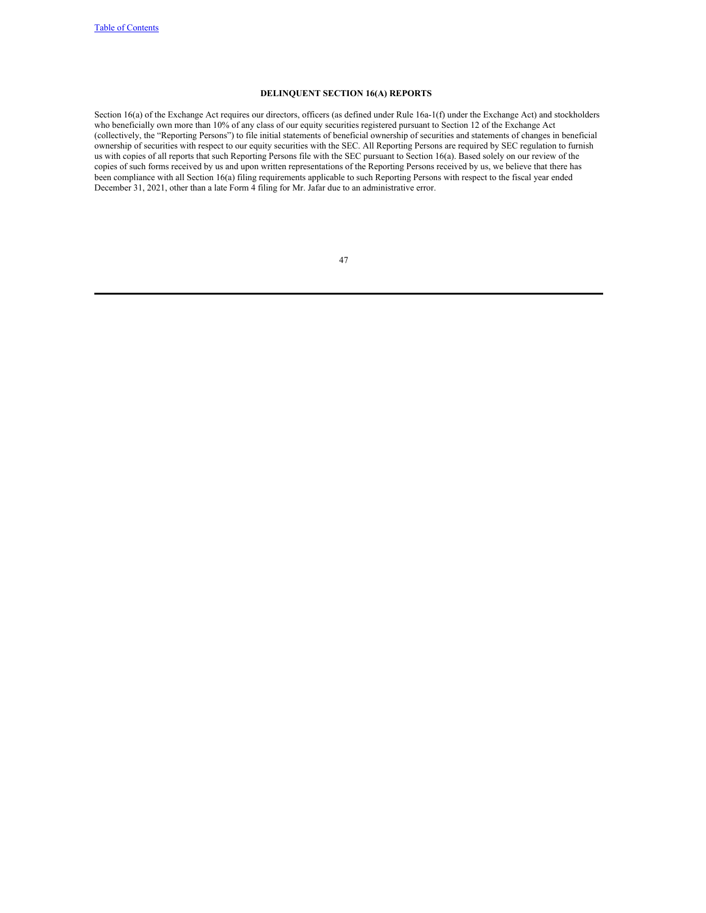## DELINQUENT SECTION 16(A) REPORTS

Section 16(a) of the Exchange Act requires our directors, officers (as defined under Rule 16a-1(f) under the Exchange Act) and stockholders who beneficially own more than 10% of any class of our equity securities registered pursuant to Section 12 of the Exchange Act (collectively, the "Reporting Persons") to file initial statements of beneficial ownership of securities and statements of changes in beneficial ownership of securities with respect to our equity securities with the SEC. All Reporting Persons are required by SEC regulation to furnish us with copies of all reports that such Reporting Persons file with the SEC pursuant to Section 16(a). Based solely on our review of the copies of such forms received by us and upon written representations of the Reporting Persons received by us, we believe that there has been compliance with all Section 16(a) filing requirements applicable to such Reporting Persons with respect to the fiscal year ended December 31, 2021, other than a late Form 4 filing for Mr. Jafar due to an administrative error.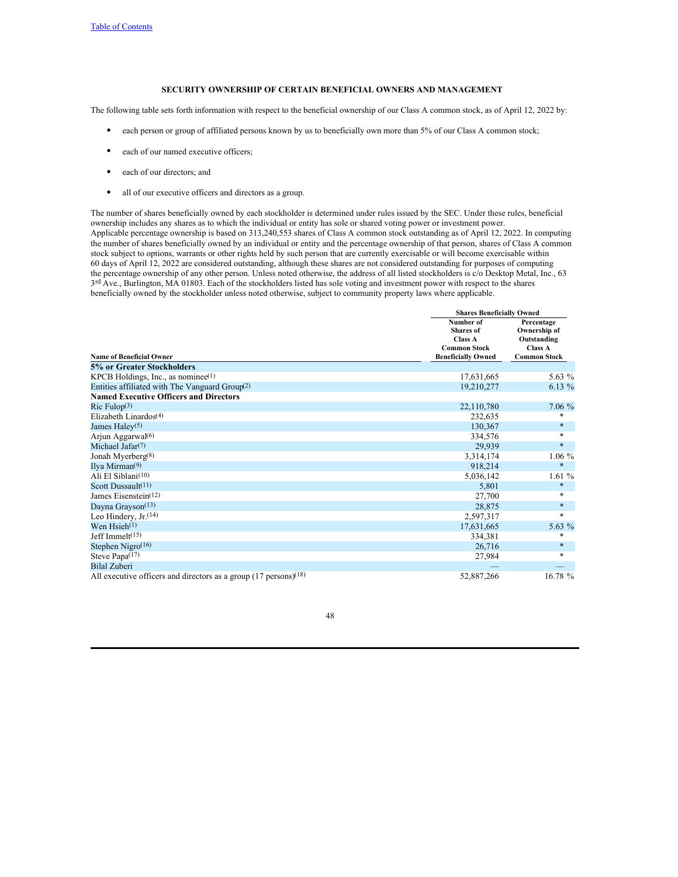## SECURITY OWNERSHIP OF CERTAIN BENEFICIAL OWNERS AND MANAGEMENT

The following table sets forth information with respect to the beneficial ownership of our Class A common stock, as of April 12, 2022 by:

- each person or group of affiliated persons known by us to beneficially own more than 5% of our Class A common stock;
- each of our named executive officers;
- each of our directors; and
- all of our executive officers and directors as a group.

The number of shares beneficially owned by each stockholder is determined under rules issued by the SEC. Under these rules, beneficial ownership includes any shares as to which the individual or entity has sole or shared voting power or investment power. Applicable percentage ownership is based on 313,240,553 shares of Class A common stock outstanding as of April 12, 2022. In computing the number of shares beneficially owned by an individual or entity and the percentage ownership of that person, shares of Class A common stock subject to options, warrants or other rights held by such person that are currently exercisable or will become exercisable within 60 days of April 12, 2022 are considered outstanding, although these shares are not considered outstanding for purposes of computing the percentage ownership of any other person. Unless noted otherwise, the address of all listed stockholders is c/o Desktop Metal, Inc., 63 3rd Ave., Burlington, MA 01803. Each of the stockholders listed has sole voting and investment power with respect to the shares beneficially owned by the stockholder unless noted otherwise, subject to community property laws where applicable.

| | Shares Beneficially Owned | |
|---|---|---|
| **Name of Beneficial Owner** | **Number of Shares of Class A Common Stock Beneficially Owned** | **Percentage Ownership of Outstanding Class A Common Stock** |
| **5% or Greater Stockholders** | | |
| KPCB Holdings, Inc., as nominee(1) | 17,631,665 | 5.63 % |
| Entities affiliated with The Vanguard Group(2) | 19,210,277 | 6.13 % |
| **Named Executive Officers and Directors** | | |
| Ric Fulop(3) | 22,110,780 | 7.06 % |
| Elizabeth Linardos(4) | 232,635 | * |
| James Haley(5) | 130,367 | * |
| Arjun Aggarwal(6) | 334,576 | * |
| Michael Jafar(7) | 29,939 | * |
| Jonah Myerberg(8) | 3,314,174 | 1.06 % |
| Ilya Mirman(9) | 918,214 | * |
| Ali El Siblani(10) | 5,036,142 | 1.61 % |
| Scott Dussault(11) | 5,801 | * |
| James Eisenstein(12) | 27,700 | * |
| Dayna Grayson(13) | 28,875 | * |
| Leo Hindery, Jr.(14) | 2,597,317 | * |
| Wen Hsieh(1) | 17,631,665 | 5.63 % |
| Jeff Immelt(15) | 334,381 | * |
| Stephen Nigro(16) | 26,716 | * |
| Steve Papa(17) | 27,984 | * |
| Bilal Zuberi | — | — |
| All executive officers and directors as a group (17 persons)(18) | 52,887,266 | 16.78 % |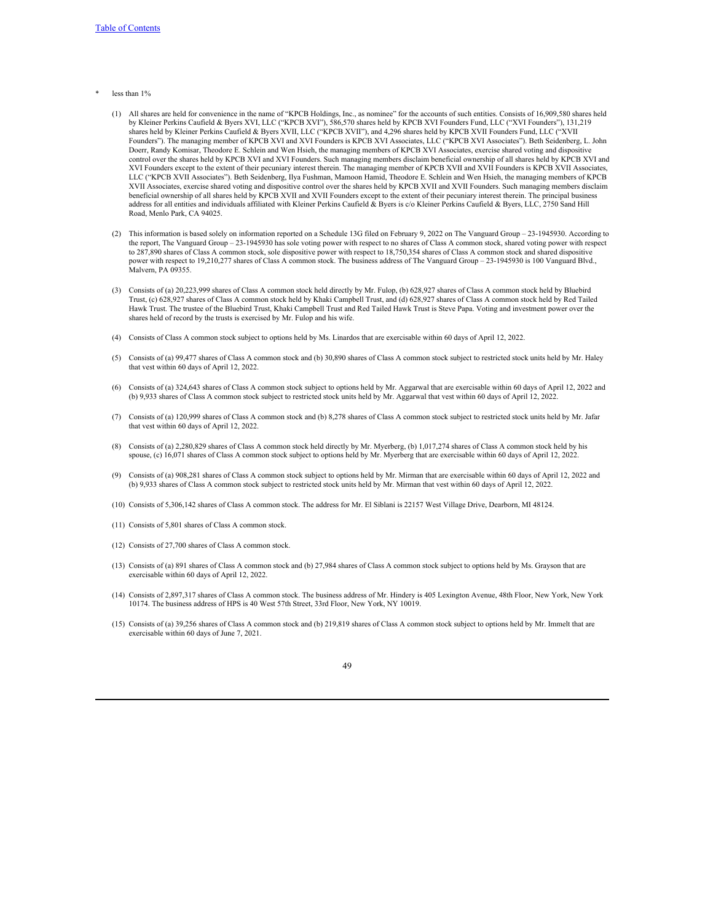[Table of Contents](#)

\* less than 1%

(1) All shares are held for convenience in the name of "KPCB Holdings, Inc., as nominee" for the accounts of such entities. Consists of 16,909,580 shares held by Kleiner Perkins Caufield & Byers XVI, LLC ("KPCB XVI"), 586,570 shares held by KPCB XVI Founders Fund, LLC ("XVI Founders"), 131,219 shares held by Kleiner Perkins Caufield & Byers XVII, LLC ("KPCB XVII"), and 4,296 shares held by KPCB XVII Founders Fund, LLC ("XVII Founders"). The managing member of KPCB XVI and XVI Founders is KPCB XVI Associates, LLC ("KPCB XVI Associates"). Beth Seidenberg, L. John Doerr, Randy Komisar, Theodore E. Schlein and Wen Hsieh, the managing members of KPCB XVI Associates, exercise shared voting and dispositive control over the shares held by KPCB XVI and XVI Founders. Such managing members disclaim beneficial ownership of all shares held by KPCB XVI and XVI Founders except to the extent of their pecuniary interest therein. The managing member of KPCB XVII and XVII Founders is KPCB XVII Associates, LLC ("KPCB XVII Associates"). Beth Seidenberg, Ilya Fushman, Mamoon Hamid, Theodore E. Schlein and Wen Hsieh, the managing members of KPCB XVII Associates, exercise shared voting and dispositive control over the shares held by KPCB XVII and XVII Founders. Such managing members disclaim beneficial ownership of all shares held by KPCB XVII and XVII Founders except to the extent of their pecuniary interest therein. The principal business address for all entities and individuals affiliated with Kleiner Perkins Caufield & Byers is c/o Kleiner Perkins Caufield & Byers, LLC, 2750 Sand Hill Road, Menlo Park, CA 94025.

(2) This information is based solely on information reported on a Schedule 13G filed on February 9, 2022 on The Vanguard Group – 23-1945930. According to the report, The Vanguard Group – 23-1945930 has sole voting power with respect to no shares of Class A common stock, shared voting power with respect to 287,890 shares of Class A common stock, sole dispositive power with respect to 18,750,354 shares of Class A common stock and shared dispositive power with respect to 19,210,277 shares of Class A common stock. The business address of The Vanguard Group – 23-1945930 is 100 Vanguard Blvd., Malvern, PA 09355.

(3) Consists of (a) 20,223,999 shares of Class A common stock held directly by Mr. Fulop, (b) 628,927 shares of Class A common stock held by Bluebird Trust, (c) 628,927 shares of Class A common stock held by Khaki Campbell Trust, and (d) 628,927 shares of Class A common stock held by Red Tailed Hawk Trust. The trustee of the Bluebird Trust, Khaki Campbell Trust and Red Tailed Hawk Trust is Steve Papa. Voting and investment power over the shares held of record by the trusts is exercised by Mr. Fulop and his wife.

(4) Consists of Class A common stock subject to options held by Ms. Linardos that are exercisable within 60 days of April 12, 2022.

(5) Consists of (a) 99,477 shares of Class A common stock and (b) 30,890 shares of Class A common stock subject to restricted stock units held by Mr. Haley that vest within 60 days of April 12, 2022.

(6) Consists of (a) 324,643 shares of Class A common stock subject to options held by Mr. Aggarwal that are exercisable within 60 days of April 12, 2022 and (b) 9,933 shares of Class A common stock subject to restricted stock units held by Mr. Aggarwal that vest within 60 days of April 12, 2022.

(7) Consists of (a) 120,999 shares of Class A common stock and (b) 8,278 shares of Class A common stock subject to restricted stock units held by Mr. Jafar that vest within 60 days of April 12, 2022.

(8) Consists of (a) 2,280,829 shares of Class A common stock held directly by Mr. Myerberg, (b) 1,017,274 shares of Class A common stock held by his spouse, (c) 16,071 shares of Class A common stock subject to options held by Mr. Myerberg that are exercisable within 60 days of April 12, 2022.

(9) Consists of (a) 908,281 shares of Class A common stock subject to options held by Mr. Mirman that are exercisable within 60 days of April 12, 2022 and (b) 9,933 shares of Class A common stock subject to restricted stock units held by Mr. Mirman that vest within 60 days of April 12, 2022.

(10) Consists of 5,306,142 shares of Class A common stock. The address for Mr. El Siblani is 22157 West Village Drive, Dearborn, MI 48124.

(11) Consists of 5,801 shares of Class A common stock.

(12) Consists of 27,700 shares of Class A common stock.

(13) Consists of (a) 891 shares of Class A common stock and (b) 27,984 shares of Class A common stock subject to options held by Ms. Grayson that are exercisable within 60 days of April 12, 2022.

(14) Consists of 2,897,317 shares of Class A common stock. The business address of Mr. Hindery is 405 Lexington Avenue, 48th Floor, New York, New York 10174. The business address of HPS is 40 West 57th Street, 33rd Floor, New York, NY 10019.

(15) Consists of (a) 39,256 shares of Class A common stock and (b) 219,819 shares of Class A common stock subject to options held by Mr. Immelt that are exercisable within 60 days of June 7, 2021.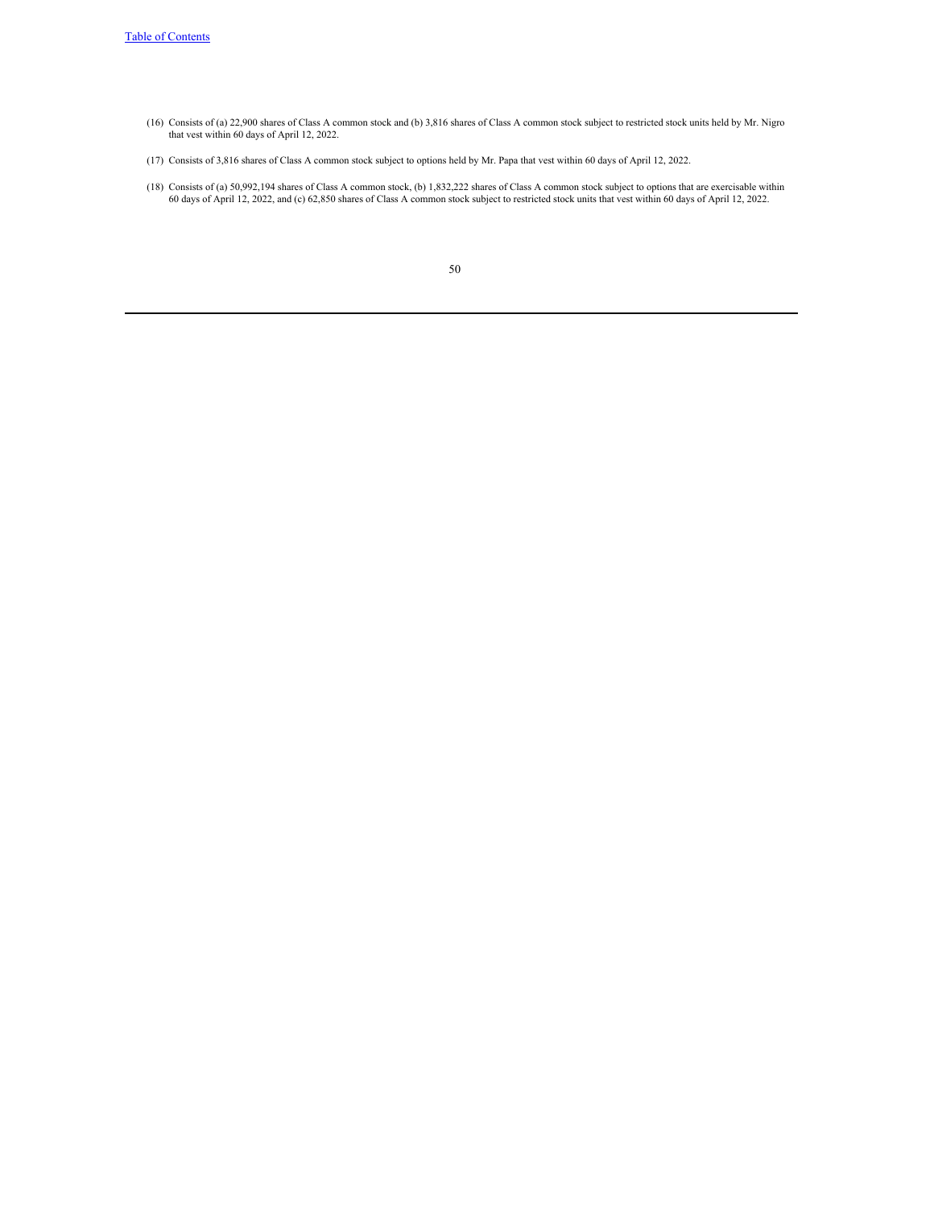(16) Consists of (a) 22,900 shares of Class A common stock and (b) 3,816 shares of Class A common stock subject to restricted stock units held by Mr. Nigro that vest within 60 days of April 12, 2022.

(17) Consists of 3,816 shares of Class A common stock subject to options held by Mr. Papa that vest within 60 days of April 12, 2022.

(18) Consists of (a) 50,992,194 shares of Class A common stock, (b) 1,832,222 shares of Class A common stock subject to options that are exercisable within 60 days of April 12, 2022, and (c) 62,850 shares of Class A common stock subject to restricted stock units that vest within 60 days of April 12, 2022.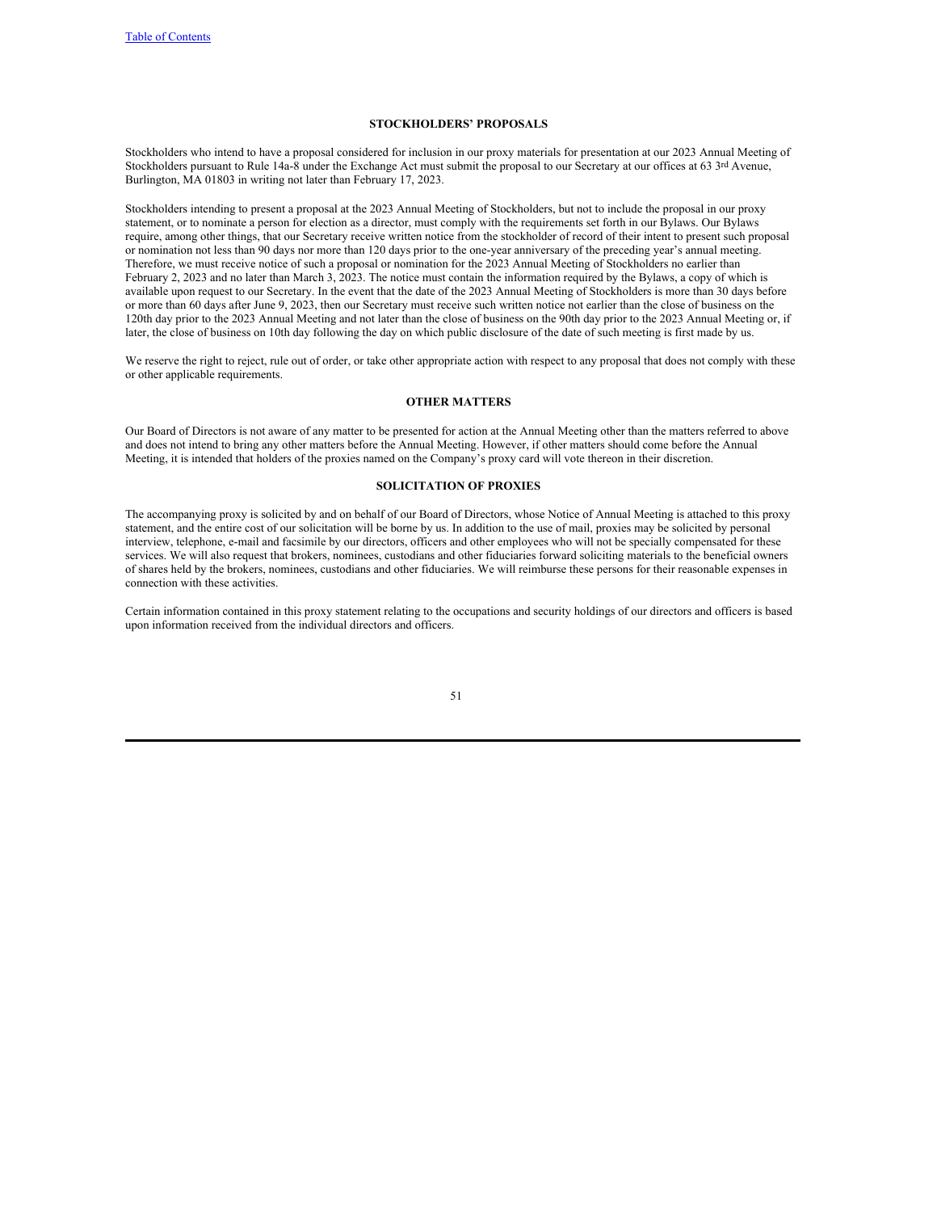## STOCKHOLDERS' PROPOSALS

Stockholders who intend to have a proposal considered for inclusion in our proxy materials for presentation at our 2023 Annual Meeting of Stockholders pursuant to Rule 14a-8 under the Exchange Act must submit the proposal to our Secretary at our offices at 63 3rd Avenue, Burlington, MA 01803 in writing not later than February 17, 2023.

Stockholders intending to present a proposal at the 2023 Annual Meeting of Stockholders, but not to include the proposal in our proxy statement, or to nominate a person for election as a director, must comply with the requirements set forth in our Bylaws. Our Bylaws require, among other things, that our Secretary receive written notice from the stockholder of record of their intent to present such proposal or nomination not less than 90 days nor more than 120 days prior to the one-year anniversary of the preceding year's annual meeting. Therefore, we must receive notice of such a proposal or nomination for the 2023 Annual Meeting of Stockholders no earlier than February 2, 2023 and no later than March 3, 2023. The notice must contain the information required by the Bylaws, a copy of which is available upon request to our Secretary. In the event that the date of the 2023 Annual Meeting of Stockholders is more than 30 days before or more than 60 days after June 9, 2023, then our Secretary must receive such written notice not earlier than the close of business on the 120th day prior to the 2023 Annual Meeting and not later than the close of business on the 90th day prior to the 2023 Annual Meeting or, if later, the close of business on 10th day following the day on which public disclosure of the date of such meeting is first made by us.

We reserve the right to reject, rule out of order, or take other appropriate action with respect to any proposal that does not comply with these or other applicable requirements.

## OTHER MATTERS

Our Board of Directors is not aware of any matter to be presented for action at the Annual Meeting other than the matters referred to above and does not intend to bring any other matters before the Annual Meeting. However, if other matters should come before the Annual Meeting, it is intended that holders of the proxies named on the Company's proxy card will vote thereon in their discretion.

## SOLICITATION OF PROXIES

The accompanying proxy is solicited by and on behalf of our Board of Directors, whose Notice of Annual Meeting is attached to this proxy statement, and the entire cost of our solicitation will be borne by us. In addition to the use of mail, proxies may be solicited by personal interview, telephone, e-mail and facsimile by our directors, officers and other employees who will not be specially compensated for these services. We will also request that brokers, nominees, custodians and other fiduciaries forward soliciting materials to the beneficial owners of shares held by the brokers, nominees, custodians and other fiduciaries. We will reimburse these persons for their reasonable expenses in connection with these activities.

Certain information contained in this proxy statement relating to the occupations and security holdings of our directors and officers is based upon information received from the individual directors and officers.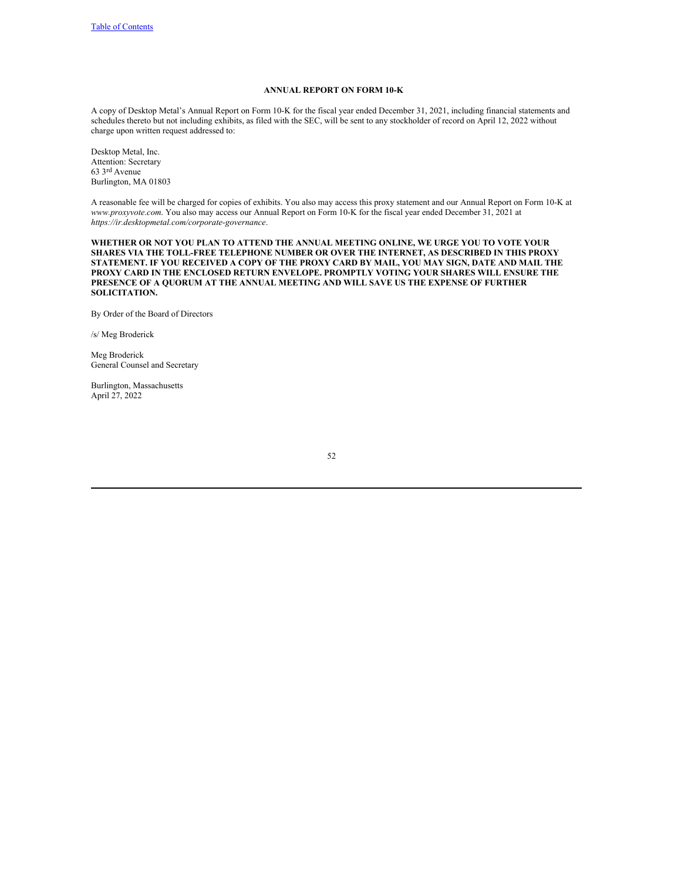## ANNUAL REPORT ON FORM 10-K

A copy of Desktop Metal's Annual Report on Form 10-K for the fiscal year ended December 31, 2021, including financial statements and schedules thereto but not including exhibits, as filed with the SEC, will be sent to any stockholder of record on April 12, 2022 without charge upon written request addressed to:

Desktop Metal, Inc.
Attention: Secretary
63 3rd Avenue
Burlington, MA 01803

A reasonable fee will be charged for copies of exhibits. You also may access this proxy statement and our Annual Report on Form 10-K at *www.proxyvote.com*. You also may access our Annual Report on Form 10-K for the fiscal year ended December 31, 2021 at *https://ir.desktopmetal.com/corporate-governance*.

**WHETHER OR NOT YOU PLAN TO ATTEND THE ANNUAL MEETING ONLINE, WE URGE YOU TO VOTE YOUR SHARES VIA THE TOLL-FREE TELEPHONE NUMBER OR OVER THE INTERNET, AS DESCRIBED IN THIS PROXY STATEMENT. IF YOU RECEIVED A COPY OF THE PROXY CARD BY MAIL, YOU MAY SIGN, DATE AND MAIL THE PROXY CARD IN THE ENCLOSED RETURN ENVELOPE. PROMPTLY VOTING YOUR SHARES WILL ENSURE THE PRESENCE OF A QUORUM AT THE ANNUAL MEETING AND WILL SAVE US THE EXPENSE OF FURTHER SOLICITATION.**

By Order of the Board of Directors

/s/ Meg Broderick

Meg Broderick
General Counsel and Secretary

Burlington, Massachusetts
April 27, 2022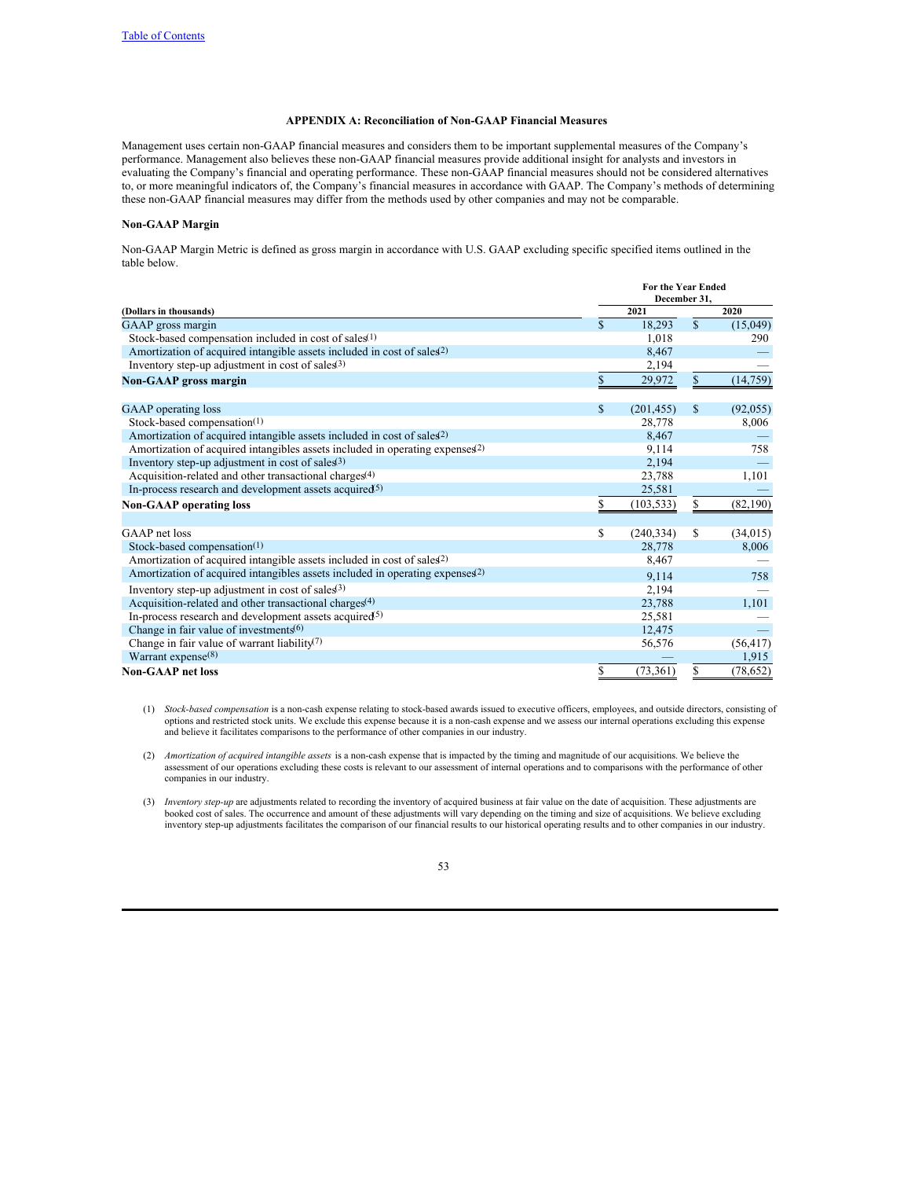### APPENDIX A: Reconciliation of Non-GAAP Financial Measures

Management uses certain non-GAAP financial measures and considers them to be important supplemental measures of the Company's performance. Management also believes these non-GAAP financial measures provide additional insight for analysts and investors in evaluating the Company's financial and operating performance. These non-GAAP financial measures should not be considered alternatives to, or more meaningful indicators of, the Company's financial measures in accordance with GAAP. The Company's methods of determining these non-GAAP financial measures may differ from the methods used by other companies and may not be comparable.

**Non-GAAP Margin**

Non-GAAP Margin Metric is defined as gross margin in accordance with U.S. GAAP excluding specific specified items outlined in the table below.

| (Dollars in thousands) | For the Year Ended December 31, 2021 | 2020 |
|---|---|---|
| GAAP gross margin | $ 18,293 | $ (15,049) |
| Stock-based compensation included in cost of sales[1] | 1,018 | 290 |
| Amortization of acquired intangible assets included in cost of sales[2] | 8,467 | — |
| Inventory step-up adjustment in cost of sales[3] | 2,194 | — |
| **Non-GAAP gross margin** | $ 29,972 | $ (14,759) |
| | | |
| GAAP operating loss | $ (201,455) | $ (92,055) |
| Stock-based compensation[1] | 28,778 | 8,006 |
| Amortization of acquired intangible assets included in cost of sales[2] | 8,467 | — |
| Amortization of acquired intangibles assets included in operating expenses[2] | 9,114 | 758 |
| Inventory step-up adjustment in cost of sales[3] | 2,194 | — |
| Acquisition-related and other transactional charges[4] | 23,788 | 1,101 |
| In-process research and development assets acquired[5] | 25,581 | — |
| **Non-GAAP operating loss** | $ (103,533) | $ (82,190) |
| | | |
| GAAP net loss | $ (240,334) | $ (34,015) |
| Stock-based compensation[1] | 28,778 | 8,006 |
| Amortization of acquired intangible assets included in cost of sales[2] | 8,467 | — |
| Amortization of acquired intangibles assets included in operating expenses[2] | 9,114 | 758 |
| Inventory step-up adjustment in cost of sales[3] | 2,194 | — |
| Acquisition-related and other transactional charges[4] | 23,788 | 1,101 |
| In-process research and development assets acquired[5] | 25,581 | — |
| Change in fair value of investments[6] | 12,475 | — |
| Change in fair value of warrant liability[7] | 56,576 | (56,417) |
| Warrant expense[8] | — | 1,915 |
| **Non-GAAP net loss** | $ (73,361) | $ (78,652) |

(1) *Stock-based compensation* is a non-cash expense relating to stock-based awards issued to executive officers, employees, and outside directors, consisting of options and restricted stock units. We exclude this expense because it is a non-cash expense and we assess our internal operations excluding this expense and believe it facilitates comparisons to the performance of other companies in our industry.

(2) *Amortization of acquired intangible assets* is a non-cash expense that is impacted by the timing and magnitude of our acquisitions. We believe the assessment of our operations excluding these costs is relevant to our assessment of internal operations and to comparisons with the performance of other companies in our industry.

(3) *Inventory step-up* are adjustments related to recording the inventory of acquired business at fair value on the date of acquisition. These adjustments are booked cost of sales. The occurrence and amount of these adjustments will vary depending on the timing and size of acquisitions. We believe excluding inventory step-up adjustments facilitates the comparison of our financial results to our historical operating results and to other companies in our industry.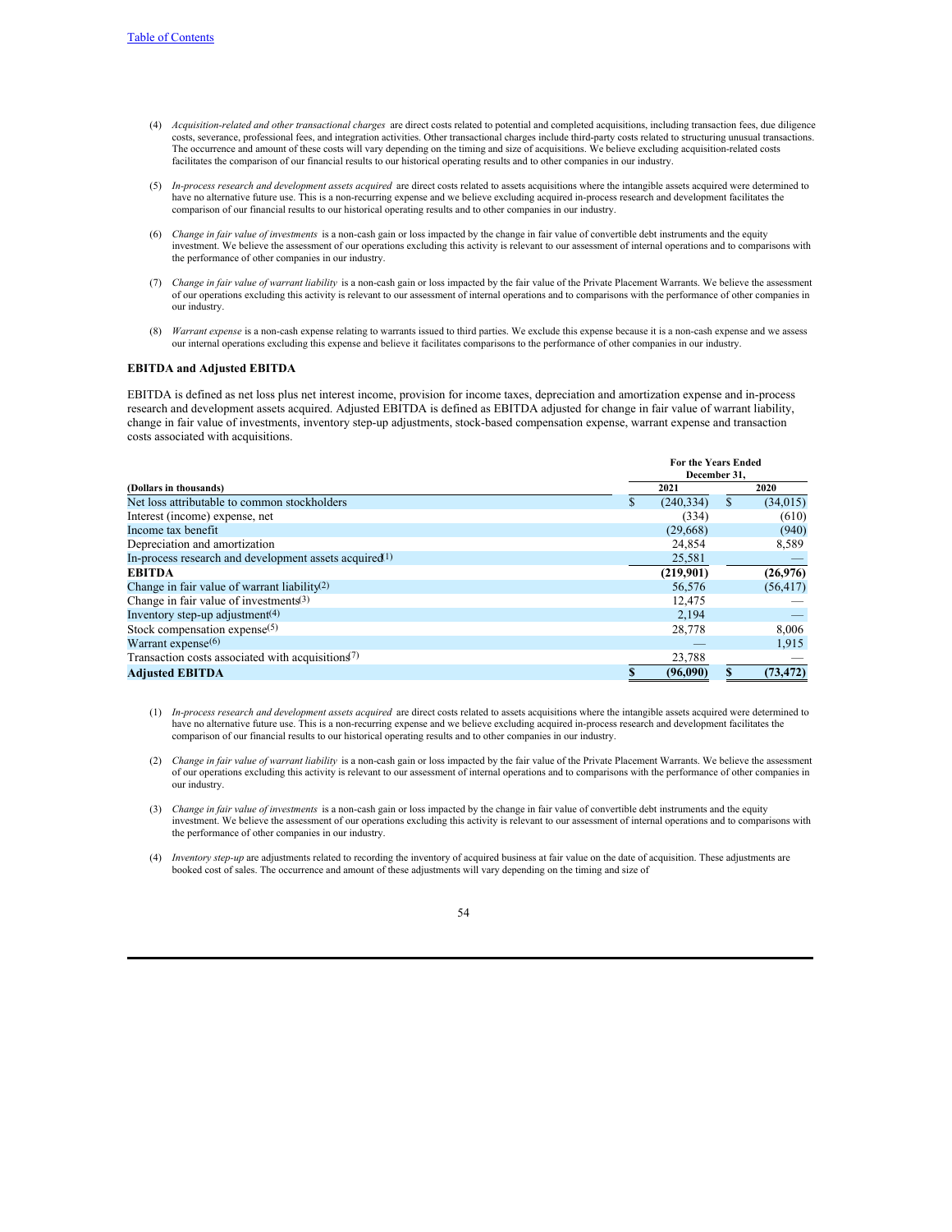(4) *Acquisition-related and other transactional charges* are direct costs related to potential and completed acquisitions, including transaction fees, due diligence costs, severance, professional fees, and integration activities. Other transactional charges include third-party costs related to structuring unusual transactions. The occurrence and amount of these costs will vary depending on the timing and size of acquisitions. We believe excluding acquisition-related costs facilitates the comparison of our financial results to our historical operating results and to other companies in our industry.

(5) *In-process research and development assets acquired* are direct costs related to assets acquisitions where the intangible assets acquired were determined to have no alternative future use. This is a non-recurring expense and we believe excluding acquired in-process research and development facilitates the comparison of our financial results to our historical operating results and to other companies in our industry.

(6) *Change in fair value of investments* is a non-cash gain or loss impacted by the change in fair value of convertible debt instruments and the equity investment. We believe the assessment of our operations excluding this activity is relevant to our assessment of internal operations and to comparisons with the performance of other companies in our industry.

(7) *Change in fair value of warrant liability* is a non-cash gain or loss impacted by the fair value of the Private Placement Warrants. We believe the assessment of our operations excluding this activity is relevant to our assessment of internal operations and to comparisons with the performance of other companies in our industry.

(8) *Warrant expense* is a non-cash expense relating to warrants issued to third parties. We exclude this expense because it is a non-cash expense and we assess our internal operations excluding this expense and believe it facilitates comparisons to the performance of other companies in our industry.

**EBITDA and Adjusted EBITDA**

EBITDA is defined as net loss plus net interest income, provision for income taxes, depreciation and amortization expense and in-process research and development assets acquired. Adjusted EBITDA is defined as EBITDA adjusted for change in fair value of warrant liability, change in fair value of investments, inventory step-up adjustments, stock-based compensation expense, warrant expense and transaction costs associated with acquisitions.

| | For the Years Ended December 31, | |
|---|---|---|
| **(Dollars in thousands)** | **2021** | **2020** |
| Net loss attributable to common stockholders | $ (240,334) | $ (34,015) |
| Interest (income) expense, net | (334) | (610) |
| Income tax benefit | (29,668) | (940) |
| Depreciation and amortization | 24,854 | 8,589 |
| In-process research and development assets acquired[1] | 25,581 | — |
| **EBITDA** | **(219,901)** | **(26,976)** |
| Change in fair value of warrant liability[2] | 56,576 | (56,417) |
| Change in fair value of investments[3] | 12,475 | — |
| Inventory step-up adjustment[4] | 2,194 | — |
| Stock compensation expense[5] | 28,778 | 8,006 |
| Warrant expense[6] | — | 1,915 |
| Transaction costs associated with acquisitions[7] | 23,788 | — |
| **Adjusted EBITDA** | **$ (96,090)** | **$ (73,472)** |

(1) *In-process research and development assets acquired* are direct costs related to assets acquisitions where the intangible assets acquired were determined to have no alternative future use. This is a non-recurring expense and we believe excluding acquired in-process research and development facilitates the comparison of our financial results to our historical operating results and to other companies in our industry.

(2) *Change in fair value of warrant liability* is a non-cash gain or loss impacted by the fair value of the Private Placement Warrants. We believe the assessment of our operations excluding this activity is relevant to our assessment of internal operations and to comparisons with the performance of other companies in our industry.

(3) *Change in fair value of investments* is a non-cash gain or loss impacted by the change in fair value of convertible debt instruments and the equity investment. We believe the assessment of our operations excluding this activity is relevant to our assessment of internal operations and to comparisons with the performance of other companies in our industry.

(4) *Inventory step-up* are adjustments related to recording the inventory of acquired business at fair value on the date of acquisition. These adjustments are booked cost of sales. The occurrence and amount of these adjustments will vary depending on the timing and size of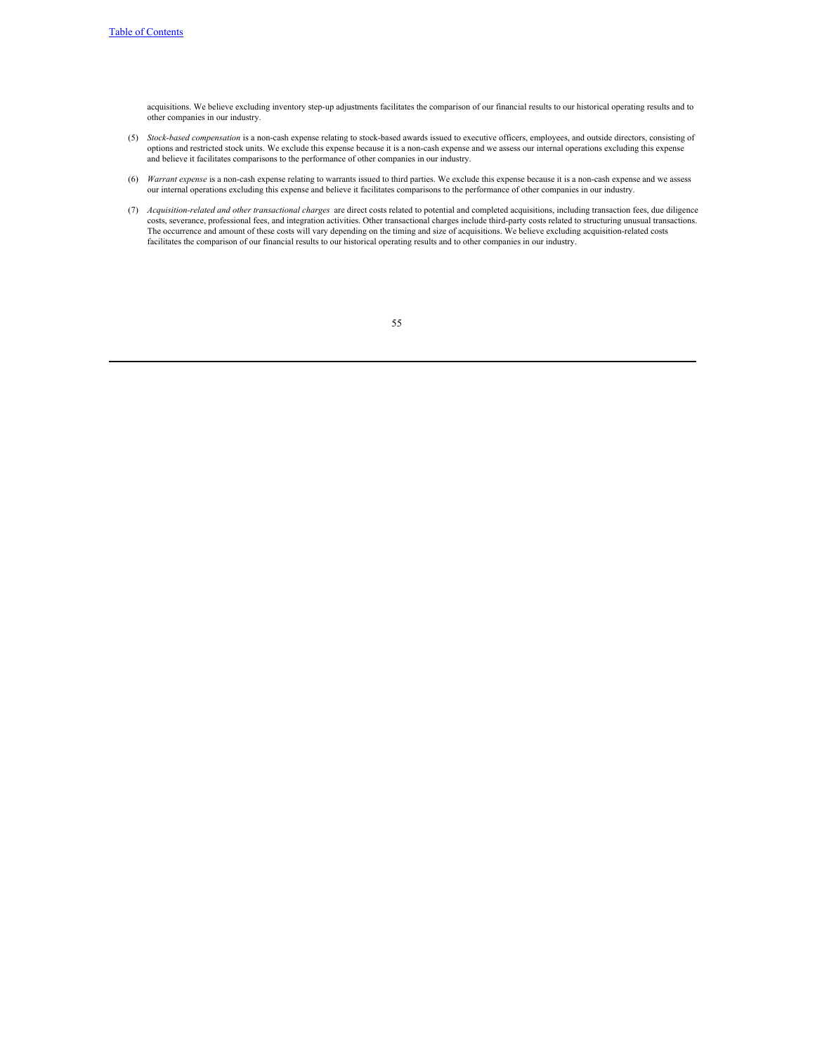acquisitions. We believe excluding inventory step-up adjustments facilitates the comparison of our financial results to our historical operating results and to other companies in our industry.

(5) *Stock-based compensation* is a non-cash expense relating to stock-based awards issued to executive officers, employees, and outside directors, consisting of options and restricted stock units. We exclude this expense because it is a non-cash expense and we assess our internal operations excluding this expense and believe it facilitates comparisons to the performance of other companies in our industry.

(6) *Warrant expense* is a non-cash expense relating to warrants issued to third parties. We exclude this expense because it is a non-cash expense and we assess our internal operations excluding this expense and believe it facilitates comparisons to the performance of other companies in our industry.

(7) *Acquisition-related and other transactional charges* are direct costs related to potential and completed acquisitions, including transaction fees, due diligence costs, severance, professional fees, and integration activities. Other transactional charges include third-party costs related to structuring unusual transactions. The occurrence and amount of these costs will vary depending on the timing and size of acquisitions. We believe excluding acquisition-related costs facilitates the comparison of our financial results to our historical operating results and to other companies in our industry.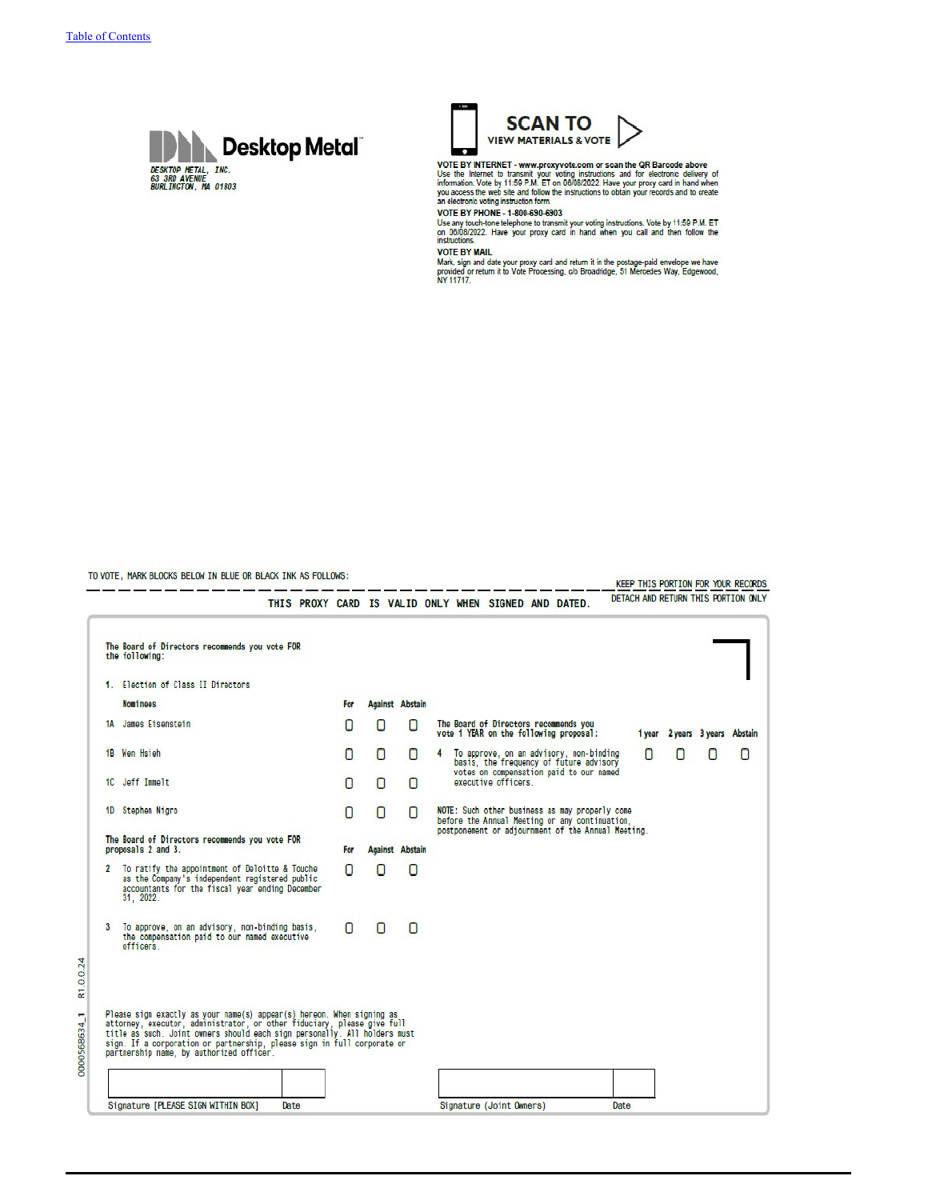Table of Contents

**Desktop Metal**

DESKTOP METAL, INC.
63 3RD AVENUE
BURLINGTON, MA 01803

**SCAN TO VIEW MATERIALS & VOTE**

**VOTE BY INTERNET - www.proxyvote.com or scan the QR Barcode above**
Use the Internet to transmit your voting instructions and for electronic delivery of information. Vote by 11:59 P.M. ET on 06/08/2022. Have your proxy card in hand when you access the web site and follow the instructions to obtain your records and to create an electronic voting instruction form.

**VOTE BY PHONE - 1-800-690-6903**
Use any touch-tone telephone to transmit your voting instructions. Vote by 11:59 P.M. ET on 06/08/2022. Have your proxy card in hand when you call and then follow the instructions.

**VOTE BY MAIL**
Mark, sign and date your proxy card and return it in the postage-paid envelope we have provided or return it to Vote Processing, c/o Broadridge, 51 Mercedes Way, Edgewood, NY 11717.

TO VOTE, MARK BLOCKS BELOW IN BLUE OR BLACK INK AS FOLLOWS:

KEEP THIS PORTION FOR YOUR RECORDS

DETACH AND RETURN THIS PORTION ONLY

**THIS PROXY CARD IS VALID ONLY WHEN SIGNED AND DATED.**

The Board of Directors recommends you vote FOR the following:

1. Election of Class II Directors

| Nominees | For | Against | Abstain |
|---|---|---|---|
| 1A James Eisenstein | ☐ | ☐ | ☐ |
| 1B Wen Hsieh | ☐ | ☐ | ☐ |
| 1C Jeff Immelt | ☐ | ☐ | ☐ |
| 1D Stephen Nigro | ☐ | ☐ | ☐ |

The Board of Directors recommends you vote FOR proposals 2 and 3.

| | For | Against | Abstain |
|---|---|---|---|
| 2 To ratify the appointment of Deloitte & Touche as the Company's independent registered public accountants for the fiscal year ending December 31, 2022. | ☐ | ☐ | ☐ |
| 3 To approve, on an advisory, non-binding basis, the compensation paid to our named executive officers. | ☐ | ☐ | ☐ |

The Board of Directors recommends you vote 1 YEAR on the following proposal:

| | 1 year | 2 years | 3 years | Abstain |
|---|---|---|---|---|
| 4 To approve, on an advisory, non-binding basis, the frequency of future advisory votes on compensation paid to our named executive officers. | ☐ | ☐ | ☐ | ☐ |

NOTE: Such other business as may properly come before the Annual Meeting or any continuation, postponement or adjournment of the Annual Meeting.

Please sign exactly as your name(s) appear(s) hereon. When signing as attorney, executor, administrator, or other fiduciary, please give full title as such. Joint owners should each sign personally. All holders must sign. If a corporation or partnership, please sign in full corporate or partnership name, by authorized officer.

| Signature [PLEASE SIGN WITHIN BOX] | Date | Signature (Joint Owners) | Date |
|---|---|---|---|
| | | | |

0000568634_1 R1.0.0.24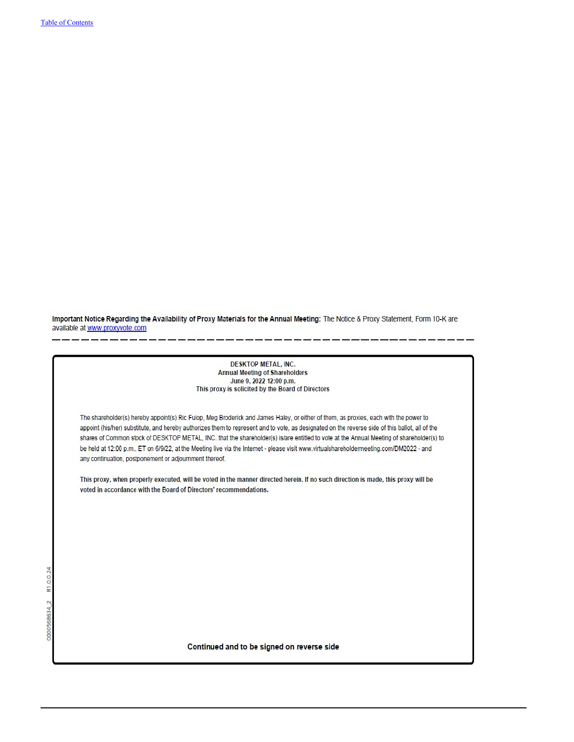**Important Notice Regarding the Availability of Proxy Materials for the Annual Meeting:** The Notice & Proxy Statement, Form 10-K are available at www.proxyvote.com

---

**DESKTOP METAL, INC.**
**Annual Meeting of Shareholders**
**June 9, 2022 12:00 p.m.**
**This proxy is solicited by the Board of Directors**

The shareholder(s) hereby appoint(s) Ric Fulop, Meg Broderick and James Haley, or either of them, as proxies, each with the power to appoint (his/her) substitute, and hereby authorizes them to represent and to vote, as designated on the reverse side of this ballot, all of the shares of Common stock of DESKTOP METAL, INC. that the shareholder(s) is/are entitled to vote at the Annual Meeting of shareholder(s) to be held at 12:00 p.m., ET on 6/9/22, at the Meeting live via the Internet - please visit www.virtualshareholdermeeting.com/DM2022 - and any continuation, postponement or adjournment thereof.

**This proxy, when properly executed, will be voted in the manner directed herein. If no such direction is made, this proxy will be voted in accordance with the Board of Directors' recommendations.**

**Continued and to be signed on reverse side**

0000568634_2 R1.0.0.24